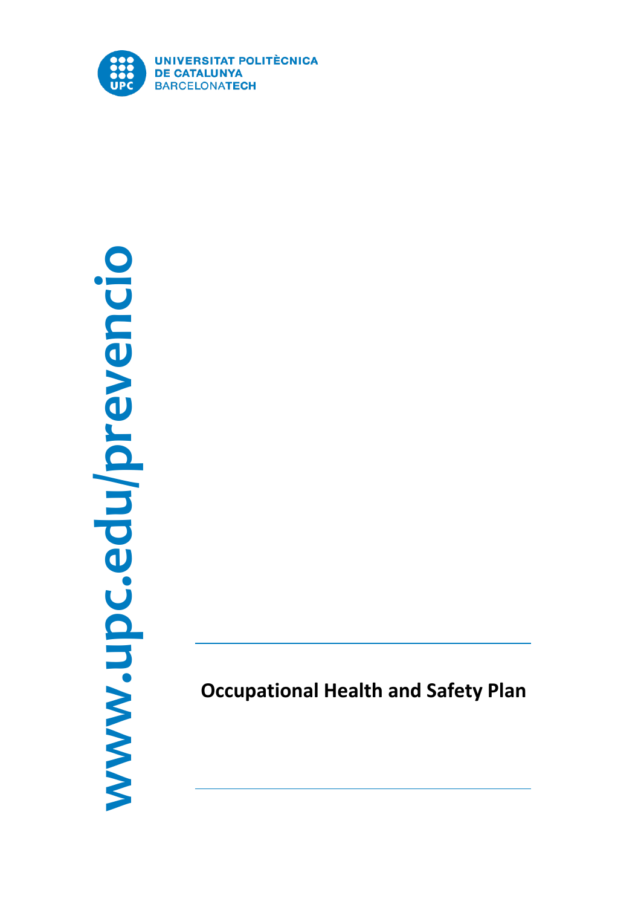UNIVERSITAT POLITÈCNICA
DE CATALUNYA
BARCELONATECH

www.upc.edu/prevencio

# Occupational Health and Safety Plan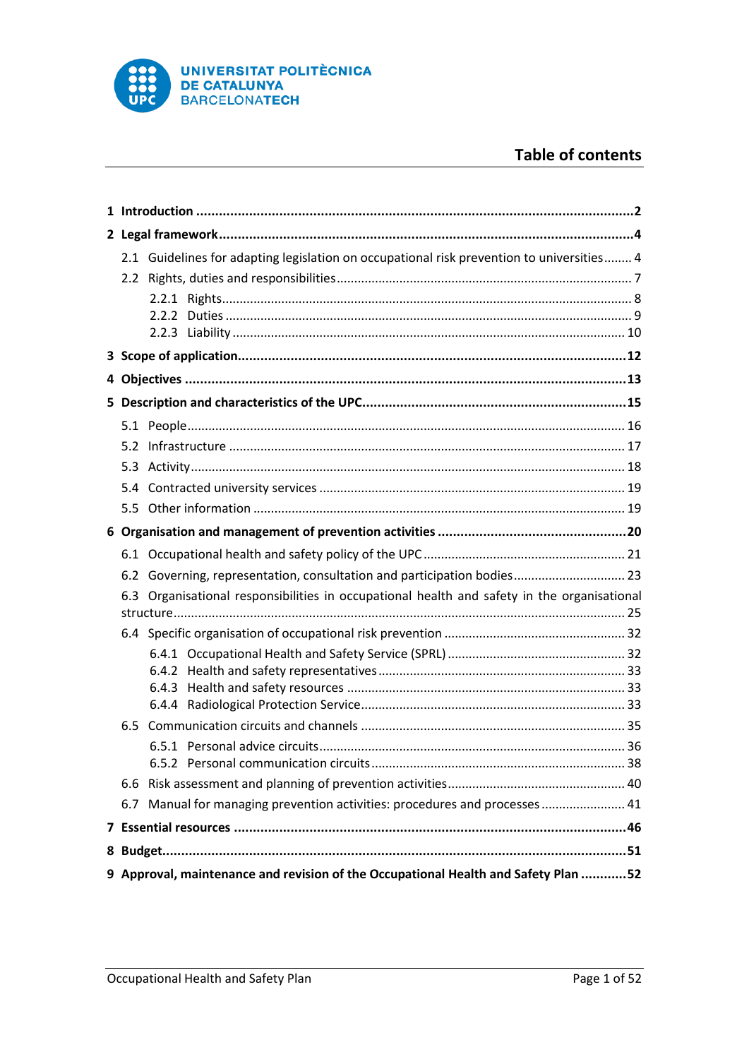UNIVERSITAT POLITÈCNICA DE CATALUNYA
BARCELONATECH

# Table of contents

**1 Introduction** ..... **2**

**2 Legal framework** ..... **4**

- 2.1 Guidelines for adapting legislation on occupational risk prevention to universities ..... 4
- 2.2 Rights, duties and responsibilities ..... 7
  - 2.2.1 Rights ..... 8
  - 2.2.2 Duties ..... 9
  - 2.2.3 Liability ..... 10

**3 Scope of application** ..... **12**

**4 Objectives** ..... **13**

**5 Description and characteristics of the UPC** ..... **15**

- 5.1 People ..... 16
- 5.2 Infrastructure ..... 17
- 5.3 Activity ..... 18
- 5.4 Contracted university services ..... 19
- 5.5 Other information ..... 19

**6 Organisation and management of prevention activities** ..... **20**

- 6.1 Occupational health and safety policy of the UPC ..... 21
- 6.2 Governing, representation, consultation and participation bodies ..... 23
- 6.3 Organisational responsibilities in occupational health and safety in the organisational structure ..... 25
- 6.4 Specific organisation of occupational risk prevention ..... 32
  - 6.4.1 Occupational Health and Safety Service (SPRL) ..... 32
  - 6.4.2 Health and safety representatives ..... 33
  - 6.4.3 Health and safety resources ..... 33
  - 6.4.4 Radiological Protection Service ..... 33
- 6.5 Communication circuits and channels ..... 35
  - 6.5.1 Personal advice circuits ..... 36
  - 6.5.2 Personal communication circuits ..... 38
- 6.6 Risk assessment and planning of prevention activities ..... 40
- 6.7 Manual for managing prevention activities: procedures and processes ..... 41

**7 Essential resources** ..... **46**

**8 Budget** ..... **51**

**9 Approval, maintenance and revision of the Occupational Health and Safety Plan** ..... **52**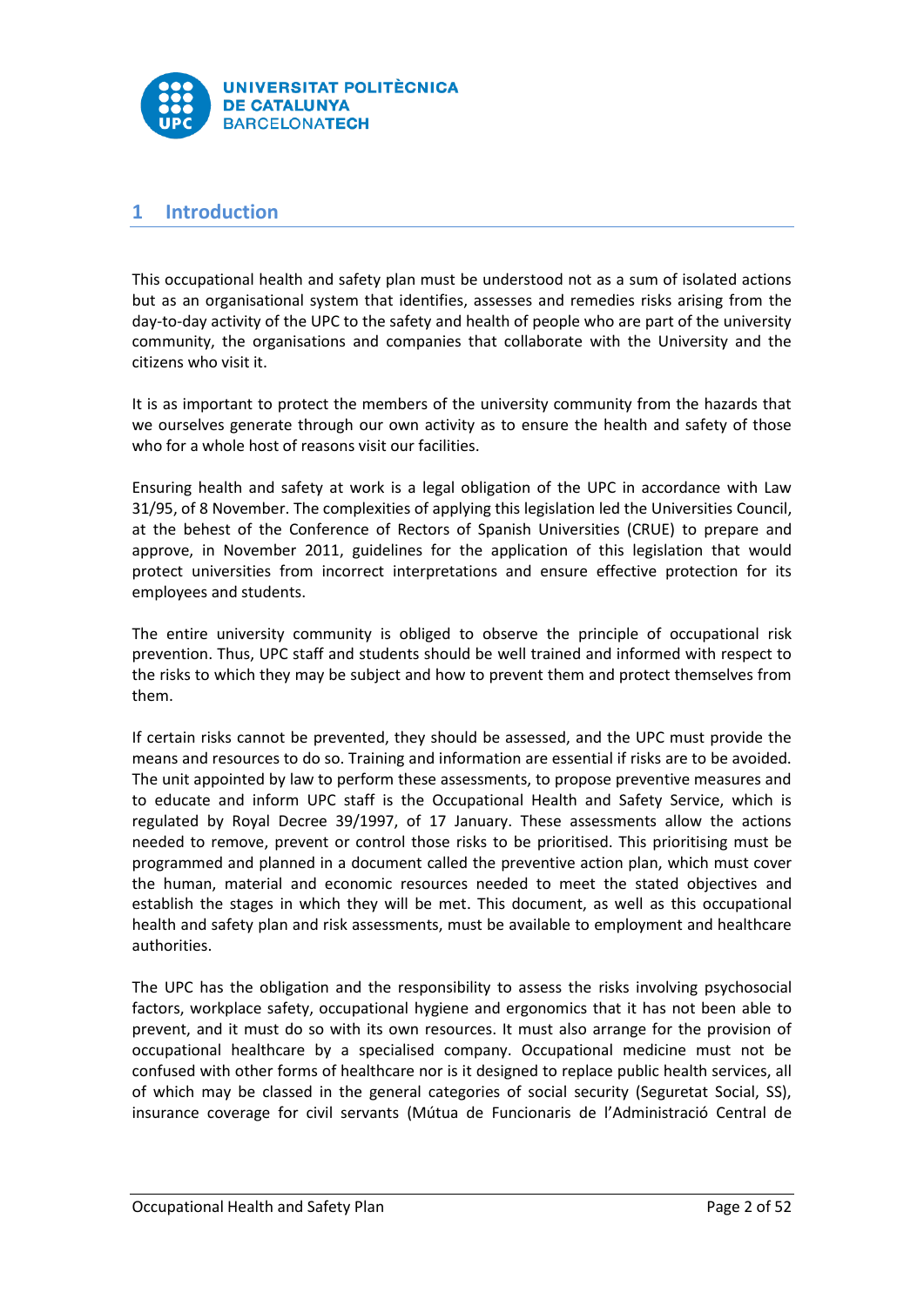# 1 Introduction

This occupational health and safety plan must be understood not as a sum of isolated actions but as an organisational system that identifies, assesses and remedies risks arising from the day-to-day activity of the UPC to the safety and health of people who are part of the university community, the organisations and companies that collaborate with the University and the citizens who visit it.

It is as important to protect the members of the university community from the hazards that we ourselves generate through our own activity as to ensure the health and safety of those who for a whole host of reasons visit our facilities.

Ensuring health and safety at work is a legal obligation of the UPC in accordance with Law 31/95, of 8 November. The complexities of applying this legislation led the Universities Council, at the behest of the Conference of Rectors of Spanish Universities (CRUE) to prepare and approve, in November 2011, guidelines for the application of this legislation that would protect universities from incorrect interpretations and ensure effective protection for its employees and students.

The entire university community is obliged to observe the principle of occupational risk prevention. Thus, UPC staff and students should be well trained and informed with respect to the risks to which they may be subject and how to prevent them and protect themselves from them.

If certain risks cannot be prevented, they should be assessed, and the UPC must provide the means and resources to do so. Training and information are essential if risks are to be avoided. The unit appointed by law to perform these assessments, to propose preventive measures and to educate and inform UPC staff is the Occupational Health and Safety Service, which is regulated by Royal Decree 39/1997, of 17 January. These assessments allow the actions needed to remove, prevent or control those risks to be prioritised. This prioritising must be programmed and planned in a document called the preventive action plan, which must cover the human, material and economic resources needed to meet the stated objectives and establish the stages in which they will be met. This document, as well as this occupational health and safety plan and risk assessments, must be available to employment and healthcare authorities.

The UPC has the obligation and the responsibility to assess the risks involving psychosocial factors, workplace safety, occupational hygiene and ergonomics that it has not been able to prevent, and it must do so with its own resources. It must also arrange for the provision of occupational healthcare by a specialised company. Occupational medicine must not be confused with other forms of healthcare nor is it designed to replace public health services, all of which may be classed in the general categories of social security (Seguretat Social, SS), insurance coverage for civil servants (Mútua de Funcionaris de l'Administració Central de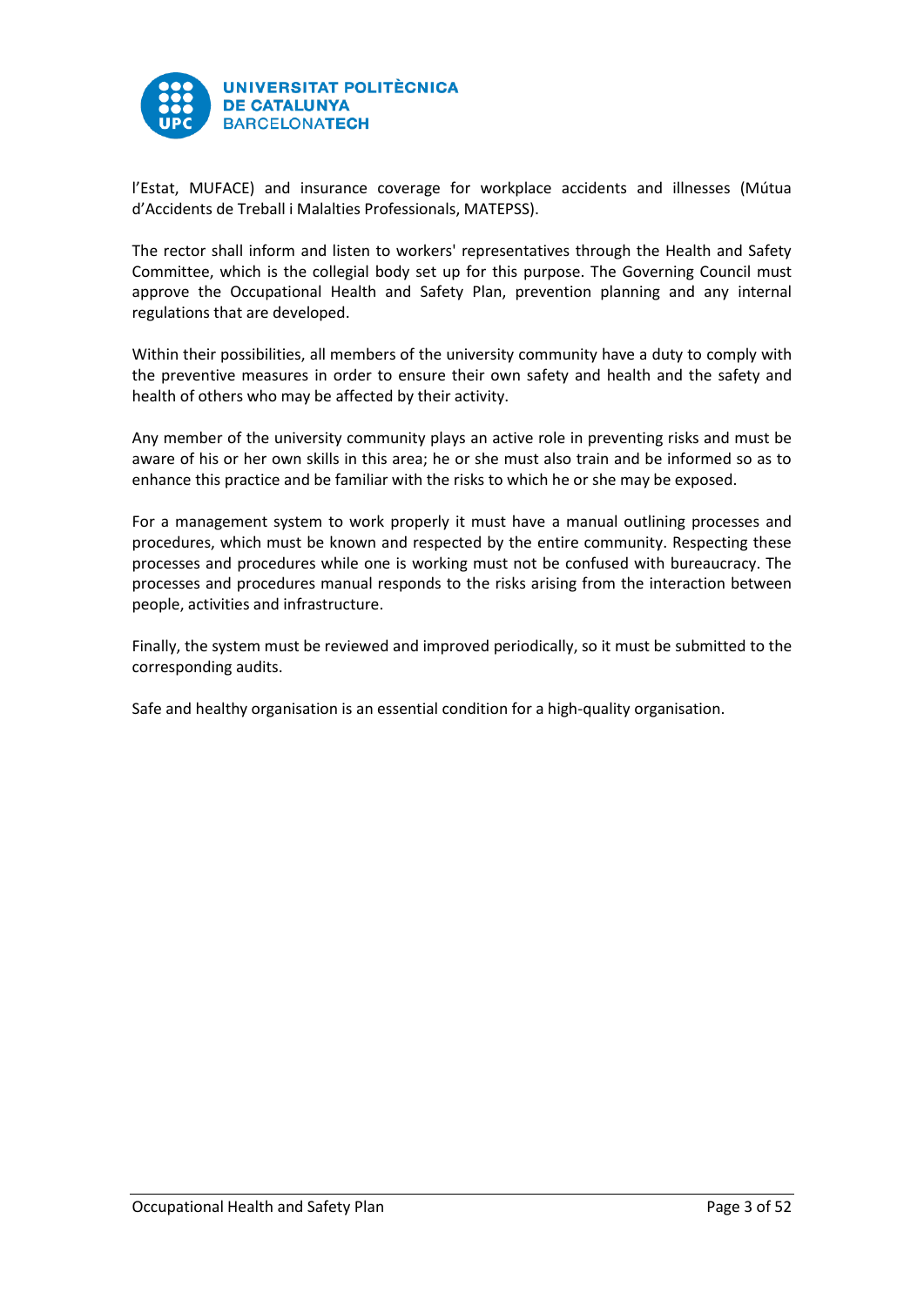l'Estat, MUFACE) and insurance coverage for workplace accidents and illnesses (Mútua d'Accidents de Treball i Malalties Professionals, MATEPSS).

The rector shall inform and listen to workers' representatives through the Health and Safety Committee, which is the collegial body set up for this purpose. The Governing Council must approve the Occupational Health and Safety Plan, prevention planning and any internal regulations that are developed.

Within their possibilities, all members of the university community have a duty to comply with the preventive measures in order to ensure their own safety and health and the safety and health of others who may be affected by their activity.

Any member of the university community plays an active role in preventing risks and must be aware of his or her own skills in this area; he or she must also train and be informed so as to enhance this practice and be familiar with the risks to which he or she may be exposed.

For a management system to work properly it must have a manual outlining processes and procedures, which must be known and respected by the entire community. Respecting these processes and procedures while one is working must not be confused with bureaucracy. The processes and procedures manual responds to the risks arising from the interaction between people, activities and infrastructure.

Finally, the system must be reviewed and improved periodically, so it must be submitted to the corresponding audits.

Safe and healthy organisation is an essential condition for a high-quality organisation.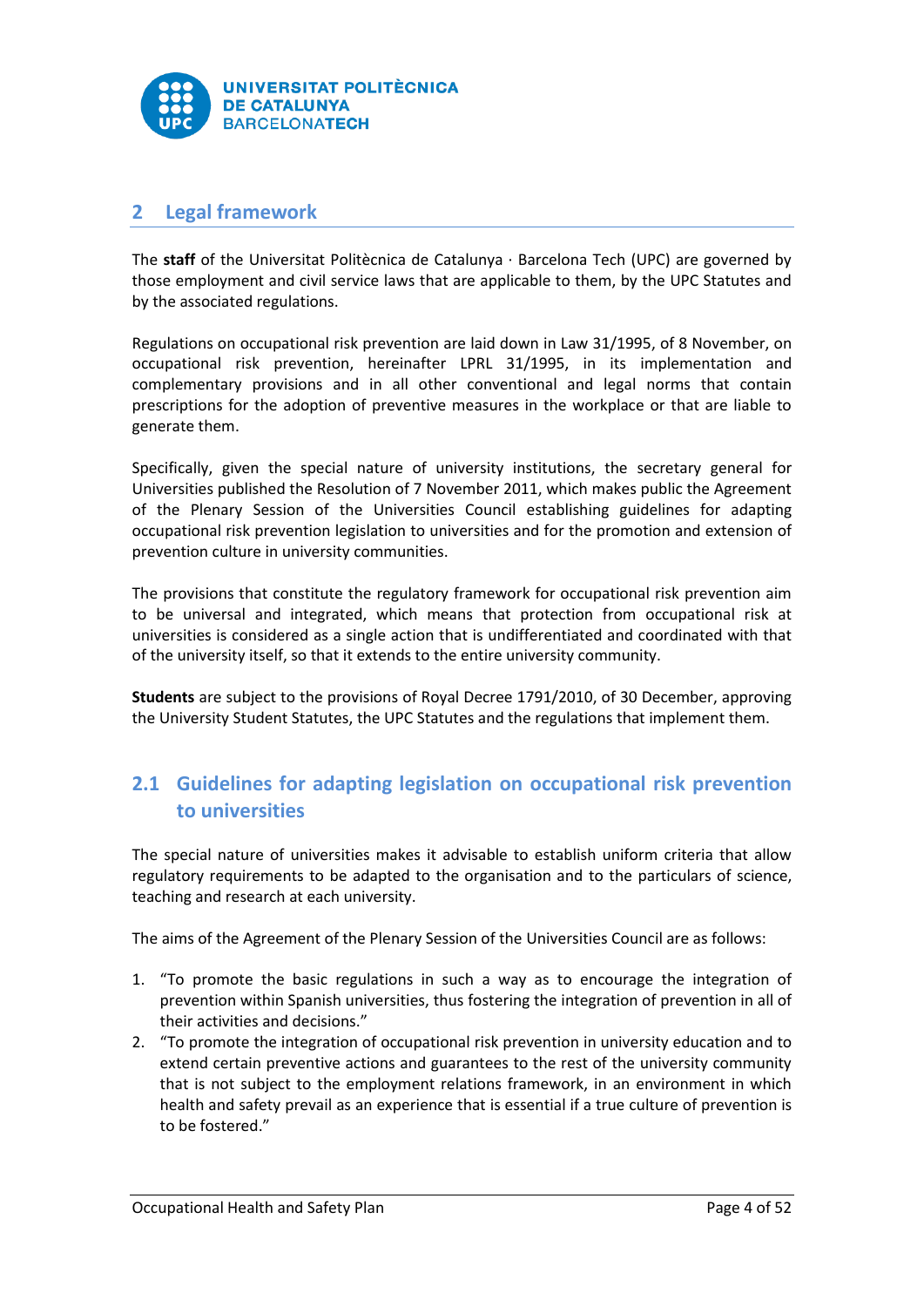## 2 Legal framework

The **staff** of the Universitat Politècnica de Catalunya · Barcelona Tech (UPC) are governed by those employment and civil service laws that are applicable to them, by the UPC Statutes and by the associated regulations.

Regulations on occupational risk prevention are laid down in Law 31/1995, of 8 November, on occupational risk prevention, hereinafter LPRL 31/1995, in its implementation and complementary provisions and in all other conventional and legal norms that contain prescriptions for the adoption of preventive measures in the workplace or that are liable to generate them.

Specifically, given the special nature of university institutions, the secretary general for Universities published the Resolution of 7 November 2011, which makes public the Agreement of the Plenary Session of the Universities Council establishing guidelines for adapting occupational risk prevention legislation to universities and for the promotion and extension of prevention culture in university communities.

The provisions that constitute the regulatory framework for occupational risk prevention aim to be universal and integrated, which means that protection from occupational risk at universities is considered as a single action that is undifferentiated and coordinated with that of the university itself, so that it extends to the entire university community.

**Students** are subject to the provisions of Royal Decree 1791/2010, of 30 December, approving the University Student Statutes, the UPC Statutes and the regulations that implement them.

### 2.1 Guidelines for adapting legislation on occupational risk prevention to universities

The special nature of universities makes it advisable to establish uniform criteria that allow regulatory requirements to be adapted to the organisation and to the particulars of science, teaching and research at each university.

The aims of the Agreement of the Plenary Session of the Universities Council are as follows:

1. "To promote the basic regulations in such a way as to encourage the integration of prevention within Spanish universities, thus fostering the integration of prevention in all of their activities and decisions."
2. "To promote the integration of occupational risk prevention in university education and to extend certain preventive actions and guarantees to the rest of the university community that is not subject to the employment relations framework, in an environment in which health and safety prevail as an experience that is essential if a true culture of prevention is to be fostered."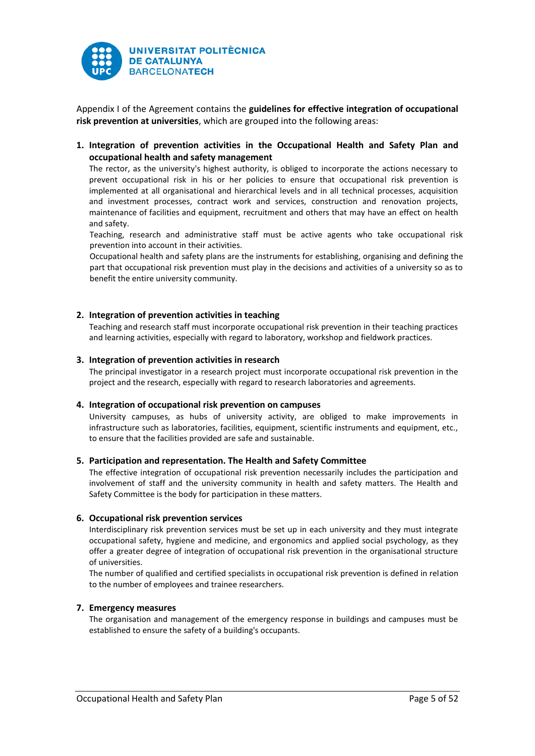Appendix I of the Agreement contains the **guidelines for effective integration of occupational risk prevention at universities**, which are grouped into the following areas:

1. **Integration of prevention activities in the Occupational Health and Safety Plan and occupational health and safety management**

   The rector, as the university's highest authority, is obliged to incorporate the actions necessary to prevent occupational risk in his or her policies to ensure that occupational risk prevention is implemented at all organisational and hierarchical levels and in all technical processes, acquisition and investment processes, contract work and services, construction and renovation projects, maintenance of facilities and equipment, recruitment and others that may have an effect on health and safety.

   Teaching, research and administrative staff must be active agents who take occupational risk prevention into account in their activities.

   Occupational health and safety plans are the instruments for establishing, organising and defining the part that occupational risk prevention must play in the decisions and activities of a university so as to benefit the entire university community.

2. **Integration of prevention activities in teaching**

   Teaching and research staff must incorporate occupational risk prevention in their teaching practices and learning activities, especially with regard to laboratory, workshop and fieldwork practices.

3. **Integration of prevention activities in research**

   The principal investigator in a research project must incorporate occupational risk prevention in the project and the research, especially with regard to research laboratories and agreements.

4. **Integration of occupational risk prevention on campuses**

   University campuses, as hubs of university activity, are obliged to make improvements in infrastructure such as laboratories, facilities, equipment, scientific instruments and equipment, etc., to ensure that the facilities provided are safe and sustainable.

5. **Participation and representation. The Health and Safety Committee**

   The effective integration of occupational risk prevention necessarily includes the participation and involvement of staff and the university community in health and safety matters. The Health and Safety Committee is the body for participation in these matters.

6. **Occupational risk prevention services**

   Interdisciplinary risk prevention services must be set up in each university and they must integrate occupational safety, hygiene and medicine, and ergonomics and applied social psychology, as they offer a greater degree of integration of occupational risk prevention in the organisational structure of universities.

   The number of qualified and certified specialists in occupational risk prevention is defined in relation to the number of employees and trainee researchers.

7. **Emergency measures**

   The organisation and management of the emergency response in buildings and campuses must be established to ensure the safety of a building's occupants.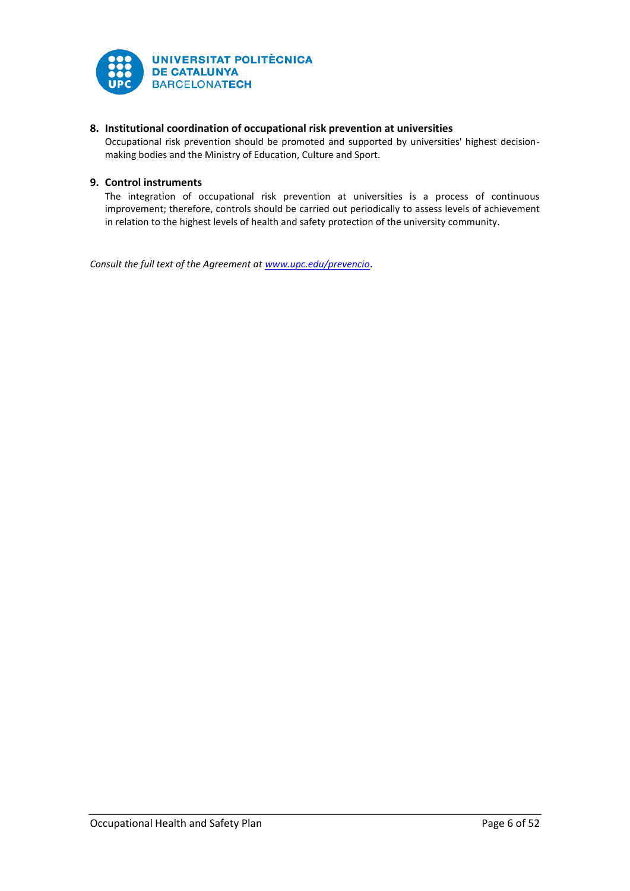8. **Institutional coordination of occupational risk prevention at universities**
   Occupational risk prevention should be promoted and supported by universities' highest decision-making bodies and the Ministry of Education, Culture and Sport.

9. **Control instruments**
   The integration of occupational risk prevention at universities is a process of continuous improvement; therefore, controls should be carried out periodically to assess levels of achievement in relation to the highest levels of health and safety protection of the university community.

*Consult the full text of the Agreement at [www.upc.edu/prevencio](www.upc.edu/prevencio).*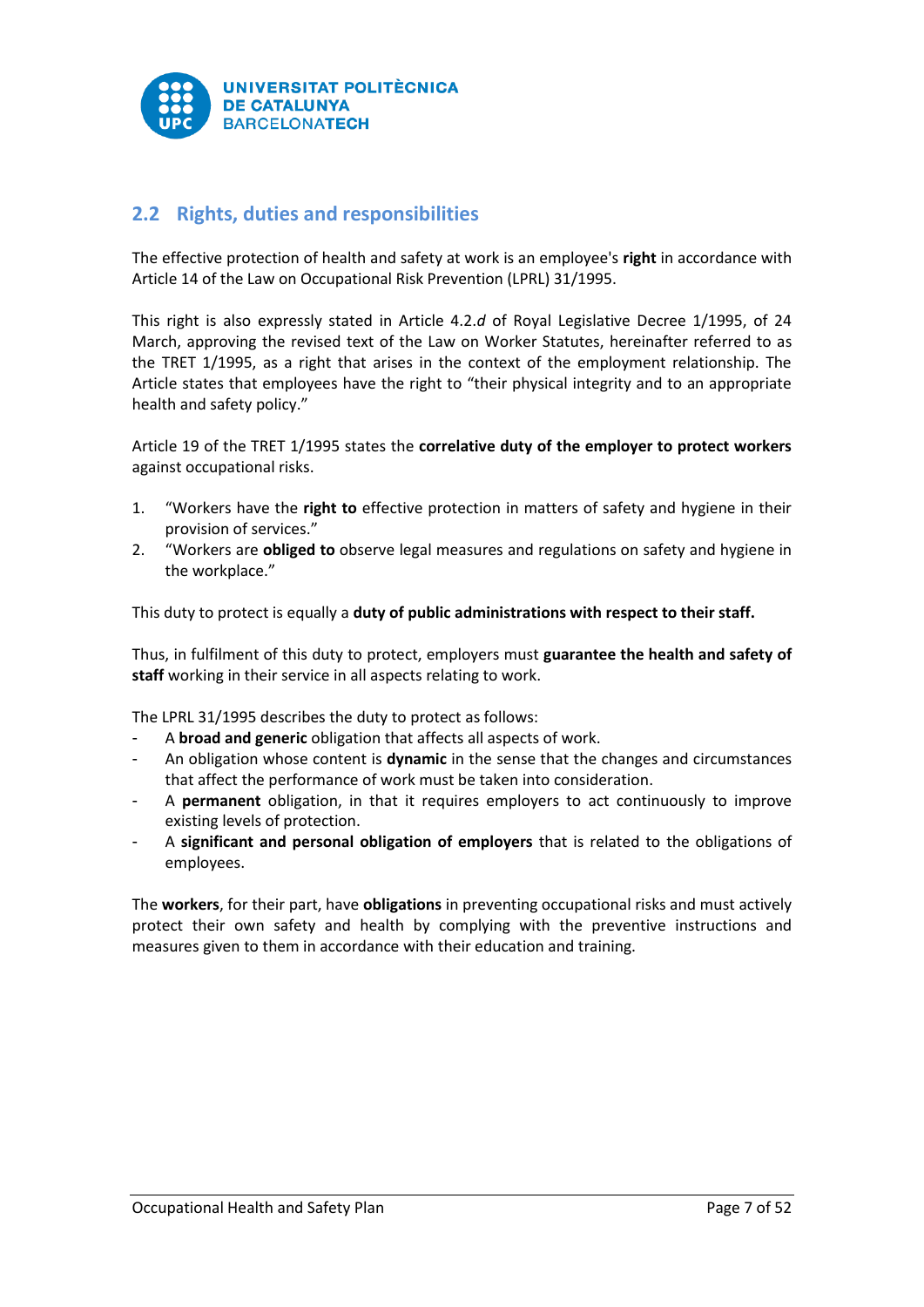## 2.2 Rights, duties and responsibilities

The effective protection of health and safety at work is an employee's **right** in accordance with Article 14 of the Law on Occupational Risk Prevention (LPRL) 31/1995.

This right is also expressly stated in Article 4.2.*d* of Royal Legislative Decree 1/1995, of 24 March, approving the revised text of the Law on Worker Statutes, hereinafter referred to as the TRET 1/1995, as a right that arises in the context of the employment relationship. The Article states that employees have the right to "their physical integrity and to an appropriate health and safety policy."

Article 19 of the TRET 1/1995 states the **correlative duty of the employer to protect workers** against occupational risks.

1. "Workers have the **right to** effective protection in matters of safety and hygiene in their provision of services."
2. "Workers are **obliged to** observe legal measures and regulations on safety and hygiene in the workplace."

This duty to protect is equally a **duty of public administrations with respect to their staff.**

Thus, in fulfilment of this duty to protect, employers must **guarantee the health and safety of staff** working in their service in all aspects relating to work.

The LPRL 31/1995 describes the duty to protect as follows:

- A **broad and generic** obligation that affects all aspects of work.
- An obligation whose content is **dynamic** in the sense that the changes and circumstances that affect the performance of work must be taken into consideration.
- A **permanent** obligation, in that it requires employers to act continuously to improve existing levels of protection.
- A **significant and personal obligation of employers** that is related to the obligations of employees.

The **workers**, for their part, have **obligations** in preventing occupational risks and must actively protect their own safety and health by complying with the preventive instructions and measures given to them in accordance with their education and training.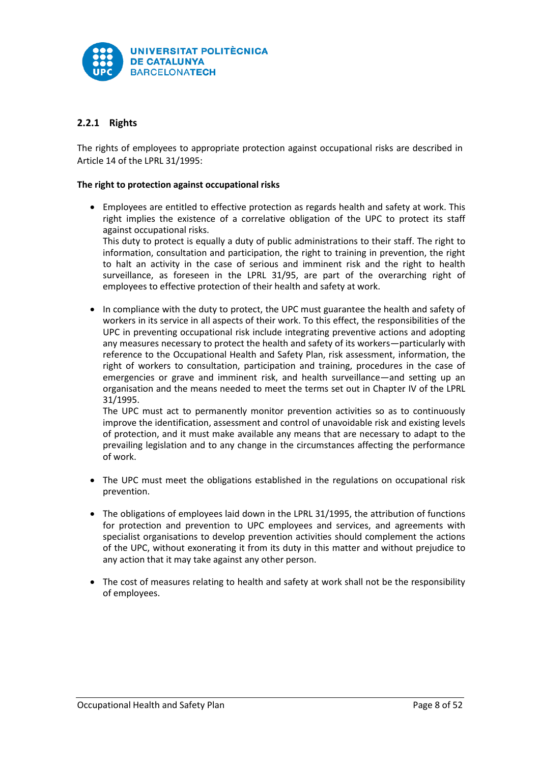### 2.2.1 Rights

The rights of employees to appropriate protection against occupational risks are described in Article 14 of the LPRL 31/1995:

**The right to protection against occupational risks**

- Employees are entitled to effective protection as regards health and safety at work. This right implies the existence of a correlative obligation of the UPC to protect its staff against occupational risks.
  This duty to protect is equally a duty of public administrations to their staff. The right to information, consultation and participation, the right to training in prevention, the right to halt an activity in the case of serious and imminent risk and the right to health surveillance, as foreseen in the LPRL 31/95, are part of the overarching right of employees to effective protection of their health and safety at work.

- In compliance with the duty to protect, the UPC must guarantee the health and safety of workers in its service in all aspects of their work. To this effect, the responsibilities of the UPC in preventing occupational risk include integrating preventive actions and adopting any measures necessary to protect the health and safety of its workers—particularly with reference to the Occupational Health and Safety Plan, risk assessment, information, the right of workers to consultation, participation and training, procedures in the case of emergencies or grave and imminent risk, and health surveillance—and setting up an organisation and the means needed to meet the terms set out in Chapter IV of the LPRL 31/1995.
  The UPC must act to permanently monitor prevention activities so as to continuously improve the identification, assessment and control of unavoidable risk and existing levels of protection, and it must make available any means that are necessary to adapt to the prevailing legislation and to any change in the circumstances affecting the performance of work.

- The UPC must meet the obligations established in the regulations on occupational risk prevention.

- The obligations of employees laid down in the LPRL 31/1995, the attribution of functions for protection and prevention to UPC employees and services, and agreements with specialist organisations to develop prevention activities should complement the actions of the UPC, without exonerating it from its duty in this matter and without prejudice to any action that it may take against any other person.

- The cost of measures relating to health and safety at work shall not be the responsibility of employees.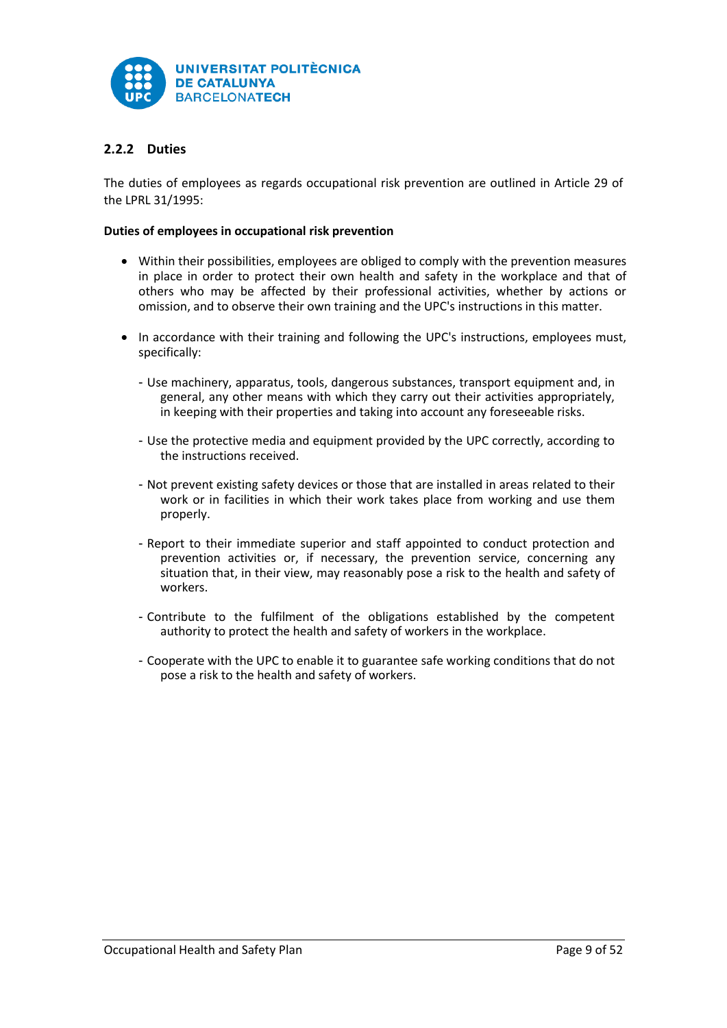### 2.2.2 Duties

The duties of employees as regards occupational risk prevention are outlined in Article 29 of the LPRL 31/1995:

**Duties of employees in occupational risk prevention**

- Within their possibilities, employees are obliged to comply with the prevention measures in place in order to protect their own health and safety in the workplace and that of others who may be affected by their professional activities, whether by actions or omission, and to observe their own training and the UPC's instructions in this matter.

- In accordance with their training and following the UPC's instructions, employees must, specifically:

  - Use machinery, apparatus, tools, dangerous substances, transport equipment and, in general, any other means with which they carry out their activities appropriately, in keeping with their properties and taking into account any foreseeable risks.

  - Use the protective media and equipment provided by the UPC correctly, according to the instructions received.

  - Not prevent existing safety devices or those that are installed in areas related to their work or in facilities in which their work takes place from working and use them properly.

  - Report to their immediate superior and staff appointed to conduct protection and prevention activities or, if necessary, the prevention service, concerning any situation that, in their view, may reasonably pose a risk to the health and safety of workers.

  - Contribute to the fulfilment of the obligations established by the competent authority to protect the health and safety of workers in the workplace.

  - Cooperate with the UPC to enable it to guarantee safe working conditions that do not pose a risk to the health and safety of workers.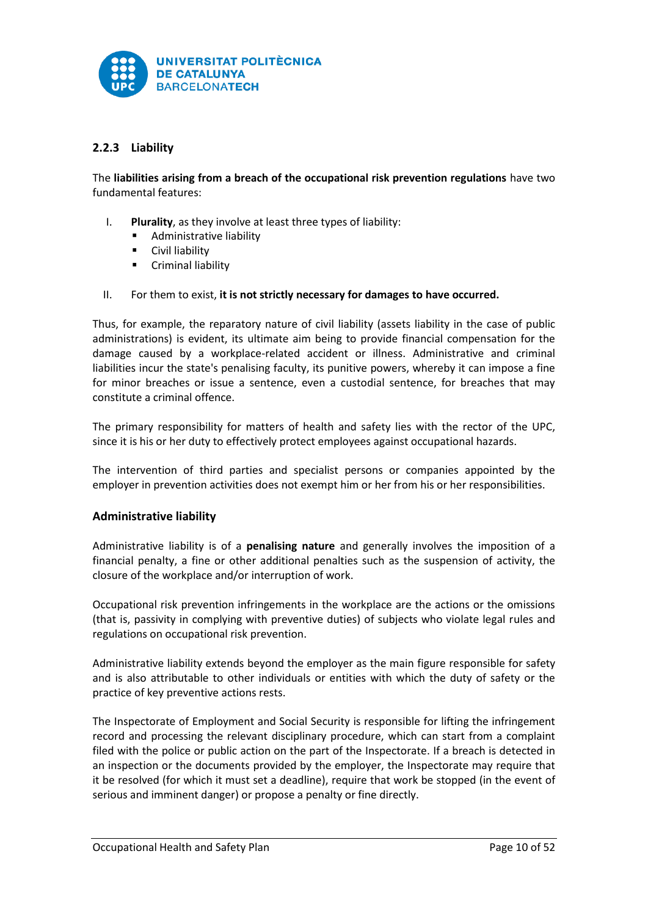### 2.2.3 Liability

The **liabilities arising from a breach of the occupational risk prevention regulations** have two fundamental features:

I. **Plurality**, as they involve at least three types of liability:
   - Administrative liability
   - Civil liability
   - Criminal liability

II. For them to exist, **it is not strictly necessary for damages to have occurred.**

Thus, for example, the reparatory nature of civil liability (assets liability in the case of public administrations) is evident, its ultimate aim being to provide financial compensation for the damage caused by a workplace-related accident or illness. Administrative and criminal liabilities incur the state's penalising faculty, its punitive powers, whereby it can impose a fine for minor breaches or issue a sentence, even a custodial sentence, for breaches that may constitute a criminal offence.

The primary responsibility for matters of health and safety lies with the rector of the UPC, since it is his or her duty to effectively protect employees against occupational hazards.

The intervention of third parties and specialist persons or companies appointed by the employer in prevention activities does not exempt him or her from his or her responsibilities.

#### Administrative liability

Administrative liability is of a **penalising nature** and generally involves the imposition of a financial penalty, a fine or other additional penalties such as the suspension of activity, the closure of the workplace and/or interruption of work.

Occupational risk prevention infringements in the workplace are the actions or the omissions (that is, passivity in complying with preventive duties) of subjects who violate legal rules and regulations on occupational risk prevention.

Administrative liability extends beyond the employer as the main figure responsible for safety and is also attributable to other individuals or entities with which the duty of safety or the practice of key preventive actions rests.

The Inspectorate of Employment and Social Security is responsible for lifting the infringement record and processing the relevant disciplinary procedure, which can start from a complaint filed with the police or public action on the part of the Inspectorate. If a breach is detected in an inspection or the documents provided by the employer, the Inspectorate may require that it be resolved (for which it must set a deadline), require that work be stopped (in the event of serious and imminent danger) or propose a penalty or fine directly.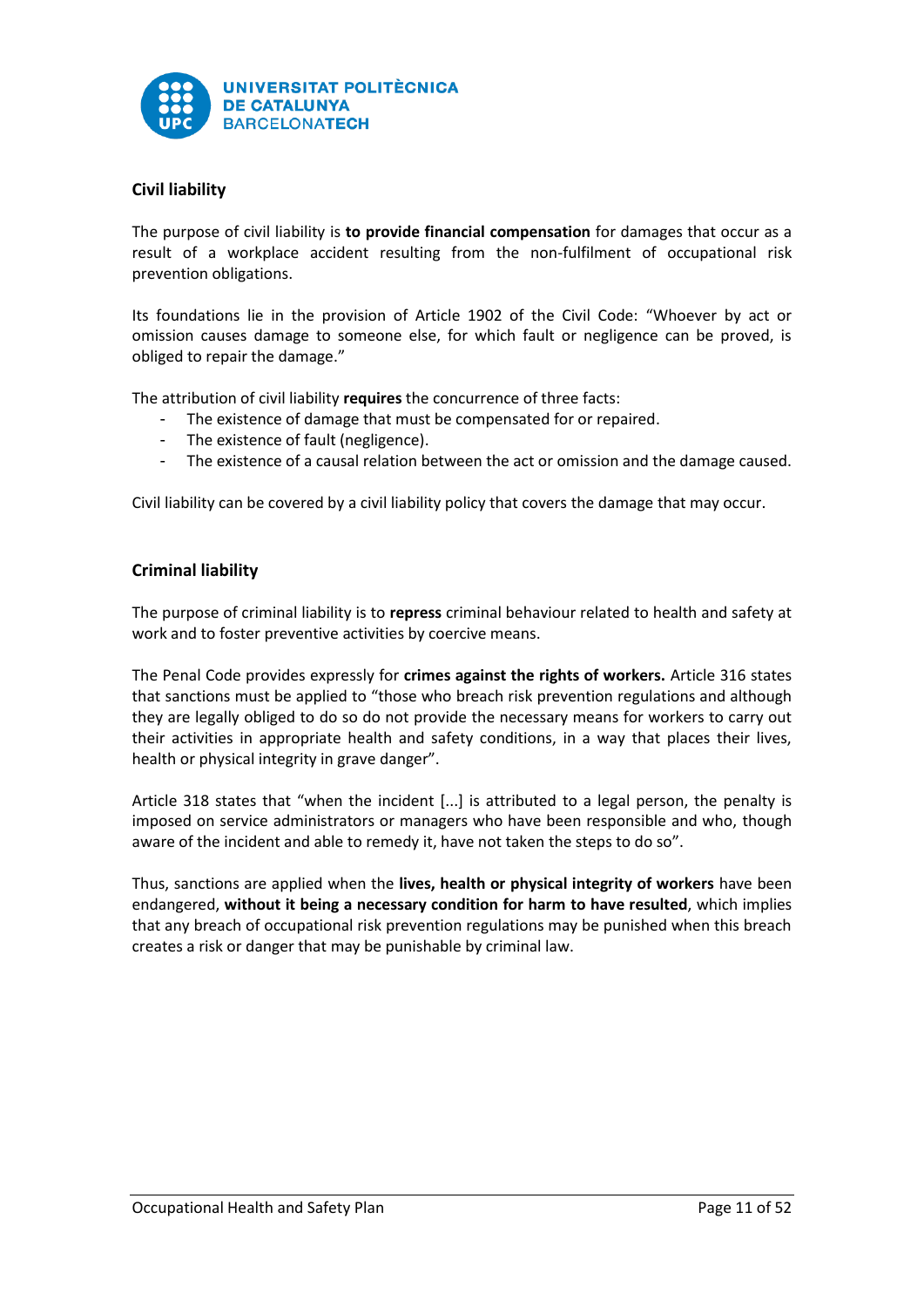## Civil liability

The purpose of civil liability is **to provide financial compensation** for damages that occur as a result of a workplace accident resulting from the non-fulfilment of occupational risk prevention obligations.

Its foundations lie in the provision of Article 1902 of the Civil Code: "Whoever by act or omission causes damage to someone else, for which fault or negligence can be proved, is obliged to repair the damage."

The attribution of civil liability **requires** the concurrence of three facts:

- The existence of damage that must be compensated for or repaired.
- The existence of fault (negligence).
- The existence of a causal relation between the act or omission and the damage caused.

Civil liability can be covered by a civil liability policy that covers the damage that may occur.

## Criminal liability

The purpose of criminal liability is to **repress** criminal behaviour related to health and safety at work and to foster preventive activities by coercive means.

The Penal Code provides expressly for **crimes against the rights of workers.** Article 316 states that sanctions must be applied to "those who breach risk prevention regulations and although they are legally obliged to do so do not provide the necessary means for workers to carry out their activities in appropriate health and safety conditions, in a way that places their lives, health or physical integrity in grave danger".

Article 318 states that "when the incident [...] is attributed to a legal person, the penalty is imposed on service administrators or managers who have been responsible and who, though aware of the incident and able to remedy it, have not taken the steps to do so".

Thus, sanctions are applied when the **lives, health or physical integrity of workers** have been endangered, **without it being a necessary condition for harm to have resulted**, which implies that any breach of occupational risk prevention regulations may be punished when this breach creates a risk or danger that may be punishable by criminal law.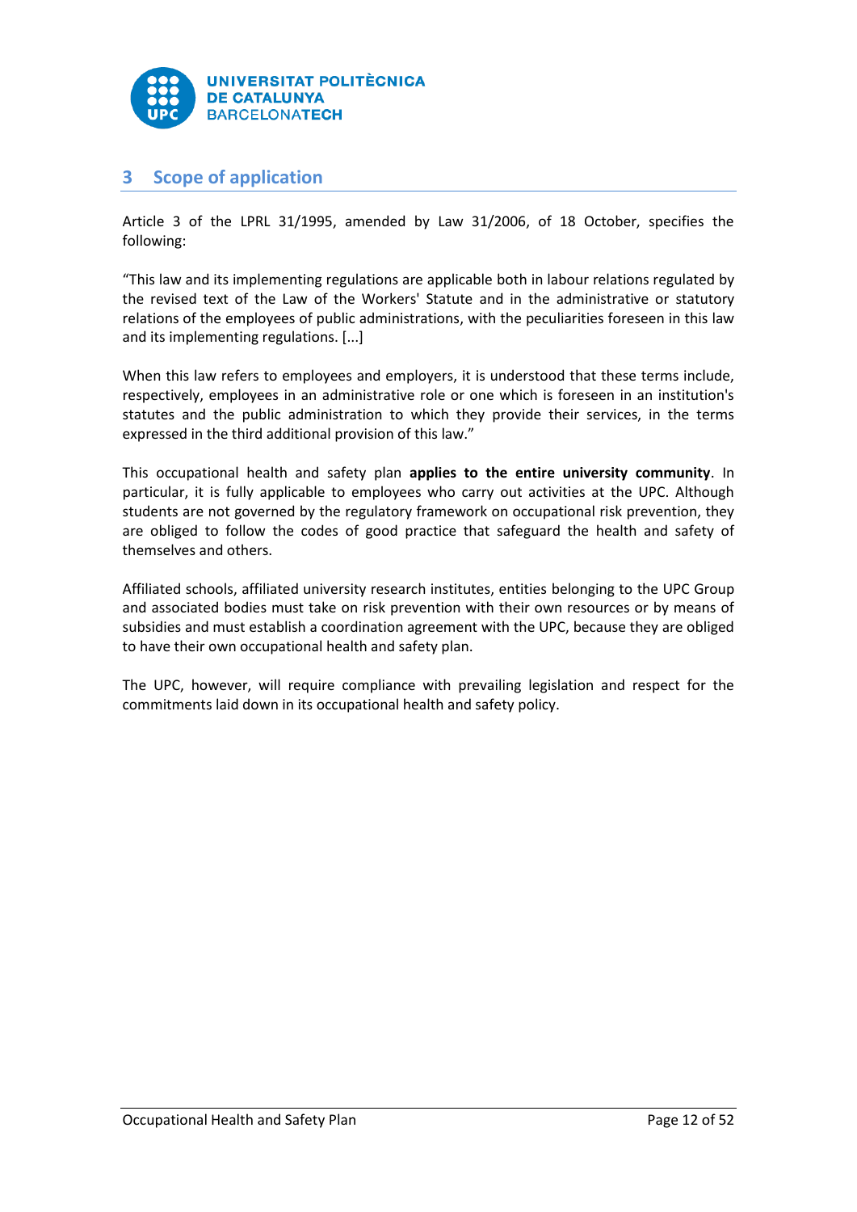## 3 Scope of application

Article 3 of the LPRL 31/1995, amended by Law 31/2006, of 18 October, specifies the following:

"This law and its implementing regulations are applicable both in labour relations regulated by the revised text of the Law of the Workers' Statute and in the administrative or statutory relations of the employees of public administrations, with the peculiarities foreseen in this law and its implementing regulations. [...]

When this law refers to employees and employers, it is understood that these terms include, respectively, employees in an administrative role or one which is foreseen in an institution's statutes and the public administration to which they provide their services, in the terms expressed in the third additional provision of this law."

This occupational health and safety plan **applies to the entire university community**. In particular, it is fully applicable to employees who carry out activities at the UPC. Although students are not governed by the regulatory framework on occupational risk prevention, they are obliged to follow the codes of good practice that safeguard the health and safety of themselves and others.

Affiliated schools, affiliated university research institutes, entities belonging to the UPC Group and associated bodies must take on risk prevention with their own resources or by means of subsidies and must establish a coordination agreement with the UPC, because they are obliged to have their own occupational health and safety plan.

The UPC, however, will require compliance with prevailing legislation and respect for the commitments laid down in its occupational health and safety policy.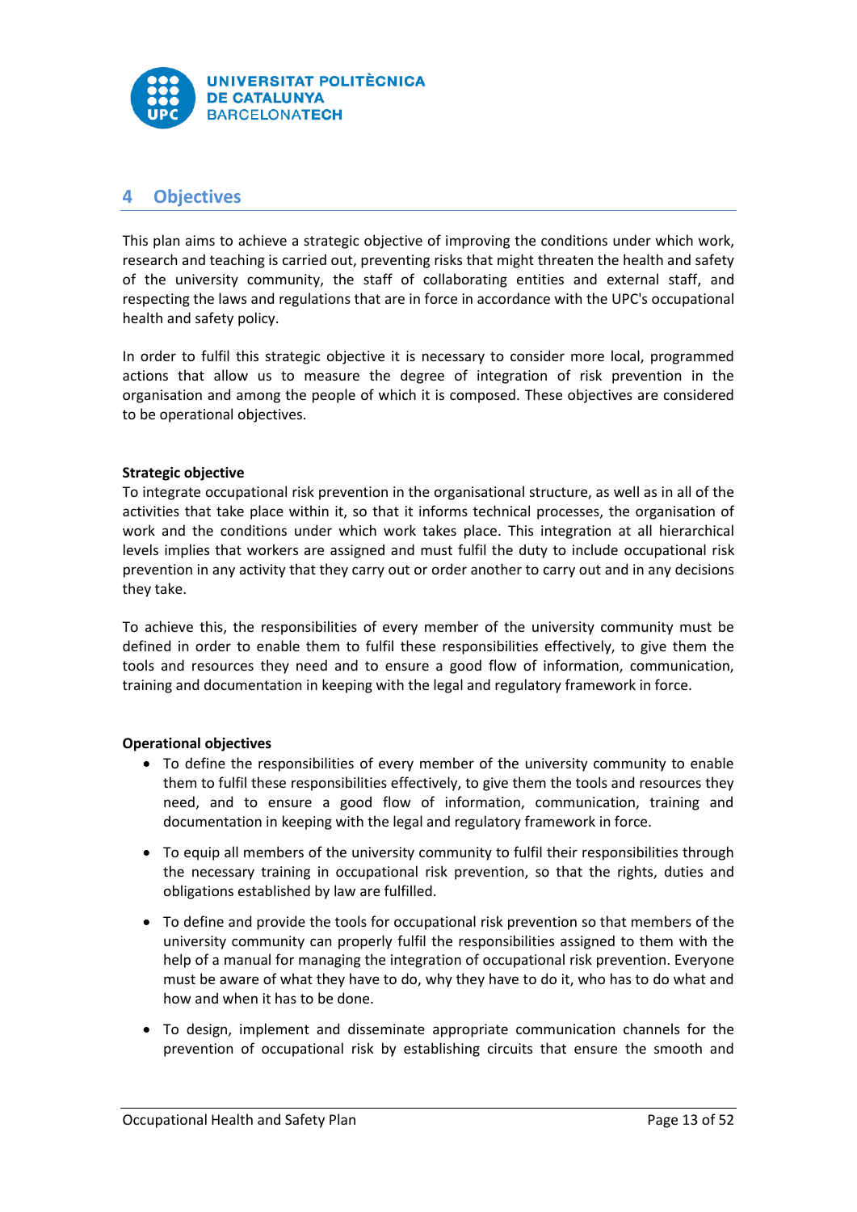## 4 Objectives

This plan aims to achieve a strategic objective of improving the conditions under which work, research and teaching is carried out, preventing risks that might threaten the health and safety of the university community, the staff of collaborating entities and external staff, and respecting the laws and regulations that are in force in accordance with the UPC's occupational health and safety policy.

In order to fulfil this strategic objective it is necessary to consider more local, programmed actions that allow us to measure the degree of integration of risk prevention in the organisation and among the people of which it is composed. These objectives are considered to be operational objectives.

**Strategic objective**

To integrate occupational risk prevention in the organisational structure, as well as in all of the activities that take place within it, so that it informs technical processes, the organisation of work and the conditions under which work takes place. This integration at all hierarchical levels implies that workers are assigned and must fulfil the duty to include occupational risk prevention in any activity that they carry out or order another to carry out and in any decisions they take.

To achieve this, the responsibilities of every member of the university community must be defined in order to enable them to fulfil these responsibilities effectively, to give them the tools and resources they need and to ensure a good flow of information, communication, training and documentation in keeping with the legal and regulatory framework in force.

**Operational objectives**

- To define the responsibilities of every member of the university community to enable them to fulfil these responsibilities effectively, to give them the tools and resources they need, and to ensure a good flow of information, communication, training and documentation in keeping with the legal and regulatory framework in force.

- To equip all members of the university community to fulfil their responsibilities through the necessary training in occupational risk prevention, so that the rights, duties and obligations established by law are fulfilled.

- To define and provide the tools for occupational risk prevention so that members of the university community can properly fulfil the responsibilities assigned to them with the help of a manual for managing the integration of occupational risk prevention. Everyone must be aware of what they have to do, why they have to do it, who has to do what and how and when it has to be done.

- To design, implement and disseminate appropriate communication channels for the prevention of occupational risk by establishing circuits that ensure the smooth and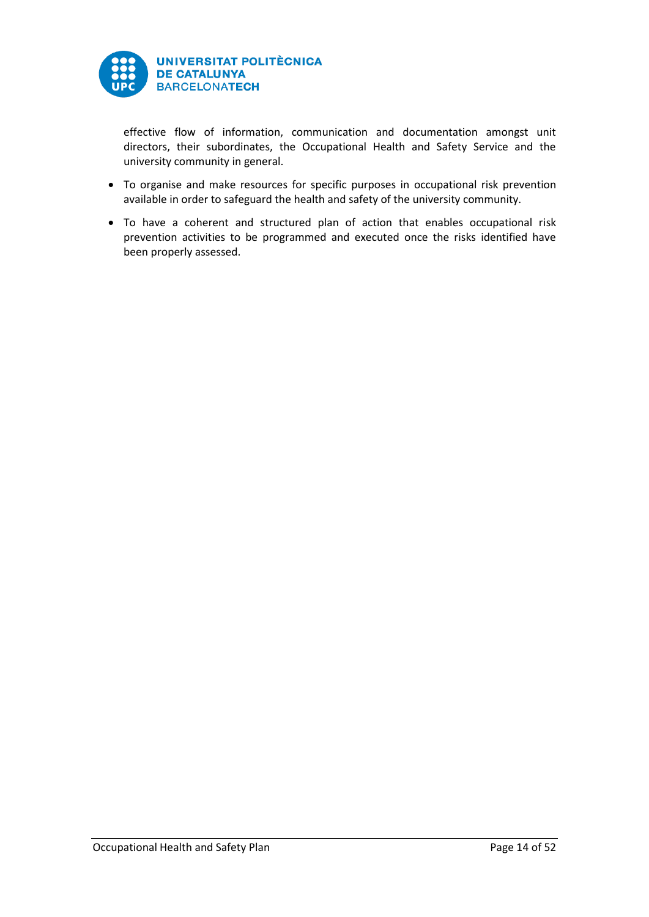effective flow of information, communication and documentation amongst unit directors, their subordinates, the Occupational Health and Safety Service and the university community in general.

- To organise and make resources for specific purposes in occupational risk prevention available in order to safeguard the health and safety of the university community.
- To have a coherent and structured plan of action that enables occupational risk prevention activities to be programmed and executed once the risks identified have been properly assessed.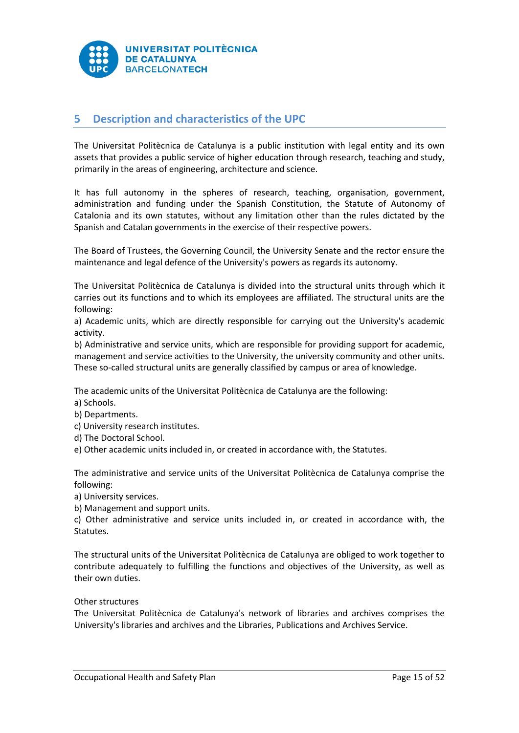## 5 Description and characteristics of the UPC

The Universitat Politècnica de Catalunya is a public institution with legal entity and its own assets that provides a public service of higher education through research, teaching and study, primarily in the areas of engineering, architecture and science.

It has full autonomy in the spheres of research, teaching, organisation, government, administration and funding under the Spanish Constitution, the Statute of Autonomy of Catalonia and its own statutes, without any limitation other than the rules dictated by the Spanish and Catalan governments in the exercise of their respective powers.

The Board of Trustees, the Governing Council, the University Senate and the rector ensure the maintenance and legal defence of the University's powers as regards its autonomy.

The Universitat Politècnica de Catalunya is divided into the structural units through which it carries out its functions and to which its employees are affiliated. The structural units are the following:

a) Academic units, which are directly responsible for carrying out the University's academic activity.
b) Administrative and service units, which are responsible for providing support for academic, management and service activities to the University, the university community and other units.
These so-called structural units are generally classified by campus or area of knowledge.

The academic units of the Universitat Politècnica de Catalunya are the following:

a) Schools.
b) Departments.
c) University research institutes.
d) The Doctoral School.
e) Other academic units included in, or created in accordance with, the Statutes.

The administrative and service units of the Universitat Politècnica de Catalunya comprise the following:

a) University services.
b) Management and support units.
c) Other administrative and service units included in, or created in accordance with, the Statutes.

The structural units of the Universitat Politècnica de Catalunya are obliged to work together to contribute adequately to fulfilling the functions and objectives of the University, as well as their own duties.

Other structures
The Universitat Politècnica de Catalunya's network of libraries and archives comprises the University's libraries and archives and the Libraries, Publications and Archives Service.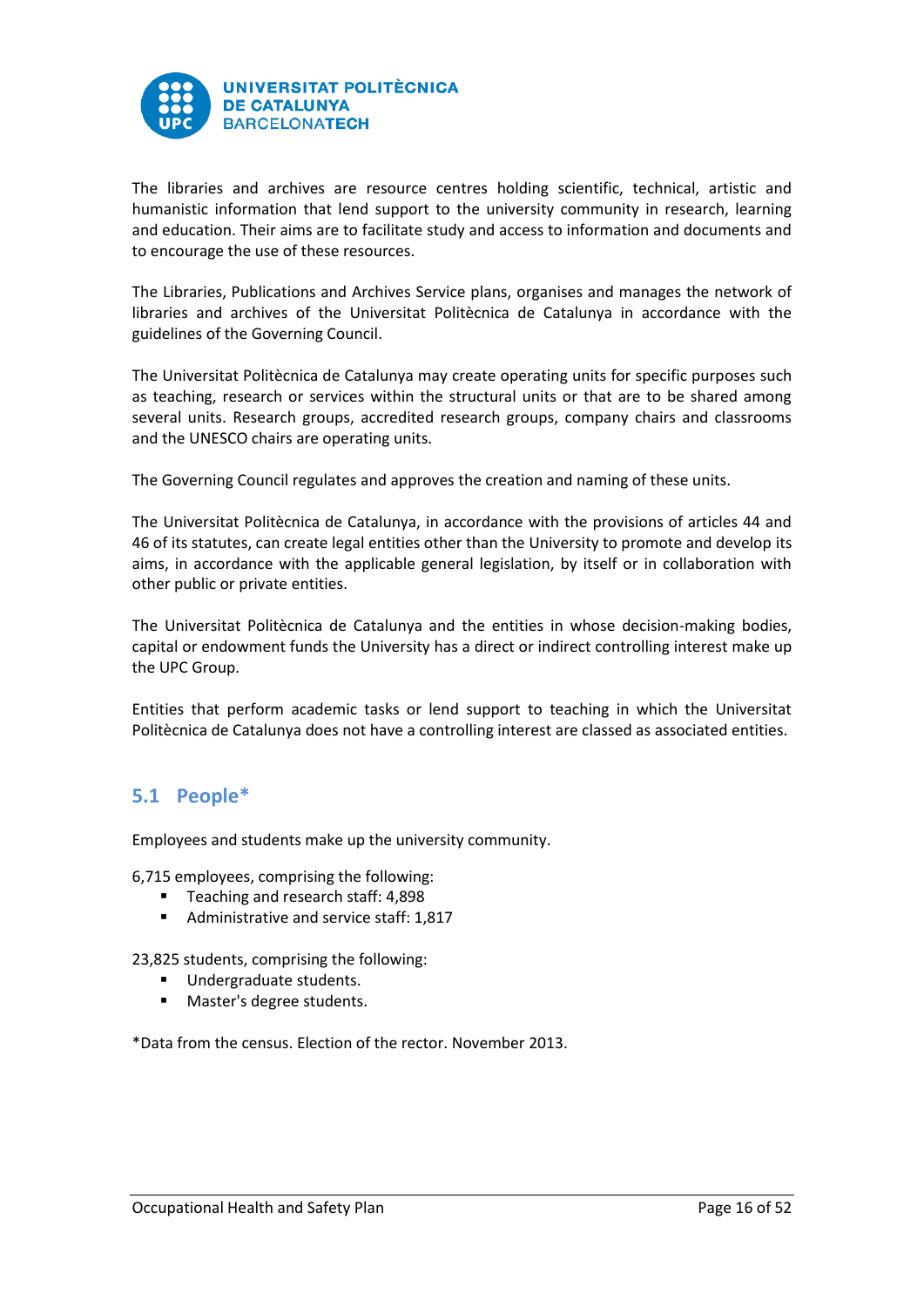The libraries and archives are resource centres holding scientific, technical, artistic and humanistic information that lend support to the university community in research, learning and education. Their aims are to facilitate study and access to information and documents and to encourage the use of these resources.

The Libraries, Publications and Archives Service plans, organises and manages the network of libraries and archives of the Universitat Politècnica de Catalunya in accordance with the guidelines of the Governing Council.

The Universitat Politècnica de Catalunya may create operating units for specific purposes such as teaching, research or services within the structural units or that are to be shared among several units. Research groups, accredited research groups, company chairs and classrooms and the UNESCO chairs are operating units.

The Governing Council regulates and approves the creation and naming of these units.

The Universitat Politècnica de Catalunya, in accordance with the provisions of articles 44 and 46 of its statutes, can create legal entities other than the University to promote and develop its aims, in accordance with the applicable general legislation, by itself or in collaboration with other public or private entities.

The Universitat Politècnica de Catalunya and the entities in whose decision-making bodies, capital or endowment funds the University has a direct or indirect controlling interest make up the UPC Group.

Entities that perform academic tasks or lend support to teaching in which the Universitat Politècnica de Catalunya does not have a controlling interest are classed as associated entities.

## 5.1 People*

Employees and students make up the university community.

6,715 employees, comprising the following:

- Teaching and research staff: 4,898
- Administrative and service staff: 1,817

23,825 students, comprising the following:

- Undergraduate students.
- Master's degree students.

*Data from the census. Election of the rector. November 2013.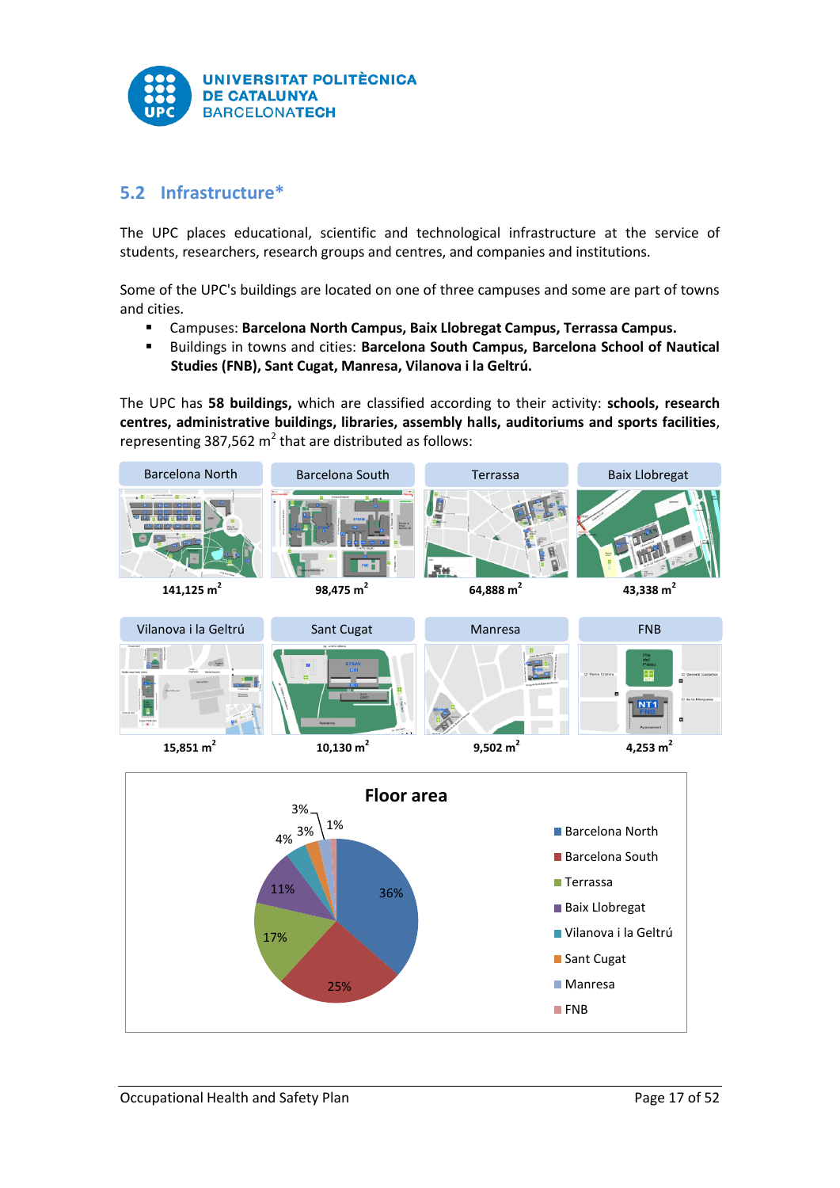## 5.2 Infrastructure*

The UPC places educational, scientific and technological infrastructure at the service of students, researchers, research groups and centres, and companies and institutions.

Some of the UPC's buildings are located on one of three campuses and some are part of towns and cities.

- Campuses: **Barcelona North Campus, Baix Llobregat Campus, Terrassa Campus.**
- Buildings in towns and cities: **Barcelona South Campus, Barcelona School of Nautical Studies (FNB), Sant Cugat, Manresa, Vilanova i la Geltrú.**

The UPC has **58 buildings,** which are classified according to their activity: **schools, research centres, administrative buildings, libraries, assembly halls, auditoriums and sports facilities**, representing 387,562 m$^2$ that are distributed as follows:

| Barcelona North | Barcelona South | Terrassa | Baix Llobregat |
|---|---|---|---|
| **141,125 m$^2$** | **98,475 m$^2$** | **64,888 m$^2$** | **43,338 m$^2$** |

| Vilanova i la Geltrú | Sant Cugat | Manresa | FNB |
|---|---|---|---|
| **15,851 m$^2$** | **10,130 m$^2$** | **9,502 m$^2$** | **4,253 m$^2$** |

**Floor area**

| Location | % |
|---|---|
| Barcelona North | 36% |
| Barcelona South | 25% |
| Terrassa | 17% |
| Baix Llobregat | 11% |
| Vilanova i la Geltrú | 4% |
| Sant Cugat | 3% |
| Manresa | 3% |
| FNB | 1% |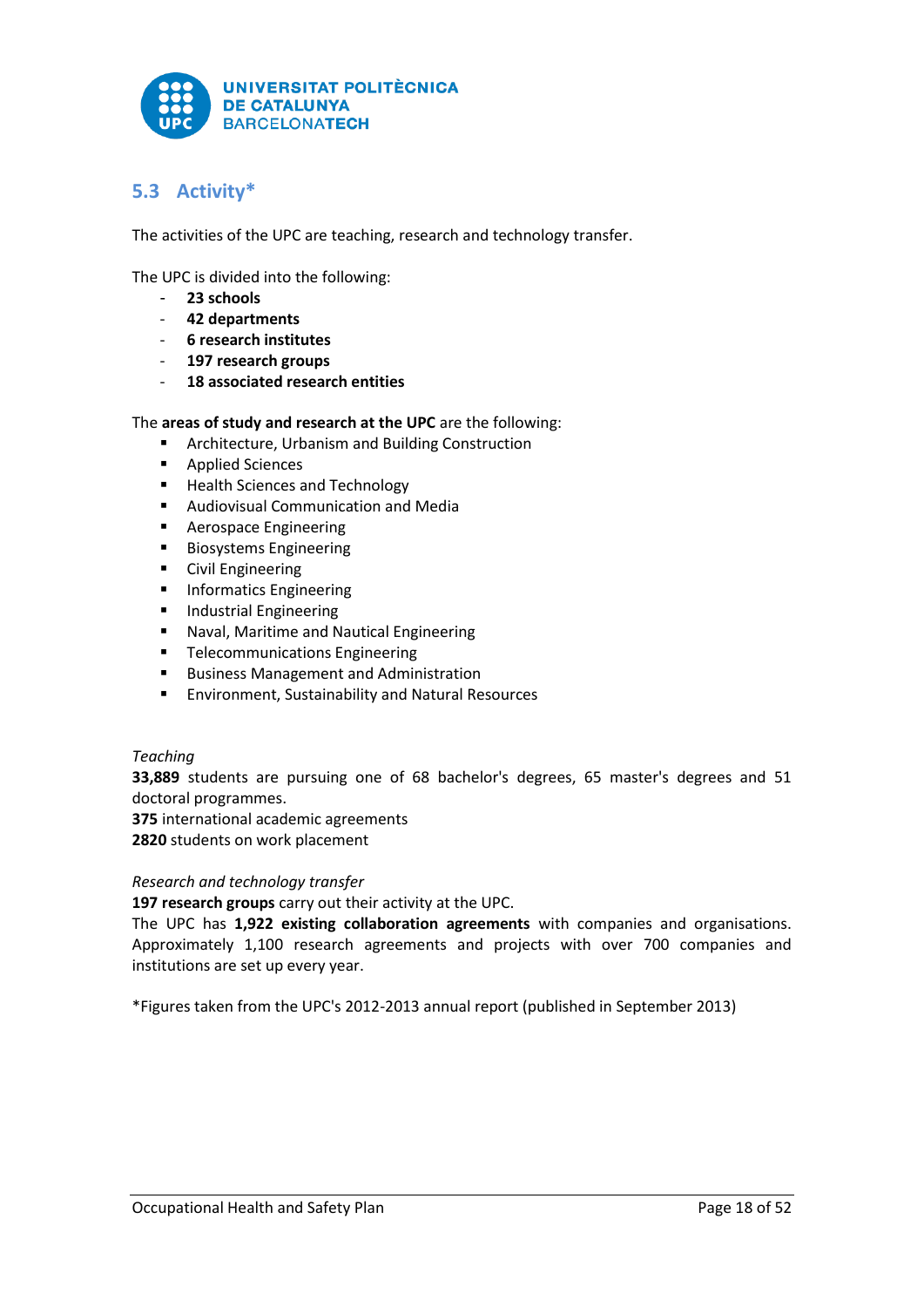## 5.3 Activity*

The activities of the UPC are teaching, research and technology transfer.

The UPC is divided into the following:

- **23 schools**
- **42 departments**
- **6 research institutes**
- **197 research groups**
- **18 associated research entities**

The **areas of study and research at the UPC** are the following:

- Architecture, Urbanism and Building Construction
- Applied Sciences
- Health Sciences and Technology
- Audiovisual Communication and Media
- Aerospace Engineering
- Biosystems Engineering
- Civil Engineering
- Informatics Engineering
- Industrial Engineering
- Naval, Maritime and Nautical Engineering
- Telecommunications Engineering
- Business Management and Administration
- Environment, Sustainability and Natural Resources

*Teaching*

**33,889** students are pursuing one of 68 bachelor's degrees, 65 master's degrees and 51 doctoral programmes.
**375** international academic agreements
**2820** students on work placement

*Research and technology transfer*

**197 research groups** carry out their activity at the UPC.
The UPC has **1,922 existing collaboration agreements** with companies and organisations. Approximately 1,100 research agreements and projects with over 700 companies and institutions are set up every year.

*Figures taken from the UPC's 2012-2013 annual report (published in September 2013)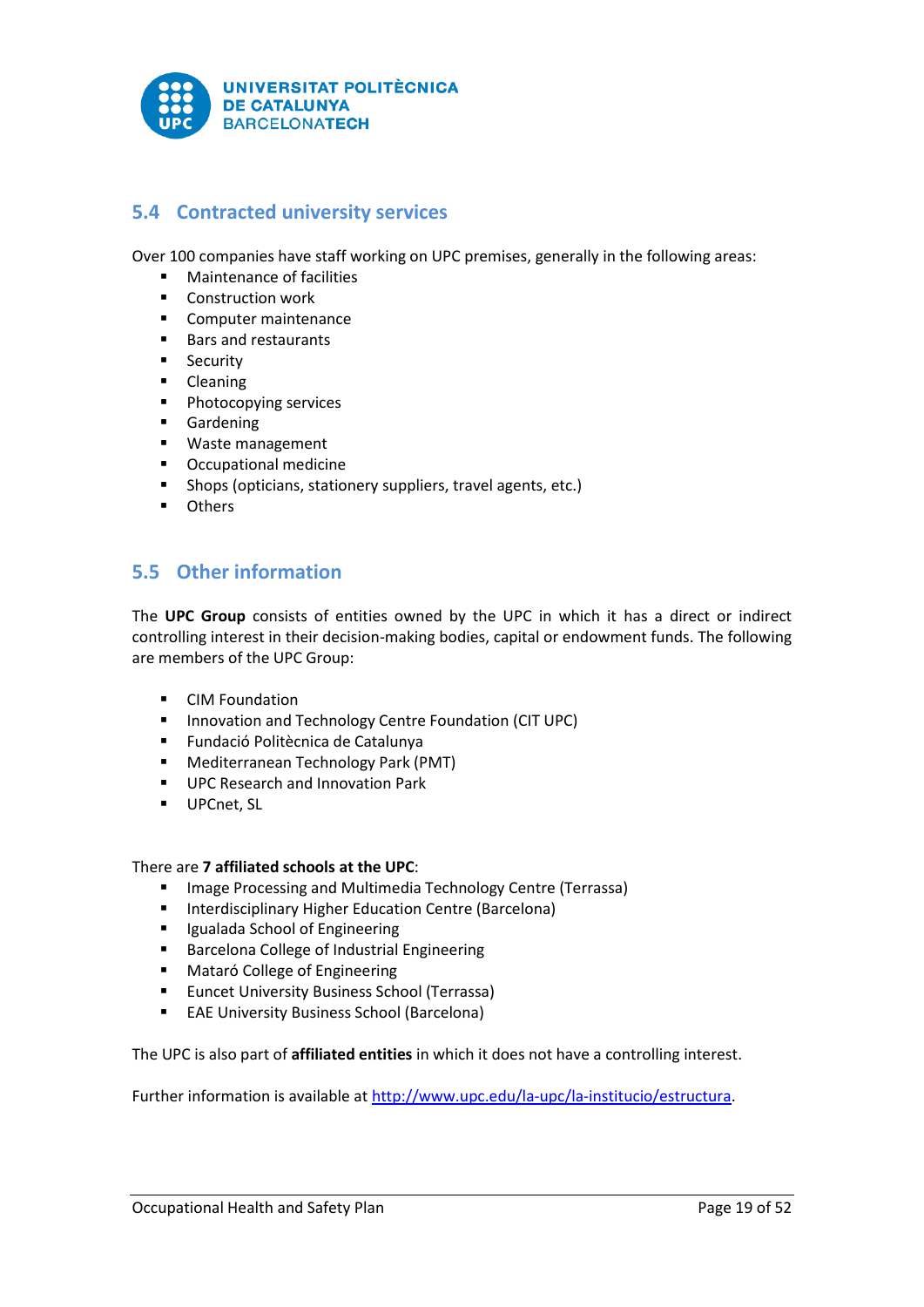## 5.4 Contracted university services

Over 100 companies have staff working on UPC premises, generally in the following areas:

- Maintenance of facilities
- Construction work
- Computer maintenance
- Bars and restaurants
- Security
- Cleaning
- Photocopying services
- Gardening
- Waste management
- Occupational medicine
- Shops (opticians, stationery suppliers, travel agents, etc.)
- Others

## 5.5 Other information

The **UPC Group** consists of entities owned by the UPC in which it has a direct or indirect controlling interest in their decision-making bodies, capital or endowment funds. The following are members of the UPC Group:

- CIM Foundation
- Innovation and Technology Centre Foundation (CIT UPC)
- Fundació Politècnica de Catalunya
- Mediterranean Technology Park (PMT)
- UPC Research and Innovation Park
- UPCnet, SL

There are **7 affiliated schools at the UPC**:

- Image Processing and Multimedia Technology Centre (Terrassa)
- Interdisciplinary Higher Education Centre (Barcelona)
- Igualada School of Engineering
- Barcelona College of Industrial Engineering
- Mataró College of Engineering
- Euncet University Business School (Terrassa)
- EAE University Business School (Barcelona)

The UPC is also part of **affiliated entities** in which it does not have a controlling interest.

Further information is available at [http://www.upc.edu/la-upc/la-institucio/estructura](http://www.upc.edu/la-upc/la-institucio/estructura).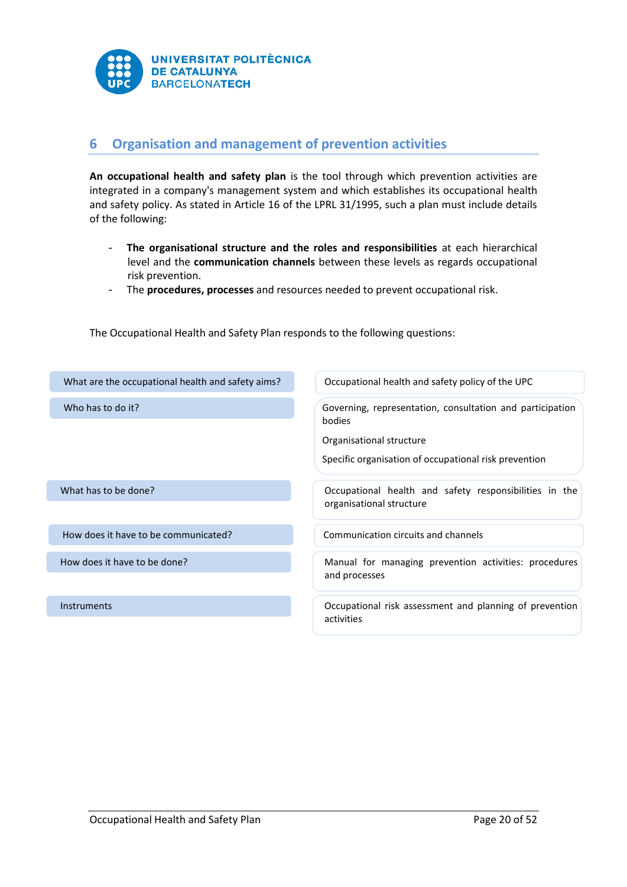## 6 Organisation and management of prevention activities

**An occupational health and safety plan** is the tool through which prevention activities are integrated in a company's management system and which establishes its occupational health and safety policy. As stated in Article 16 of the LPRL 31/1995, such a plan must include details of the following:

- **The organisational structure and the roles and responsibilities** at each hierarchical level and the **communication channels** between these levels as regards occupational risk prevention.
- The **procedures, processes** and resources needed to prevent occupational risk.

The Occupational Health and Safety Plan responds to the following questions:

| Question | Answer |
|---|---|
| What are the occupational health and safety aims? | Occupational health and safety policy of the UPC |
| Who has to do it? | Governing, representation, consultation and participation bodies<br>Organisational structure<br>Specific organisation of occupational risk prevention |
| What has to be done? | Occupational health and safety responsibilities in the organisational structure |
| How does it have to be communicated? | Communication circuits and channels |
| How does it have to be done? | Manual for managing prevention activities: procedures and processes |
| Instruments | Occupational risk assessment and planning of prevention activities |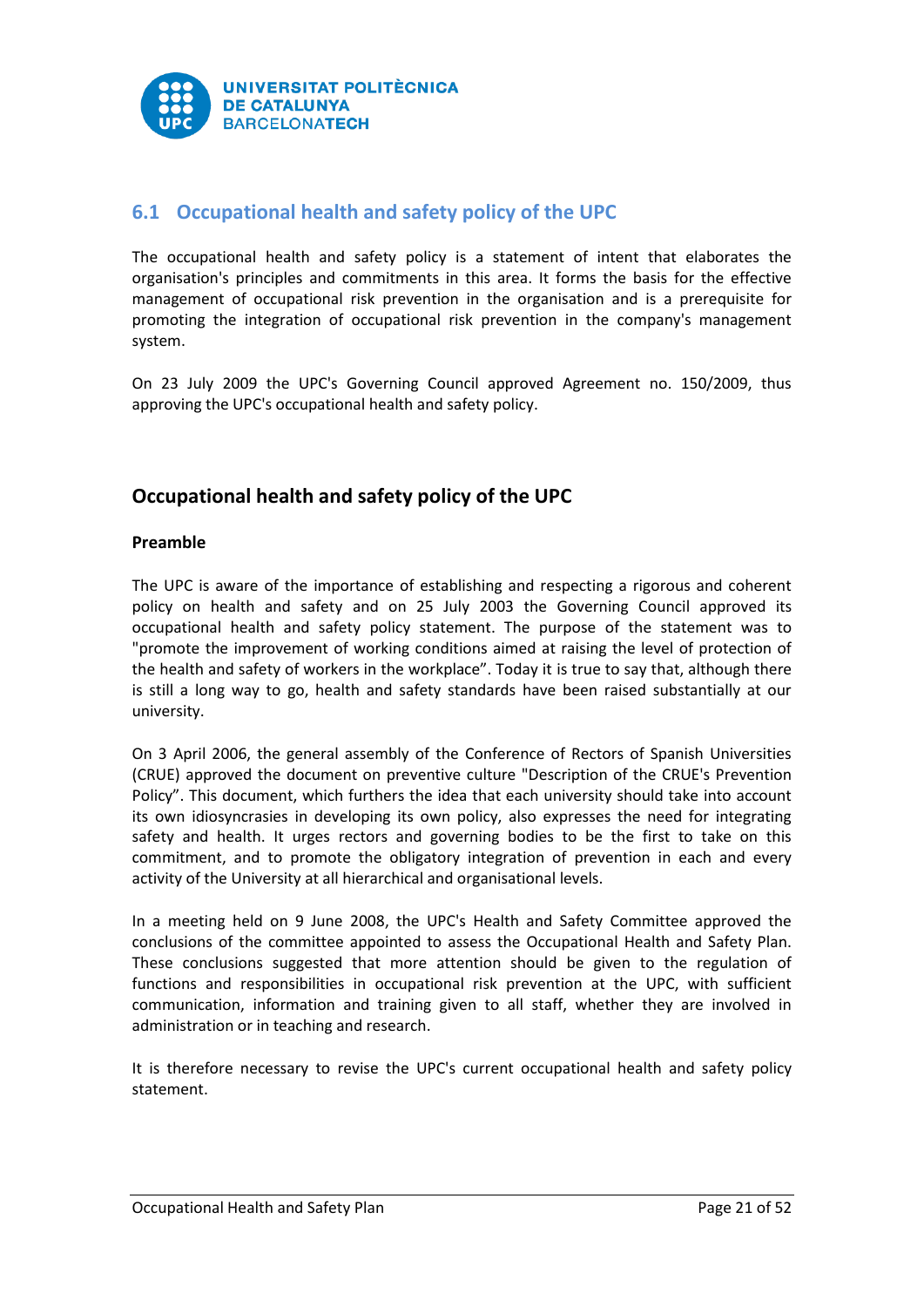## 6.1 Occupational health and safety policy of the UPC

The occupational health and safety policy is a statement of intent that elaborates the organisation's principles and commitments in this area. It forms the basis for the effective management of occupational risk prevention in the organisation and is a prerequisite for promoting the integration of occupational risk prevention in the company's management system.

On 23 July 2009 the UPC's Governing Council approved Agreement no. 150/2009, thus approving the UPC's occupational health and safety policy.

## Occupational health and safety policy of the UPC

**Preamble**

The UPC is aware of the importance of establishing and respecting a rigorous and coherent policy on health and safety and on 25 July 2003 the Governing Council approved its occupational health and safety policy statement. The purpose of the statement was to "promote the improvement of working conditions aimed at raising the level of protection of the health and safety of workers in the workplace". Today it is true to say that, although there is still a long way to go, health and safety standards have been raised substantially at our university.

On 3 April 2006, the general assembly of the Conference of Rectors of Spanish Universities (CRUE) approved the document on preventive culture "Description of the CRUE's Prevention Policy". This document, which furthers the idea that each university should take into account its own idiosyncrasies in developing its own policy, also expresses the need for integrating safety and health. It urges rectors and governing bodies to be the first to take on this commitment, and to promote the obligatory integration of prevention in each and every activity of the University at all hierarchical and organisational levels.

In a meeting held on 9 June 2008, the UPC's Health and Safety Committee approved the conclusions of the committee appointed to assess the Occupational Health and Safety Plan. These conclusions suggested that more attention should be given to the regulation of functions and responsibilities in occupational risk prevention at the UPC, with sufficient communication, information and training given to all staff, whether they are involved in administration or in teaching and research.

It is therefore necessary to revise the UPC's current occupational health and safety policy statement.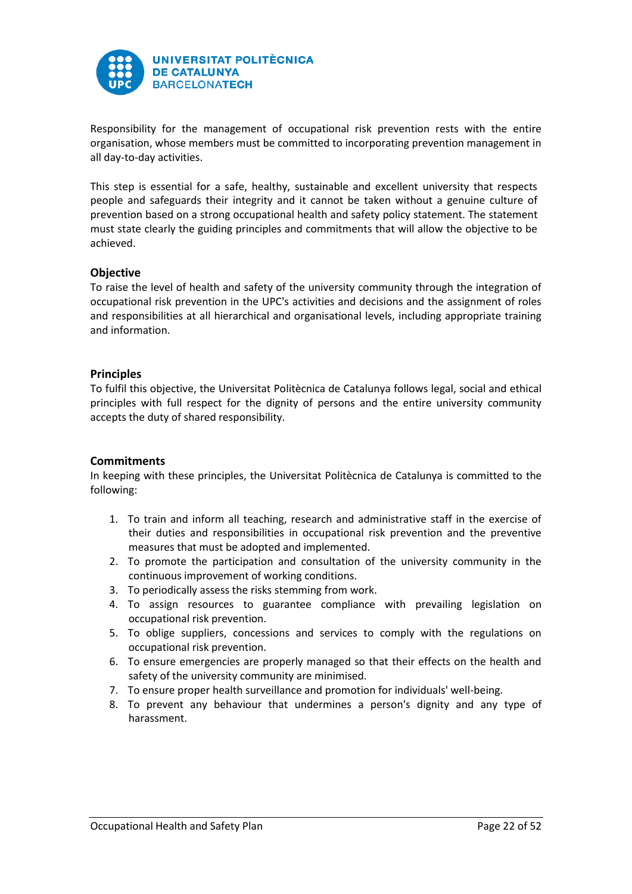Responsibility for the management of occupational risk prevention rests with the entire organisation, whose members must be committed to incorporating prevention management in all day-to-day activities.

This step is essential for a safe, healthy, sustainable and excellent university that respects people and safeguards their integrity and it cannot be taken without a genuine culture of prevention based on a strong occupational health and safety policy statement. The statement must state clearly the guiding principles and commitments that will allow the objective to be achieved.

### Objective

To raise the level of health and safety of the university community through the integration of occupational risk prevention in the UPC's activities and decisions and the assignment of roles and responsibilities at all hierarchical and organisational levels, including appropriate training and information.

### Principles

To fulfil this objective, the Universitat Politècnica de Catalunya follows legal, social and ethical principles with full respect for the dignity of persons and the entire university community accepts the duty of shared responsibility.

### Commitments

In keeping with these principles, the Universitat Politècnica de Catalunya is committed to the following:

1. To train and inform all teaching, research and administrative staff in the exercise of their duties and responsibilities in occupational risk prevention and the preventive measures that must be adopted and implemented.
2. To promote the participation and consultation of the university community in the continuous improvement of working conditions.
3. To periodically assess the risks stemming from work.
4. To assign resources to guarantee compliance with prevailing legislation on occupational risk prevention.
5. To oblige suppliers, concessions and services to comply with the regulations on occupational risk prevention.
6. To ensure emergencies are properly managed so that their effects on the health and safety of the university community are minimised.
7. To ensure proper health surveillance and promotion for individuals' well-being.
8. To prevent any behaviour that undermines a person's dignity and any type of harassment.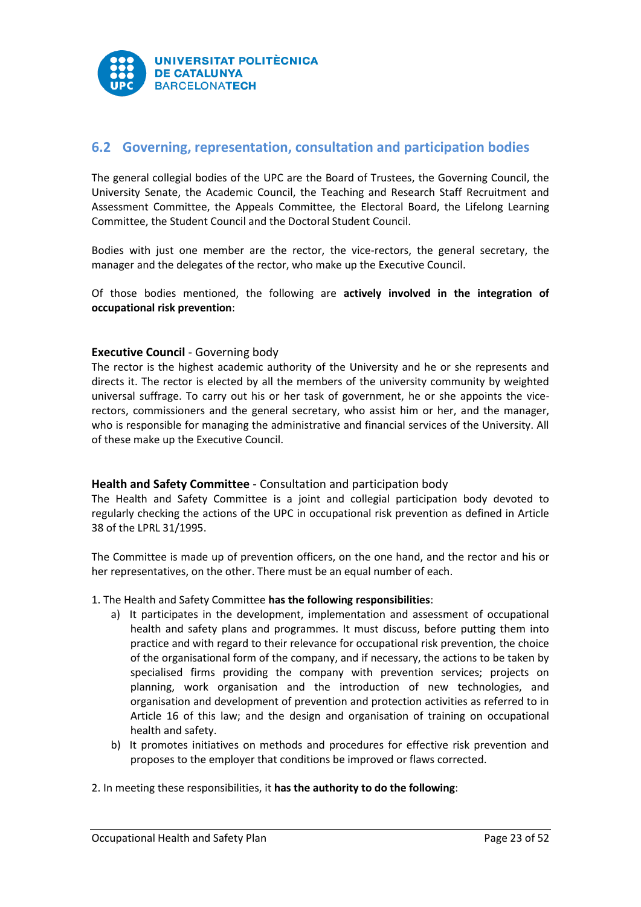## 6.2 Governing, representation, consultation and participation bodies

The general collegial bodies of the UPC are the Board of Trustees, the Governing Council, the University Senate, the Academic Council, the Teaching and Research Staff Recruitment and Assessment Committee, the Appeals Committee, the Electoral Board, the Lifelong Learning Committee, the Student Council and the Doctoral Student Council.

Bodies with just one member are the rector, the vice-rectors, the general secretary, the manager and the delegates of the rector, who make up the Executive Council.

Of those bodies mentioned, the following are **actively involved in the integration of occupational risk prevention**:

**Executive Council** - Governing body

The rector is the highest academic authority of the University and he or she represents and directs it. The rector is elected by all the members of the university community by weighted universal suffrage. To carry out his or her task of government, he or she appoints the vice-rectors, commissioners and the general secretary, who assist him or her, and the manager, who is responsible for managing the administrative and financial services of the University. All of these make up the Executive Council.

**Health and Safety Committee** - Consultation and participation body

The Health and Safety Committee is a joint and collegial participation body devoted to regularly checking the actions of the UPC in occupational risk prevention as defined in Article 38 of the LPRL 31/1995.

The Committee is made up of prevention officers, on the one hand, and the rector and his or her representatives, on the other. There must be an equal number of each.

1. The Health and Safety Committee **has the following responsibilities**:
   a) It participates in the development, implementation and assessment of occupational health and safety plans and programmes. It must discuss, before putting them into practice and with regard to their relevance for occupational risk prevention, the choice of the organisational form of the company, and if necessary, the actions to be taken by specialised firms providing the company with prevention services; projects on planning, work organisation and the introduction of new technologies, and organisation and development of prevention and protection activities as referred to in Article 16 of this law; and the design and organisation of training on occupational health and safety.
   b) It promotes initiatives on methods and procedures for effective risk prevention and proposes to the employer that conditions be improved or flaws corrected.

2. In meeting these responsibilities, it **has the authority to do the following**: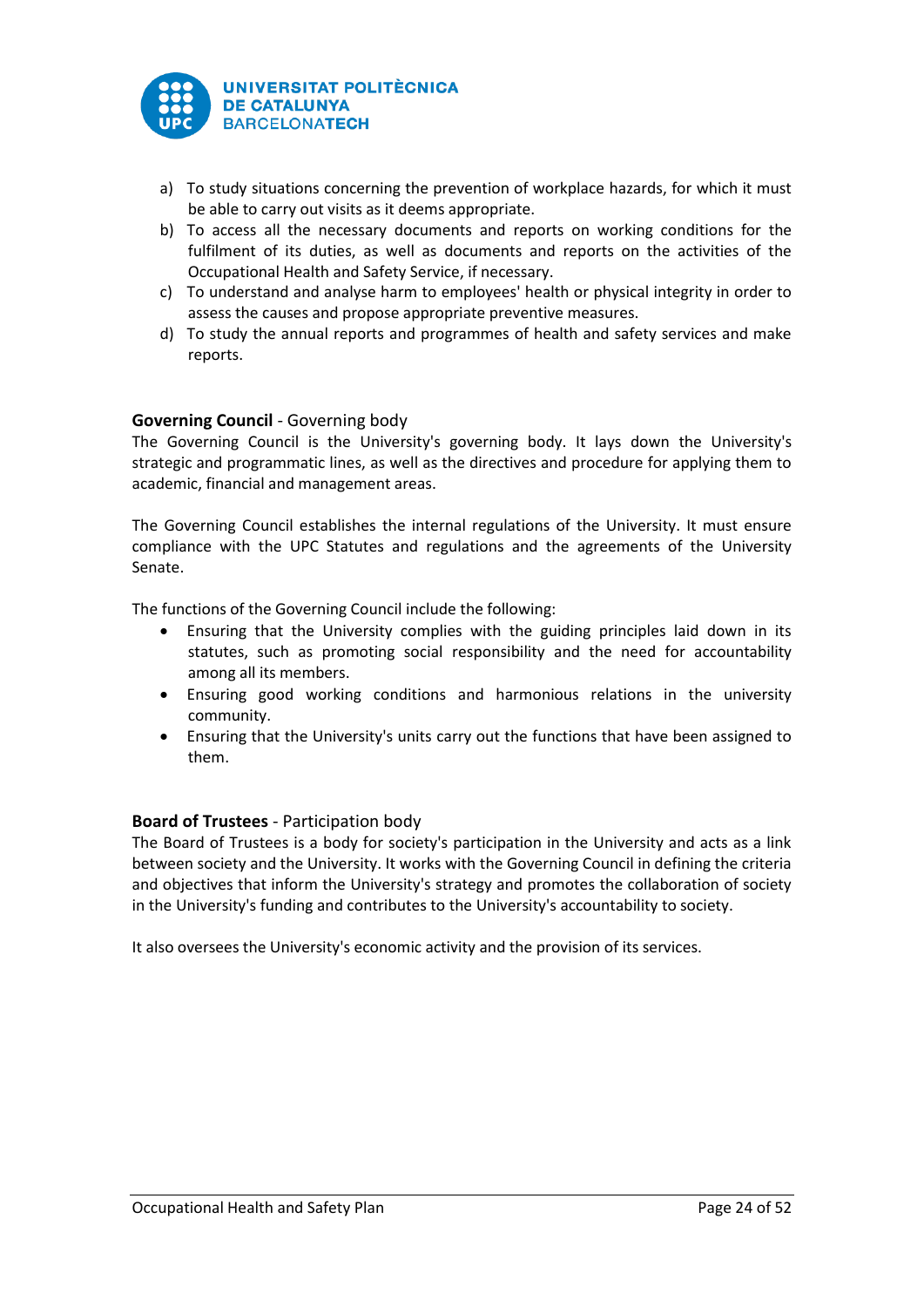a) To study situations concerning the prevention of workplace hazards, for which it must be able to carry out visits as it deems appropriate.
b) To access all the necessary documents and reports on working conditions for the fulfilment of its duties, as well as documents and reports on the activities of the Occupational Health and Safety Service, if necessary.
c) To understand and analyse harm to employees' health or physical integrity in order to assess the causes and propose appropriate preventive measures.
d) To study the annual reports and programmes of health and safety services and make reports.

**Governing Council** - Governing body

The Governing Council is the University's governing body. It lays down the University's strategic and programmatic lines, as well as the directives and procedure for applying them to academic, financial and management areas.

The Governing Council establishes the internal regulations of the University. It must ensure compliance with the UPC Statutes and regulations and the agreements of the University Senate.

The functions of the Governing Council include the following:

- Ensuring that the University complies with the guiding principles laid down in its statutes, such as promoting social responsibility and the need for accountability among all its members.
- Ensuring good working conditions and harmonious relations in the university community.
- Ensuring that the University's units carry out the functions that have been assigned to them.

**Board of Trustees** - Participation body

The Board of Trustees is a body for society's participation in the University and acts as a link between society and the University. It works with the Governing Council in defining the criteria and objectives that inform the University's strategy and promotes the collaboration of society in the University's funding and contributes to the University's accountability to society.

It also oversees the University's economic activity and the provision of its services.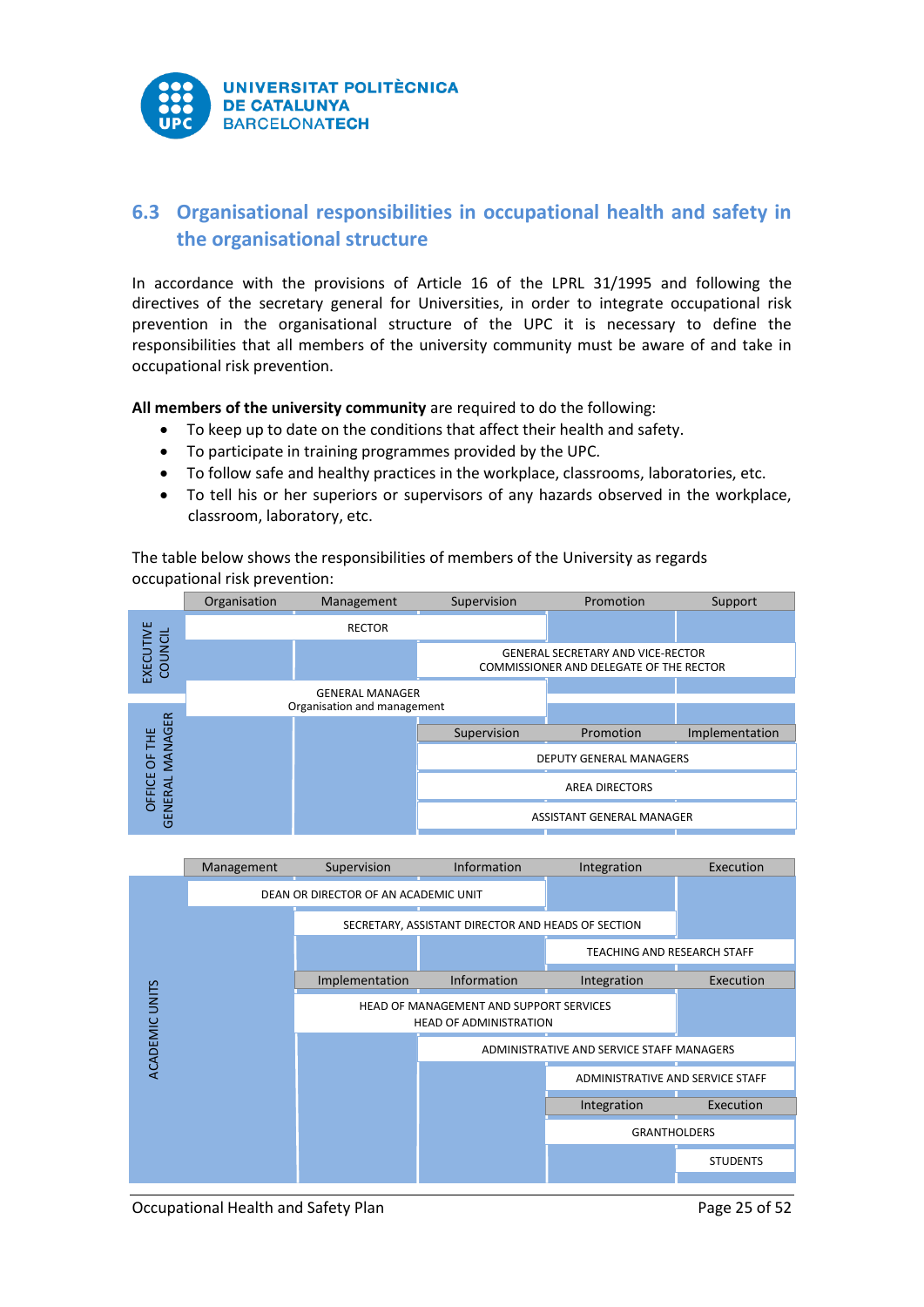## 6.3 Organisational responsibilities in occupational health and safety in the organisational structure

In accordance with the provisions of Article 16 of the LPRL 31/1995 and following the directives of the secretary general for Universities, in order to integrate occupational risk prevention in the organisational structure of the UPC it is necessary to define the responsibilities that all members of the university community must be aware of and take in occupational risk prevention.

**All members of the university community** are required to do the following:

- To keep up to date on the conditions that affect their health and safety.
- To participate in training programmes provided by the UPC.
- To follow safe and healthy practices in the workplace, classrooms, laboratories, etc.
- To tell his or her superiors or supervisors of any hazards observed in the workplace, classroom, laboratory, etc.

The table below shows the responsibilities of members of the University as regards occupational risk prevention:

| | Organisation | Management | Supervision | Promotion | Support |
|---|---|---|---|---|---|
| EXECUTIVE COUNCIL | RECTOR | RECTOR | RECTOR | | |
| EXECUTIVE COUNCIL | | | GENERAL SECRETARY AND VICE-RECTOR COMMISSIONER AND DELEGATE OF THE RECTOR | GENERAL SECRETARY AND VICE-RECTOR COMMISSIONER AND DELEGATE OF THE RECTOR | GENERAL SECRETARY AND VICE-RECTOR COMMISSIONER AND DELEGATE OF THE RECTOR |
| | GENERAL MANAGER Organisation and management | GENERAL MANAGER Organisation and management | GENERAL MANAGER Organisation and management | | |

| | | | Supervision | Promotion | Implementation |
|---|---|---|---|---|---|
| OFFICE OF THE GENERAL MANAGER | | | DEPUTY GENERAL MANAGERS | DEPUTY GENERAL MANAGERS | DEPUTY GENERAL MANAGERS |
| OFFICE OF THE GENERAL MANAGER | | | AREA DIRECTORS | AREA DIRECTORS | AREA DIRECTORS |
| OFFICE OF THE GENERAL MANAGER | | | ASSISTANT GENERAL MANAGER | ASSISTANT GENERAL MANAGER | ASSISTANT GENERAL MANAGER |

| | Management | Supervision | Information | Integration | Execution |
|---|---|---|---|---|---|
| ACADEMIC UNITS | DEAN OR DIRECTOR OF AN ACADEMIC UNIT | DEAN OR DIRECTOR OF AN ACADEMIC UNIT | DEAN OR DIRECTOR OF AN ACADEMIC UNIT | | |
| ACADEMIC UNITS | | SECRETARY, ASSISTANT DIRECTOR AND HEADS OF SECTION | SECRETARY, ASSISTANT DIRECTOR AND HEADS OF SECTION | SECRETARY, ASSISTANT DIRECTOR AND HEADS OF SECTION | |
| ACADEMIC UNITS | | | | TEACHING AND RESEARCH STAFF | TEACHING AND RESEARCH STAFF |

| | | Implementation | Information | Integration | Execution |
|---|---|---|---|---|---|
| ACADEMIC UNITS | | HEAD OF MANAGEMENT AND SUPPORT SERVICES HEAD OF ADMINISTRATION | HEAD OF MANAGEMENT AND SUPPORT SERVICES HEAD OF ADMINISTRATION | HEAD OF MANAGEMENT AND SUPPORT SERVICES HEAD OF ADMINISTRATION | |
| ACADEMIC UNITS | | | ADMINISTRATIVE AND SERVICE STAFF MANAGERS | ADMINISTRATIVE AND SERVICE STAFF MANAGERS | ADMINISTRATIVE AND SERVICE STAFF MANAGERS |
| ACADEMIC UNITS | | | | ADMINISTRATIVE AND SERVICE STAFF | ADMINISTRATIVE AND SERVICE STAFF |

| | | | | Integration | Execution |
|---|---|---|---|---|---|
| ACADEMIC UNITS | | | | GRANTHOLDERS | GRANTHOLDERS |
| ACADEMIC UNITS | | | | | STUDENTS |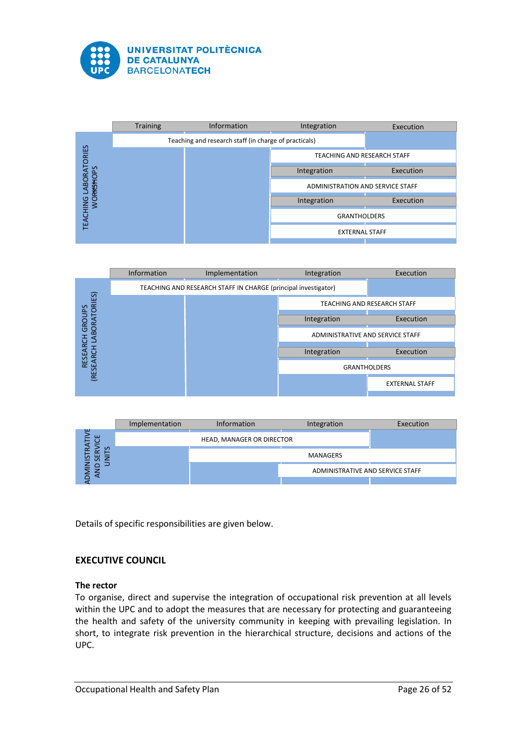| TEACHING LABORATORIES WORKSHOPS | Training | Information | Integration | Execution |
|---|---|---|---|---|
| | Teaching and research staff (in charge of practicals) | | | |
| | | | TEACHING AND RESEARCH STAFF | |
| | | | Integration | Execution |
| | | | ADMINISTRATION AND SERVICE STAFF | |
| | | | Integration | Execution |
| | | | GRANTHOLDERS | |
| | | | EXTERNAL STAFF | |

| RESEARCH GROUPS (RESEARCH LABORATORIES) | Information | Implementation | Integration | Execution |
|---|---|---|---|---|
| | TEACHING AND RESEARCH STAFF IN CHARGE (principal investigator) | | | |
| | | | TEACHING AND RESEARCH STAFF | |
| | | | Integration | Execution |
| | | | ADMINISTRATIVE AND SERVICE STAFF | |
| | | | Integration | Execution |
| | | | GRANTHOLDERS | |
| | | | | EXTERNAL STAFF |

| ADMINISTRATIVE AND SERVICE UNITS | Implementation | Information | Integration | Execution |
|---|---|---|---|---|
| | HEAD, MANAGER OR DIRECTOR | | | |
| | | MANAGERS | | |
| | | | ADMINISTRATIVE AND SERVICE STAFF | |

Details of specific responsibilities are given below.

## EXECUTIVE COUNCIL

**The rector**

To organise, direct and supervise the integration of occupational risk prevention at all levels within the UPC and to adopt the measures that are necessary for protecting and guaranteeing the health and safety of the university community in keeping with prevailing legislation. In short, to integrate risk prevention in the hierarchical structure, decisions and actions of the UPC.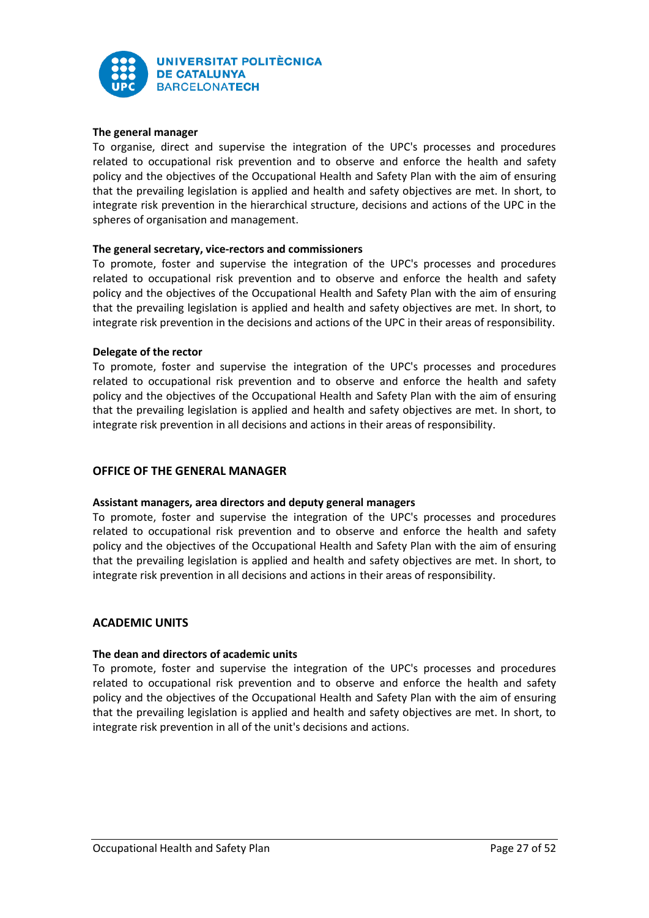**The general manager**

To organise, direct and supervise the integration of the UPC's processes and procedures related to occupational risk prevention and to observe and enforce the health and safety policy and the objectives of the Occupational Health and Safety Plan with the aim of ensuring that the prevailing legislation is applied and health and safety objectives are met. In short, to integrate risk prevention in the hierarchical structure, decisions and actions of the UPC in the spheres of organisation and management.

**The general secretary, vice-rectors and commissioners**

To promote, foster and supervise the integration of the UPC's processes and procedures related to occupational risk prevention and to observe and enforce the health and safety policy and the objectives of the Occupational Health and Safety Plan with the aim of ensuring that the prevailing legislation is applied and health and safety objectives are met. In short, to integrate risk prevention in the decisions and actions of the UPC in their areas of responsibility.

**Delegate of the rector**

To promote, foster and supervise the integration of the UPC's processes and procedures related to occupational risk prevention and to observe and enforce the health and safety policy and the objectives of the Occupational Health and Safety Plan with the aim of ensuring that the prevailing legislation is applied and health and safety objectives are met. In short, to integrate risk prevention in all decisions and actions in their areas of responsibility.

## OFFICE OF THE GENERAL MANAGER

**Assistant managers, area directors and deputy general managers**

To promote, foster and supervise the integration of the UPC's processes and procedures related to occupational risk prevention and to observe and enforce the health and safety policy and the objectives of the Occupational Health and Safety Plan with the aim of ensuring that the prevailing legislation is applied and health and safety objectives are met. In short, to integrate risk prevention in all decisions and actions in their areas of responsibility.

## ACADEMIC UNITS

**The dean and directors of academic units**

To promote, foster and supervise the integration of the UPC's processes and procedures related to occupational risk prevention and to observe and enforce the health and safety policy and the objectives of the Occupational Health and Safety Plan with the aim of ensuring that the prevailing legislation is applied and health and safety objectives are met. In short, to integrate risk prevention in all of the unit's decisions and actions.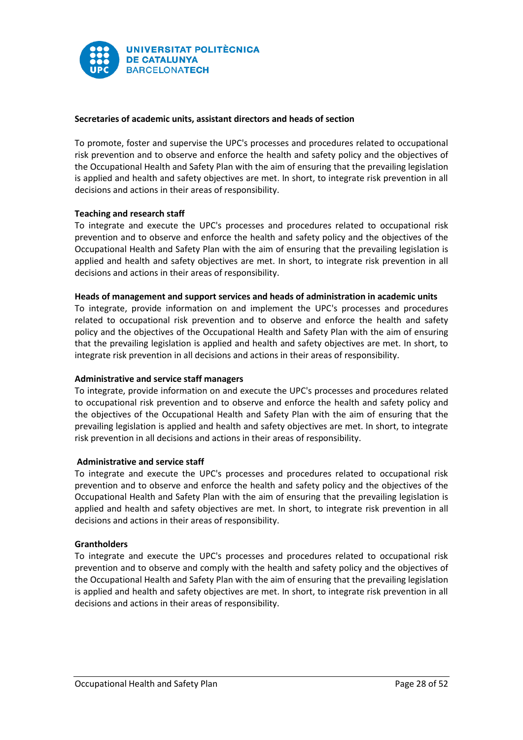**Secretaries of academic units, assistant directors and heads of section**

To promote, foster and supervise the UPC's processes and procedures related to occupational risk prevention and to observe and enforce the health and safety policy and the objectives of the Occupational Health and Safety Plan with the aim of ensuring that the prevailing legislation is applied and health and safety objectives are met. In short, to integrate risk prevention in all decisions and actions in their areas of responsibility.

**Teaching and research staff**

To integrate and execute the UPC's processes and procedures related to occupational risk prevention and to observe and enforce the health and safety policy and the objectives of the Occupational Health and Safety Plan with the aim of ensuring that the prevailing legislation is applied and health and safety objectives are met. In short, to integrate risk prevention in all decisions and actions in their areas of responsibility.

**Heads of management and support services and heads of administration in academic units**

To integrate, provide information on and implement the UPC's processes and procedures related to occupational risk prevention and to observe and enforce the health and safety policy and the objectives of the Occupational Health and Safety Plan with the aim of ensuring that the prevailing legislation is applied and health and safety objectives are met. In short, to integrate risk prevention in all decisions and actions in their areas of responsibility.

**Administrative and service staff managers**

To integrate, provide information on and execute the UPC's processes and procedures related to occupational risk prevention and to observe and enforce the health and safety policy and the objectives of the Occupational Health and Safety Plan with the aim of ensuring that the prevailing legislation is applied and health and safety objectives are met. In short, to integrate risk prevention in all decisions and actions in their areas of responsibility.

**Administrative and service staff**

To integrate and execute the UPC's processes and procedures related to occupational risk prevention and to observe and enforce the health and safety policy and the objectives of the Occupational Health and Safety Plan with the aim of ensuring that the prevailing legislation is applied and health and safety objectives are met. In short, to integrate risk prevention in all decisions and actions in their areas of responsibility.

**Grantholders**

To integrate and execute the UPC's processes and procedures related to occupational risk prevention and to observe and comply with the health and safety policy and the objectives of the Occupational Health and Safety Plan with the aim of ensuring that the prevailing legislation is applied and health and safety objectives are met. In short, to integrate risk prevention in all decisions and actions in their areas of responsibility.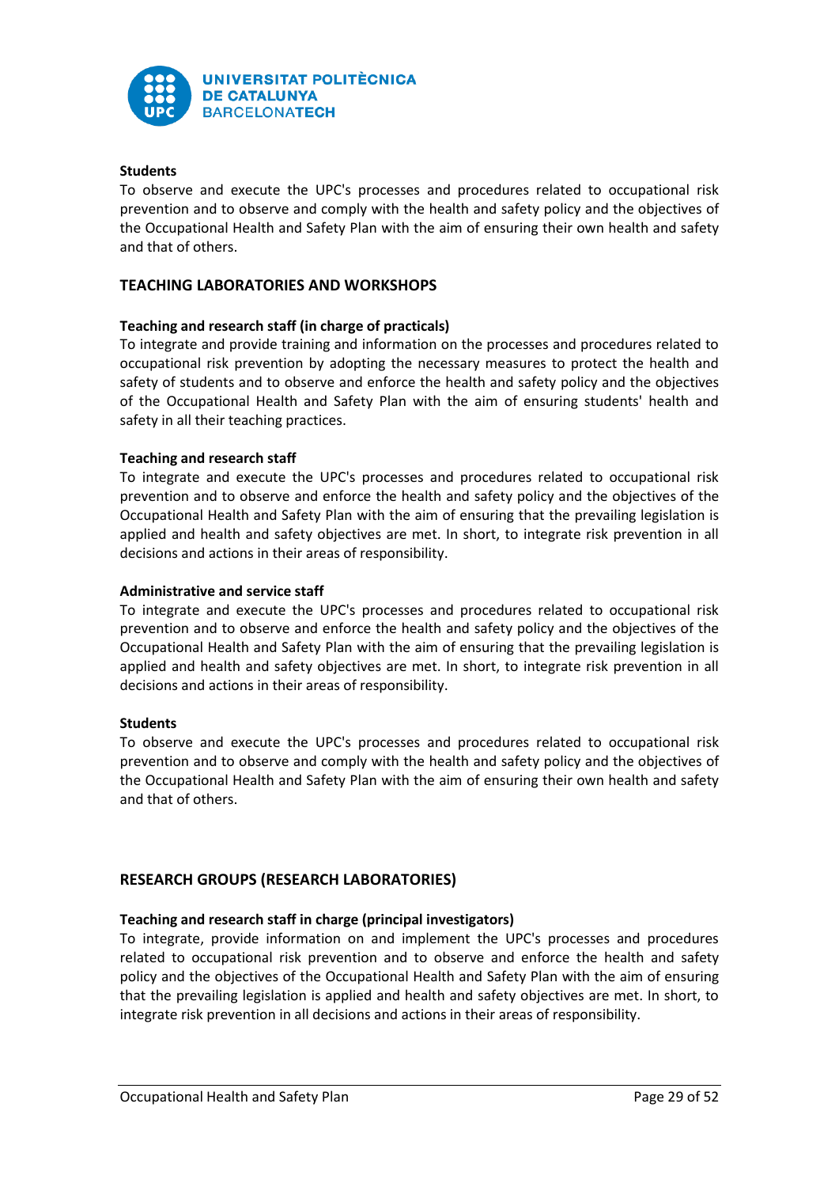**Students**

To observe and execute the UPC's processes and procedures related to occupational risk prevention and to observe and comply with the health and safety policy and the objectives of the Occupational Health and Safety Plan with the aim of ensuring their own health and safety and that of others.

## TEACHING LABORATORIES AND WORKSHOPS

**Teaching and research staff (in charge of practicals)**

To integrate and provide training and information on the processes and procedures related to occupational risk prevention by adopting the necessary measures to protect the health and safety of students and to observe and enforce the health and safety policy and the objectives of the Occupational Health and Safety Plan with the aim of ensuring students' health and safety in all their teaching practices.

**Teaching and research staff**

To integrate and execute the UPC's processes and procedures related to occupational risk prevention and to observe and enforce the health and safety policy and the objectives of the Occupational Health and Safety Plan with the aim of ensuring that the prevailing legislation is applied and health and safety objectives are met. In short, to integrate risk prevention in all decisions and actions in their areas of responsibility.

**Administrative and service staff**

To integrate and execute the UPC's processes and procedures related to occupational risk prevention and to observe and enforce the health and safety policy and the objectives of the Occupational Health and Safety Plan with the aim of ensuring that the prevailing legislation is applied and health and safety objectives are met. In short, to integrate risk prevention in all decisions and actions in their areas of responsibility.

**Students**

To observe and execute the UPC's processes and procedures related to occupational risk prevention and to observe and comply with the health and safety policy and the objectives of the Occupational Health and Safety Plan with the aim of ensuring their own health and safety and that of others.

## RESEARCH GROUPS (RESEARCH LABORATORIES)

**Teaching and research staff in charge (principal investigators)**

To integrate, provide information on and implement the UPC's processes and procedures related to occupational risk prevention and to observe and enforce the health and safety policy and the objectives of the Occupational Health and Safety Plan with the aim of ensuring that the prevailing legislation is applied and health and safety objectives are met. In short, to integrate risk prevention in all decisions and actions in their areas of responsibility.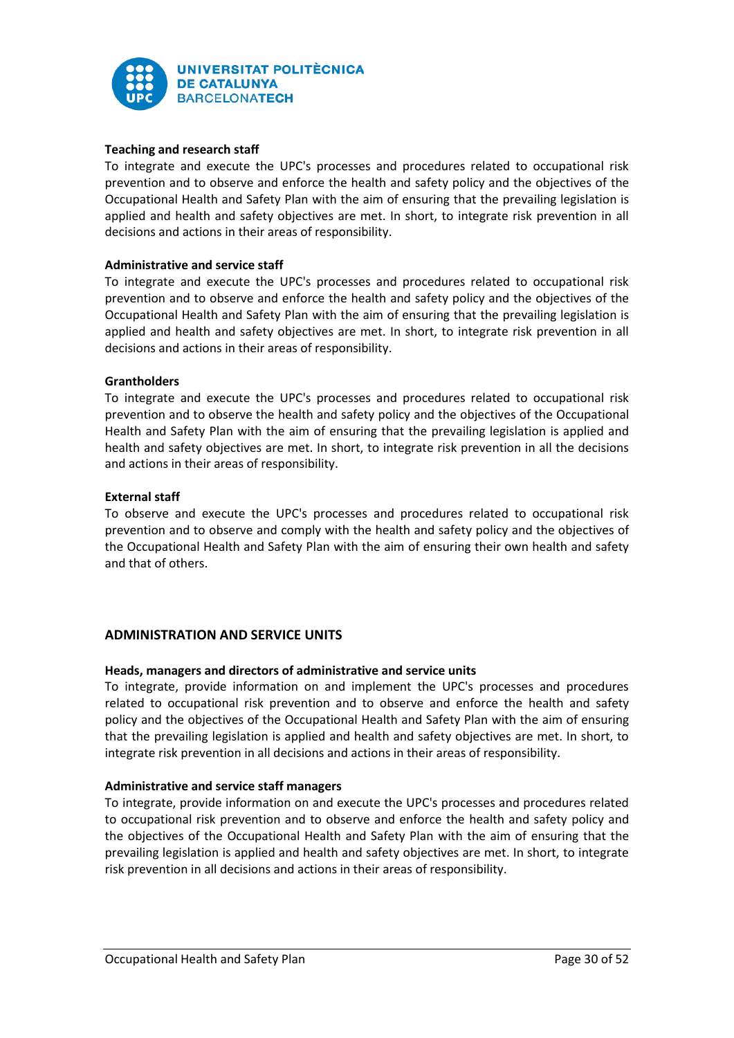**Teaching and research staff**

To integrate and execute the UPC's processes and procedures related to occupational risk prevention and to observe and enforce the health and safety policy and the objectives of the Occupational Health and Safety Plan with the aim of ensuring that the prevailing legislation is applied and health and safety objectives are met. In short, to integrate risk prevention in all decisions and actions in their areas of responsibility.

**Administrative and service staff**

To integrate and execute the UPC's processes and procedures related to occupational risk prevention and to observe and enforce the health and safety policy and the objectives of the Occupational Health and Safety Plan with the aim of ensuring that the prevailing legislation is applied and health and safety objectives are met. In short, to integrate risk prevention in all decisions and actions in their areas of responsibility.

**Grantholders**

To integrate and execute the UPC's processes and procedures related to occupational risk prevention and to observe the health and safety policy and the objectives of the Occupational Health and Safety Plan with the aim of ensuring that the prevailing legislation is applied and health and safety objectives are met. In short, to integrate risk prevention in all the decisions and actions in their areas of responsibility.

**External staff**

To observe and execute the UPC's processes and procedures related to occupational risk prevention and to observe and comply with the health and safety policy and the objectives of the Occupational Health and Safety Plan with the aim of ensuring their own health and safety and that of others.

## ADMINISTRATION AND SERVICE UNITS

**Heads, managers and directors of administrative and service units**

To integrate, provide information on and implement the UPC's processes and procedures related to occupational risk prevention and to observe and enforce the health and safety policy and the objectives of the Occupational Health and Safety Plan with the aim of ensuring that the prevailing legislation is applied and health and safety objectives are met. In short, to integrate risk prevention in all decisions and actions in their areas of responsibility.

**Administrative and service staff managers**

To integrate, provide information on and execute the UPC's processes and procedures related to occupational risk prevention and to observe and enforce the health and safety policy and the objectives of the Occupational Health and Safety Plan with the aim of ensuring that the prevailing legislation is applied and health and safety objectives are met. In short, to integrate risk prevention in all decisions and actions in their areas of responsibility.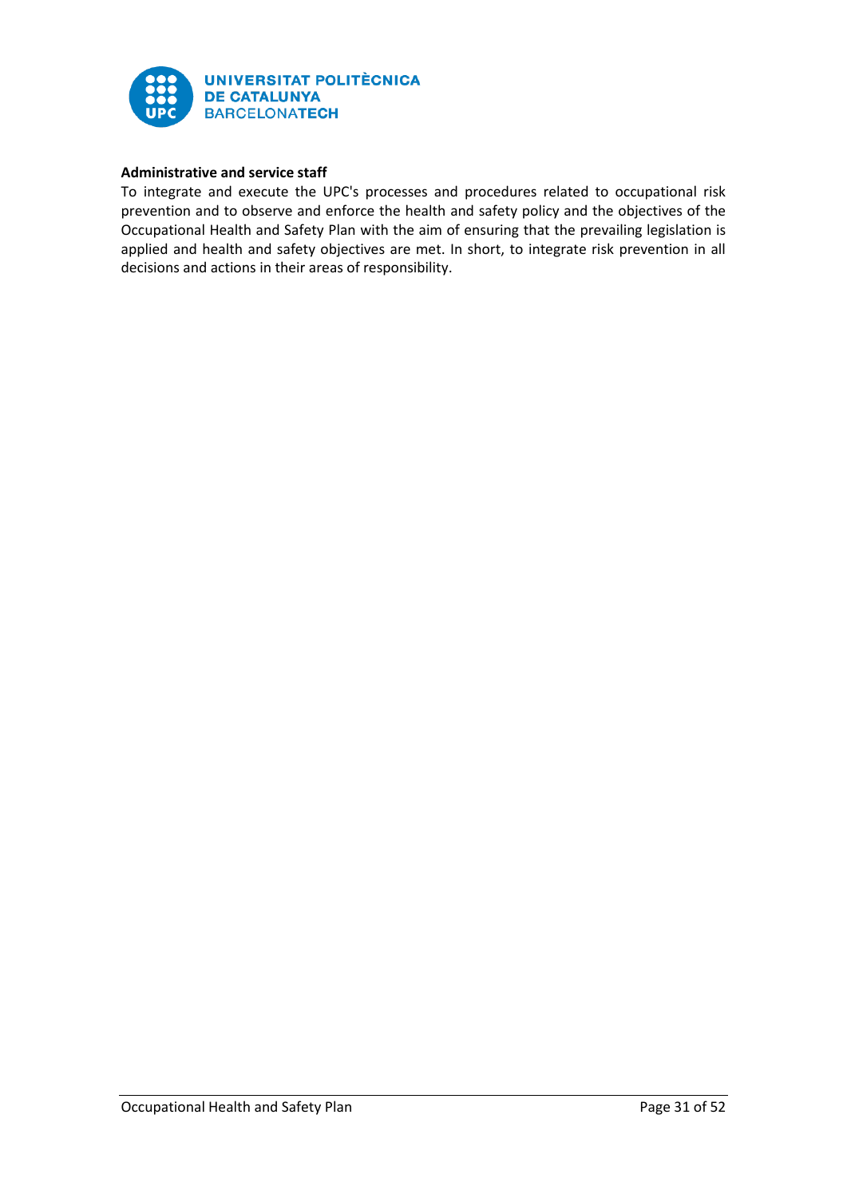**Administrative and service staff**

To integrate and execute the UPC's processes and procedures related to occupational risk prevention and to observe and enforce the health and safety policy and the objectives of the Occupational Health and Safety Plan with the aim of ensuring that the prevailing legislation is applied and health and safety objectives are met. In short, to integrate risk prevention in all decisions and actions in their areas of responsibility.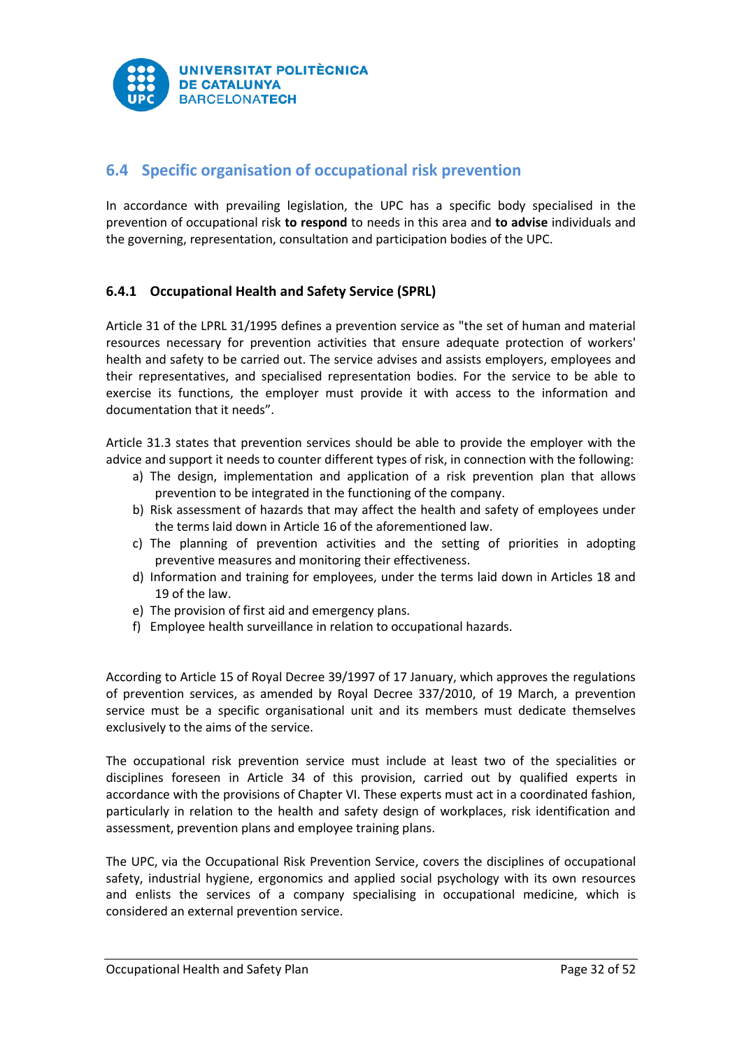## 6.4 Specific organisation of occupational risk prevention

In accordance with prevailing legislation, the UPC has a specific body specialised in the prevention of occupational risk **to respond** to needs in this area and **to advise** individuals and the governing, representation, consultation and participation bodies of the UPC.

### 6.4.1 Occupational Health and Safety Service (SPRL)

Article 31 of the LPRL 31/1995 defines a prevention service as "the set of human and material resources necessary for prevention activities that ensure adequate protection of workers' health and safety to be carried out. The service advises and assists employers, employees and their representatives, and specialised representation bodies. For the service to be able to exercise its functions, the employer must provide it with access to the information and documentation that it needs".

Article 31.3 states that prevention services should be able to provide the employer with the advice and support it needs to counter different types of risk, in connection with the following:

a) The design, implementation and application of a risk prevention plan that allows prevention to be integrated in the functioning of the company.
b) Risk assessment of hazards that may affect the health and safety of employees under the terms laid down in Article 16 of the aforementioned law.
c) The planning of prevention activities and the setting of priorities in adopting preventive measures and monitoring their effectiveness.
d) Information and training for employees, under the terms laid down in Articles 18 and 19 of the law.
e) The provision of first aid and emergency plans.
f) Employee health surveillance in relation to occupational hazards.

According to Article 15 of Royal Decree 39/1997 of 17 January, which approves the regulations of prevention services, as amended by Royal Decree 337/2010, of 19 March, a prevention service must be a specific organisational unit and its members must dedicate themselves exclusively to the aims of the service.

The occupational risk prevention service must include at least two of the specialities or disciplines foreseen in Article 34 of this provision, carried out by qualified experts in accordance with the provisions of Chapter VI. These experts must act in a coordinated fashion, particularly in relation to the health and safety design of workplaces, risk identification and assessment, prevention plans and employee training plans.

The UPC, via the Occupational Risk Prevention Service, covers the disciplines of occupational safety, industrial hygiene, ergonomics and applied social psychology with its own resources and enlists the services of a company specialising in occupational medicine, which is considered an external prevention service.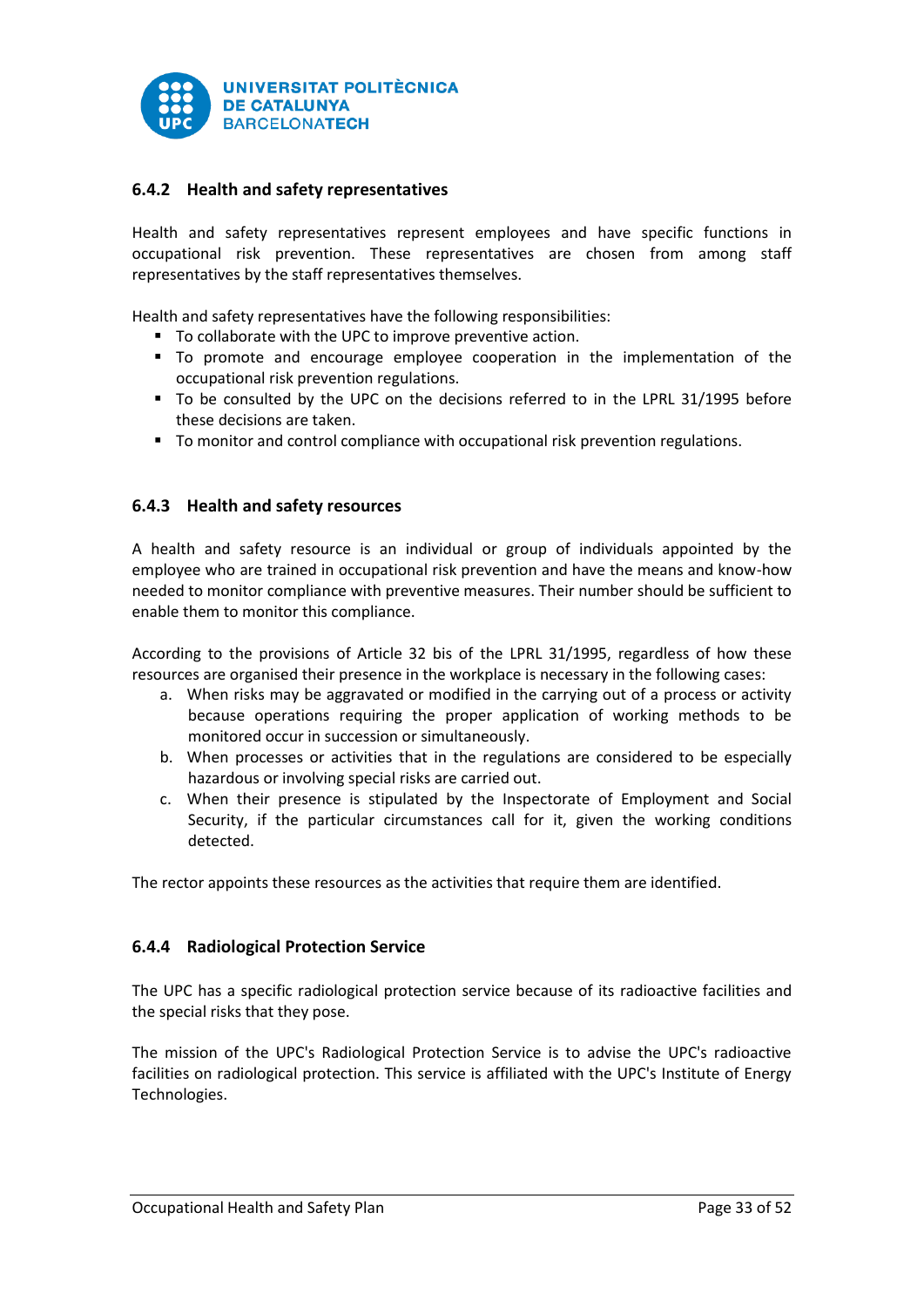### 6.4.2 Health and safety representatives

Health and safety representatives represent employees and have specific functions in occupational risk prevention. These representatives are chosen from among staff representatives by the staff representatives themselves.

Health and safety representatives have the following responsibilities:

- To collaborate with the UPC to improve preventive action.
- To promote and encourage employee cooperation in the implementation of the occupational risk prevention regulations.
- To be consulted by the UPC on the decisions referred to in the LPRL 31/1995 before these decisions are taken.
- To monitor and control compliance with occupational risk prevention regulations.

### 6.4.3 Health and safety resources

A health and safety resource is an individual or group of individuals appointed by the employee who are trained in occupational risk prevention and have the means and know-how needed to monitor compliance with preventive measures. Their number should be sufficient to enable them to monitor this compliance.

According to the provisions of Article 32 bis of the LPRL 31/1995, regardless of how these resources are organised their presence in the workplace is necessary in the following cases:

a. When risks may be aggravated or modified in the carrying out of a process or activity because operations requiring the proper application of working methods to be monitored occur in succession or simultaneously.
b. When processes or activities that in the regulations are considered to be especially hazardous or involving special risks are carried out.
c. When their presence is stipulated by the Inspectorate of Employment and Social Security, if the particular circumstances call for it, given the working conditions detected.

The rector appoints these resources as the activities that require them are identified.

### 6.4.4 Radiological Protection Service

The UPC has a specific radiological protection service because of its radioactive facilities and the special risks that they pose.

The mission of the UPC's Radiological Protection Service is to advise the UPC's radioactive facilities on radiological protection. This service is affiliated with the UPC's Institute of Energy Technologies.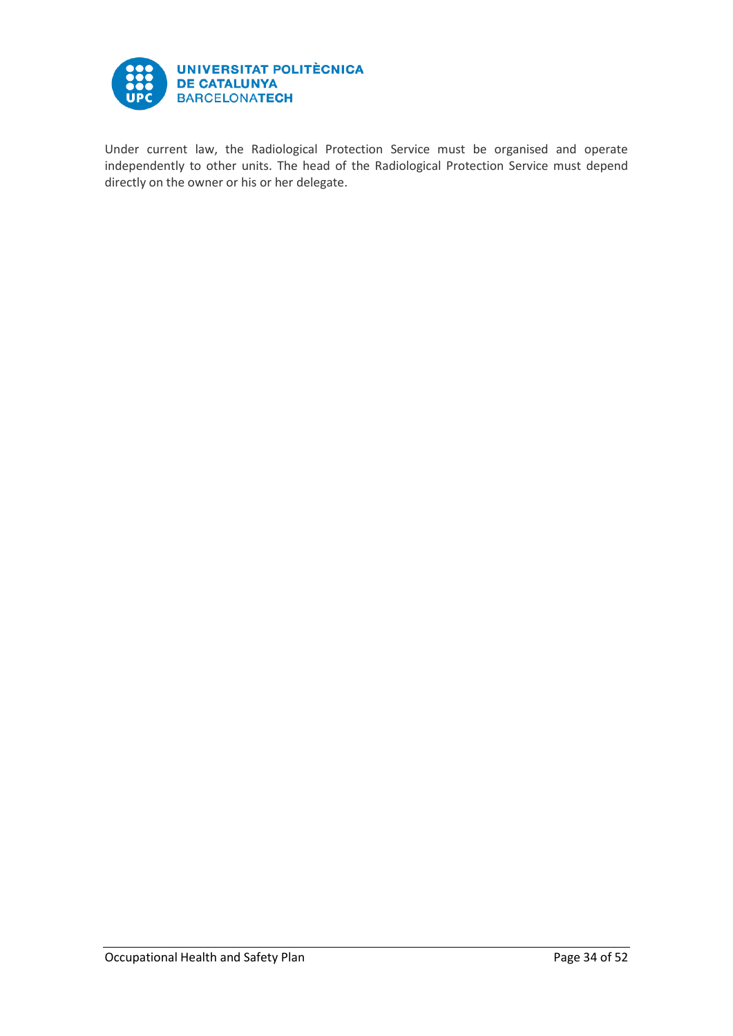Under current law, the Radiological Protection Service must be organised and operate independently to other units. The head of the Radiological Protection Service must depend directly on the owner or his or her delegate.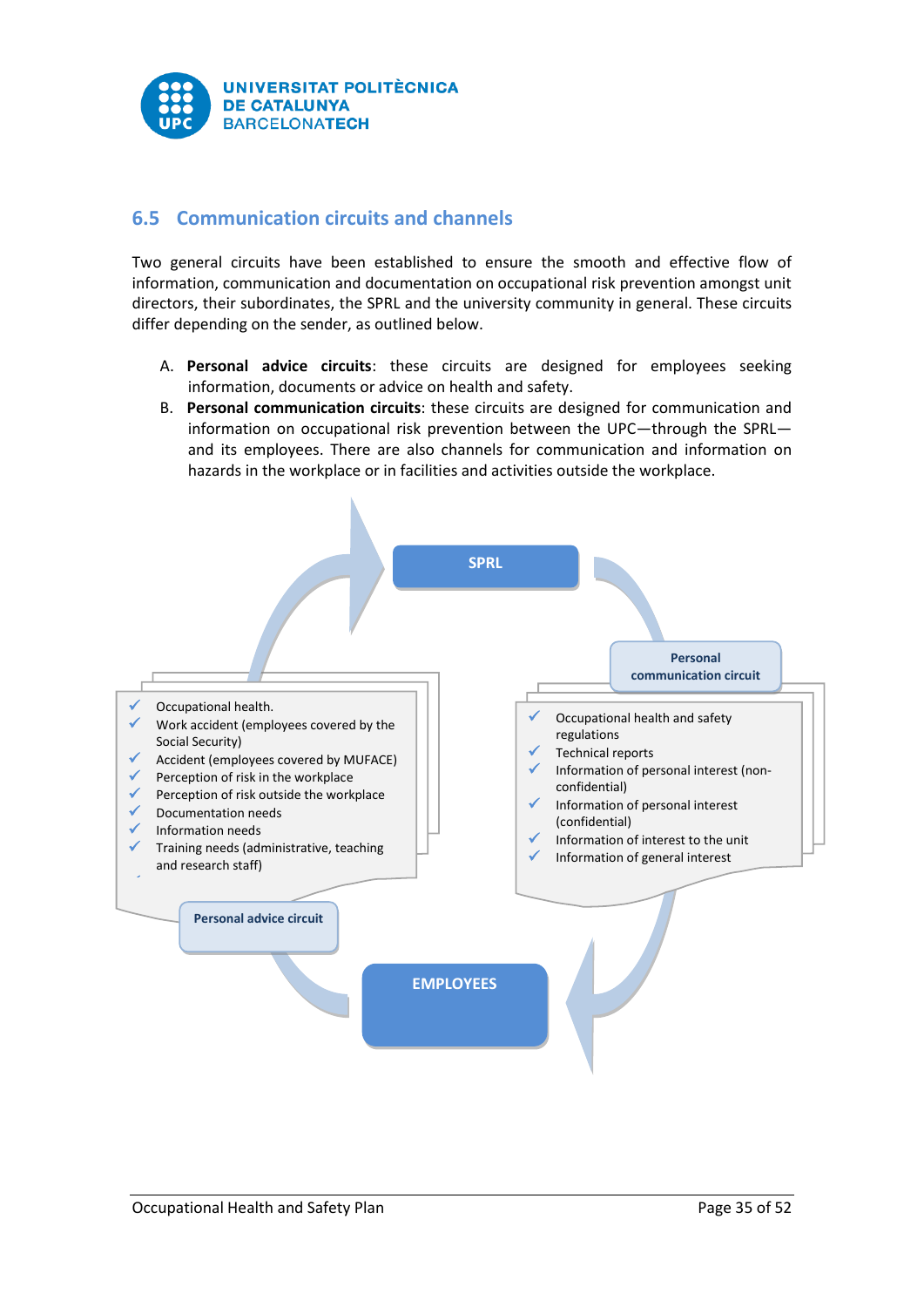## 6.5 Communication circuits and channels

Two general circuits have been established to ensure the smooth and effective flow of information, communication and documentation on occupational risk prevention amongst unit directors, their subordinates, the SPRL and the university community in general. These circuits differ depending on the sender, as outlined below.

A. **Personal advice circuits**: these circuits are designed for employees seeking information, documents or advice on health and safety.

B. **Personal communication circuits**: these circuits are designed for communication and information on occupational risk prevention between the UPC—through the SPRL—and its employees. There are also channels for communication and information on hazards in the workplace or in facilities and activities outside the workplace.

**SPRL**

**Personal communication circuit**

- ✓ Occupational health and safety regulations
- ✓ Technical reports
- ✓ Information of personal interest (non-confidential)
- ✓ Information of personal interest (confidential)
- ✓ Information of interest to the unit
- ✓ Information of general interest

**EMPLOYEES**

**Personal advice circuit**

- ✓ Occupational health.
- ✓ Work accident (employees covered by the Social Security)
- ✓ Accident (employees covered by MUFACE)
- ✓ Perception of risk in the workplace
- ✓ Perception of risk outside the workplace
- ✓ Documentation needs
- ✓ Information needs
- ✓ Training needs (administrative, teaching and research staff)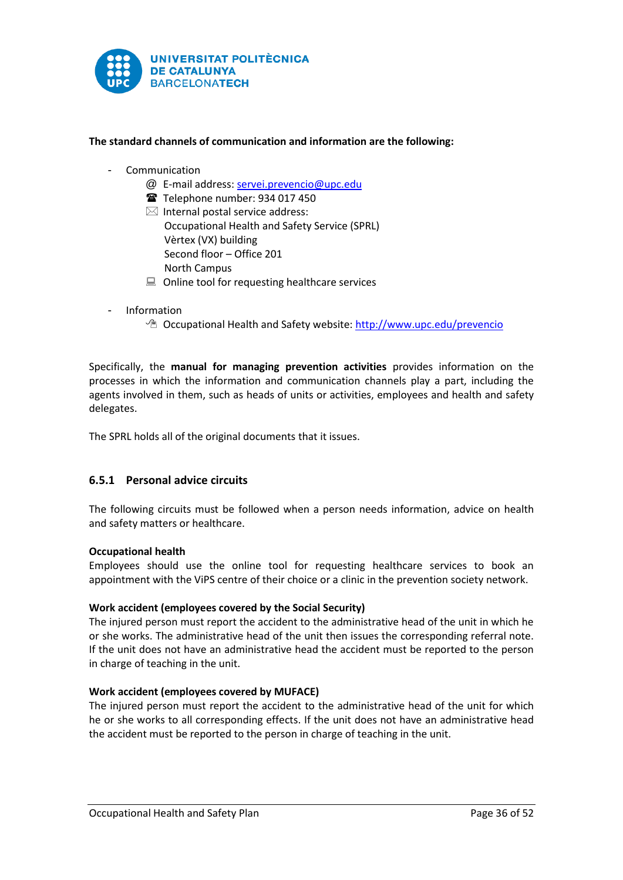**The standard channels of communication and information are the following:**

- Communication
  - @ E-mail address: servei.prevencio@upc.edu
  - ☎ Telephone number: 934 017 450
  - ✉ Internal postal service address:
    Occupational Health and Safety Service (SPRL)
    Vèrtex (VX) building
    Second floor – Office 201
    North Campus
  - Online tool for requesting healthcare services

- Information
  - Occupational Health and Safety website: http://www.upc.edu/prevencio

Specifically, the **manual for managing prevention activities** provides information on the processes in which the information and communication channels play a part, including the agents involved in them, such as heads of units or activities, employees and health and safety delegates.

The SPRL holds all of the original documents that it issues.

### 6.5.1 Personal advice circuits

The following circuits must be followed when a person needs information, advice on health and safety matters or healthcare.

**Occupational health**
Employees should use the online tool for requesting healthcare services to book an appointment with the ViPS centre of their choice or a clinic in the prevention society network.

**Work accident (employees covered by the Social Security)**
The injured person must report the accident to the administrative head of the unit in which he or she works. The administrative head of the unit then issues the corresponding referral note. If the unit does not have an administrative head the accident must be reported to the person in charge of teaching in the unit.

**Work accident (employees covered by MUFACE)**
The injured person must report the accident to the administrative head of the unit for which he or she works to all corresponding effects. If the unit does not have an administrative head the accident must be reported to the person in charge of teaching in the unit.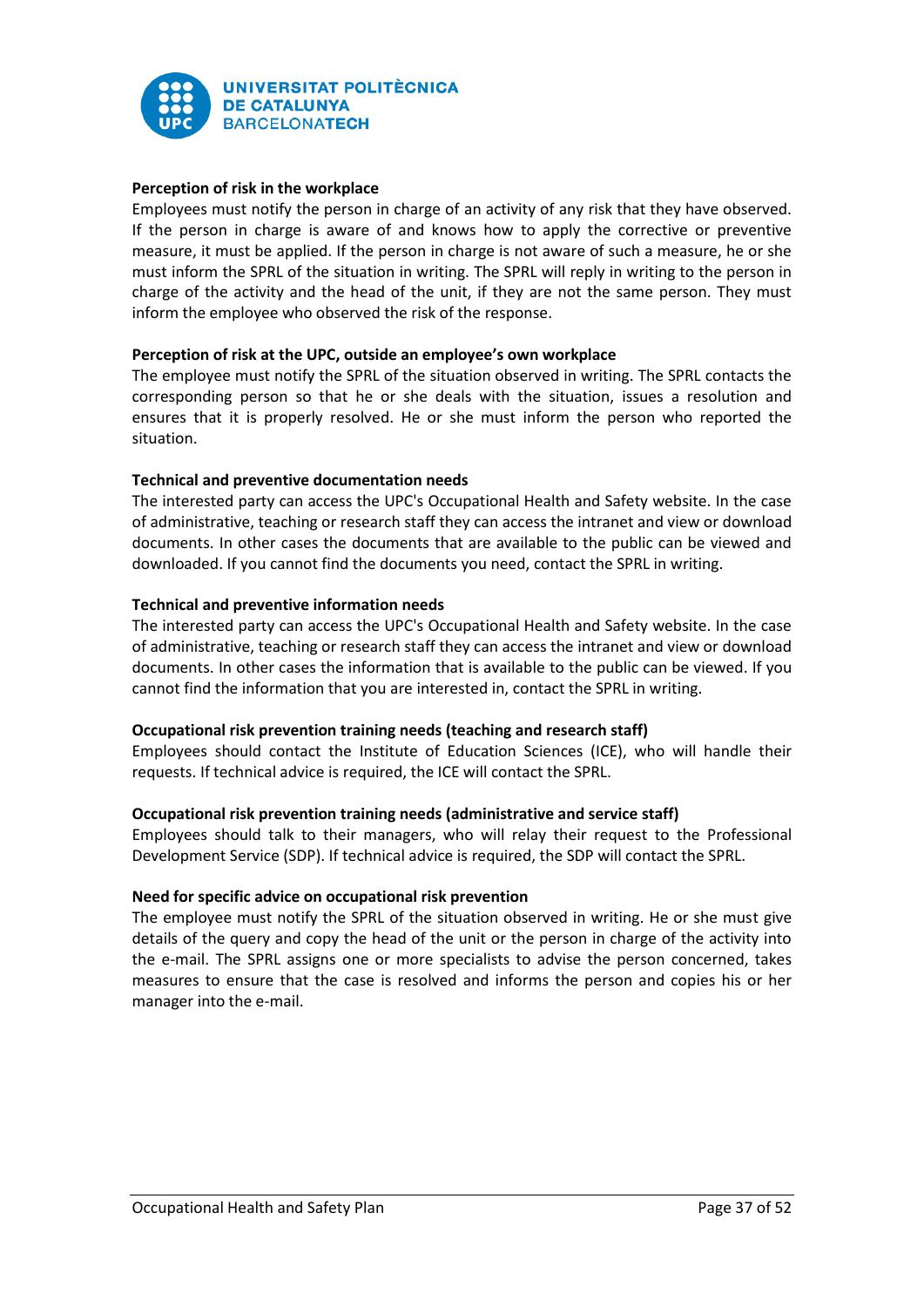**Perception of risk in the workplace**

Employees must notify the person in charge of an activity of any risk that they have observed. If the person in charge is aware of and knows how to apply the corrective or preventive measure, it must be applied. If the person in charge is not aware of such a measure, he or she must inform the SPRL of the situation in writing. The SPRL will reply in writing to the person in charge of the activity and the head of the unit, if they are not the same person. They must inform the employee who observed the risk of the response.

**Perception of risk at the UPC, outside an employee's own workplace**

The employee must notify the SPRL of the situation observed in writing. The SPRL contacts the corresponding person so that he or she deals with the situation, issues a resolution and ensures that it is properly resolved. He or she must inform the person who reported the situation.

**Technical and preventive documentation needs**

The interested party can access the UPC's Occupational Health and Safety website. In the case of administrative, teaching or research staff they can access the intranet and view or download documents. In other cases the documents that are available to the public can be viewed and downloaded. If you cannot find the documents you need, contact the SPRL in writing.

**Technical and preventive information needs**

The interested party can access the UPC's Occupational Health and Safety website. In the case of administrative, teaching or research staff they can access the intranet and view or download documents. In other cases the information that is available to the public can be viewed. If you cannot find the information that you are interested in, contact the SPRL in writing.

**Occupational risk prevention training needs (teaching and research staff)**

Employees should contact the Institute of Education Sciences (ICE), who will handle their requests. If technical advice is required, the ICE will contact the SPRL.

**Occupational risk prevention training needs (administrative and service staff)**

Employees should talk to their managers, who will relay their request to the Professional Development Service (SDP). If technical advice is required, the SDP will contact the SPRL.

**Need for specific advice on occupational risk prevention**

The employee must notify the SPRL of the situation observed in writing. He or she must give details of the query and copy the head of the unit or the person in charge of the activity into the e-mail. The SPRL assigns one or more specialists to advise the person concerned, takes measures to ensure that the case is resolved and informs the person and copies his or her manager into the e-mail.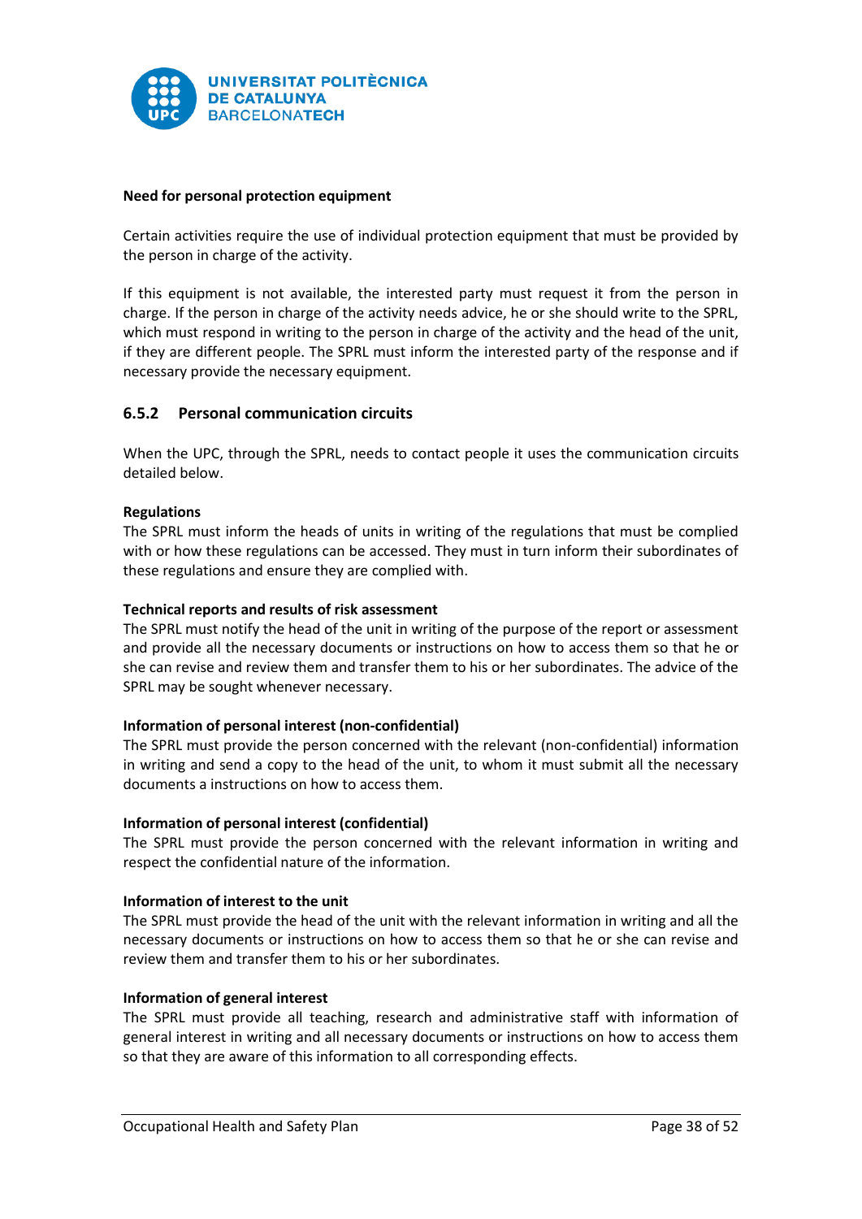**Need for personal protection equipment**

Certain activities require the use of individual protection equipment that must be provided by the person in charge of the activity.

If this equipment is not available, the interested party must request it from the person in charge. If the person in charge of the activity needs advice, he or she should write to the SPRL, which must respond in writing to the person in charge of the activity and the head of the unit, if they are different people. The SPRL must inform the interested party of the response and if necessary provide the necessary equipment.

### 6.5.2 Personal communication circuits

When the UPC, through the SPRL, needs to contact people it uses the communication circuits detailed below.

**Regulations**

The SPRL must inform the heads of units in writing of the regulations that must be complied with or how these regulations can be accessed. They must in turn inform their subordinates of these regulations and ensure they are complied with.

**Technical reports and results of risk assessment**

The SPRL must notify the head of the unit in writing of the purpose of the report or assessment and provide all the necessary documents or instructions on how to access them so that he or she can revise and review them and transfer them to his or her subordinates. The advice of the SPRL may be sought whenever necessary.

**Information of personal interest (non-confidential)**

The SPRL must provide the person concerned with the relevant (non-confidential) information in writing and send a copy to the head of the unit, to whom it must submit all the necessary documents a instructions on how to access them.

**Information of personal interest (confidential)**

The SPRL must provide the person concerned with the relevant information in writing and respect the confidential nature of the information.

**Information of interest to the unit**

The SPRL must provide the head of the unit with the relevant information in writing and all the necessary documents or instructions on how to access them so that he or she can revise and review them and transfer them to his or her subordinates.

**Information of general interest**

The SPRL must provide all teaching, research and administrative staff with information of general interest in writing and all necessary documents or instructions on how to access them so that they are aware of this information to all corresponding effects.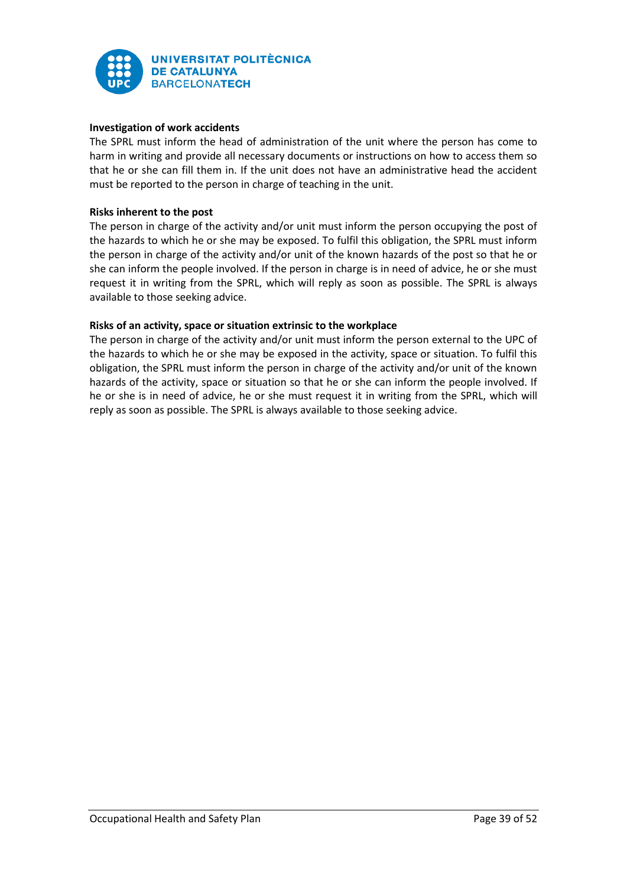**Investigation of work accidents**

The SPRL must inform the head of administration of the unit where the person has come to harm in writing and provide all necessary documents or instructions on how to access them so that he or she can fill them in. If the unit does not have an administrative head the accident must be reported to the person in charge of teaching in the unit.

**Risks inherent to the post**

The person in charge of the activity and/or unit must inform the person occupying the post of the hazards to which he or she may be exposed. To fulfil this obligation, the SPRL must inform the person in charge of the activity and/or unit of the known hazards of the post so that he or she can inform the people involved. If the person in charge is in need of advice, he or she must request it in writing from the SPRL, which will reply as soon as possible. The SPRL is always available to those seeking advice.

**Risks of an activity, space or situation extrinsic to the workplace**

The person in charge of the activity and/or unit must inform the person external to the UPC of the hazards to which he or she may be exposed in the activity, space or situation. To fulfil this obligation, the SPRL must inform the person in charge of the activity and/or unit of the known hazards of the activity, space or situation so that he or she can inform the people involved. If he or she is in need of advice, he or she must request it in writing from the SPRL, which will reply as soon as possible. The SPRL is always available to those seeking advice.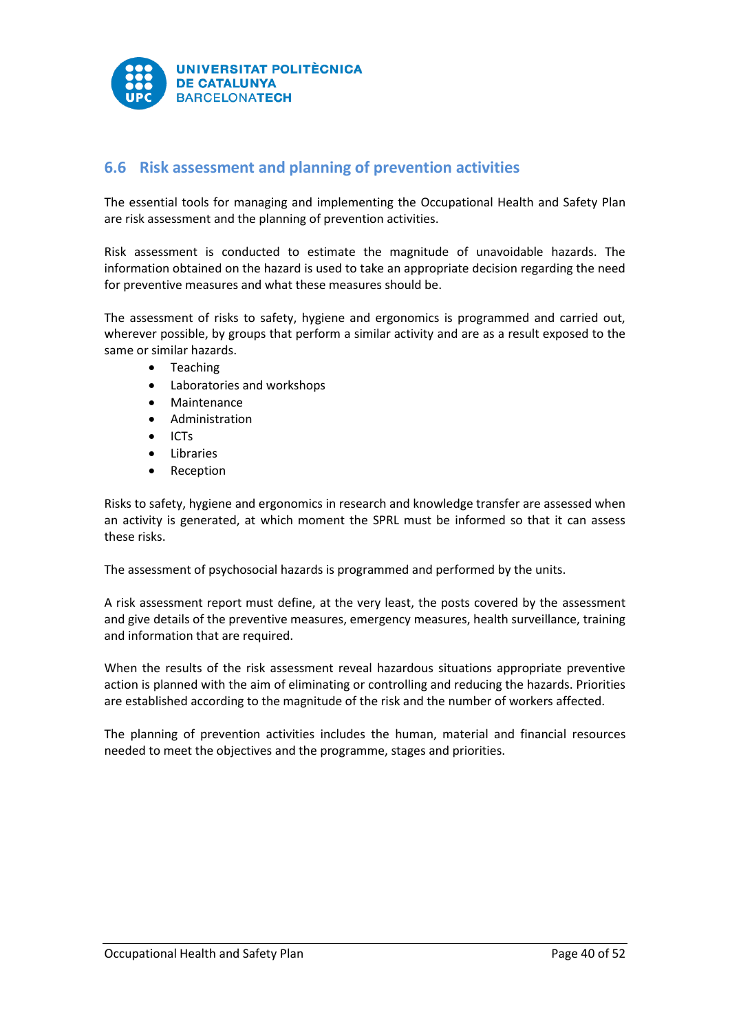## 6.6 Risk assessment and planning of prevention activities

The essential tools for managing and implementing the Occupational Health and Safety Plan are risk assessment and the planning of prevention activities.

Risk assessment is conducted to estimate the magnitude of unavoidable hazards. The information obtained on the hazard is used to take an appropriate decision regarding the need for preventive measures and what these measures should be.

The assessment of risks to safety, hygiene and ergonomics is programmed and carried out, wherever possible, by groups that perform a similar activity and are as a result exposed to the same or similar hazards.

- Teaching
- Laboratories and workshops
- Maintenance
- Administration
- ICTs
- Libraries
- Reception

Risks to safety, hygiene and ergonomics in research and knowledge transfer are assessed when an activity is generated, at which moment the SPRL must be informed so that it can assess these risks.

The assessment of psychosocial hazards is programmed and performed by the units.

A risk assessment report must define, at the very least, the posts covered by the assessment and give details of the preventive measures, emergency measures, health surveillance, training and information that are required.

When the results of the risk assessment reveal hazardous situations appropriate preventive action is planned with the aim of eliminating or controlling and reducing the hazards. Priorities are established according to the magnitude of the risk and the number of workers affected.

The planning of prevention activities includes the human, material and financial resources needed to meet the objectives and the programme, stages and priorities.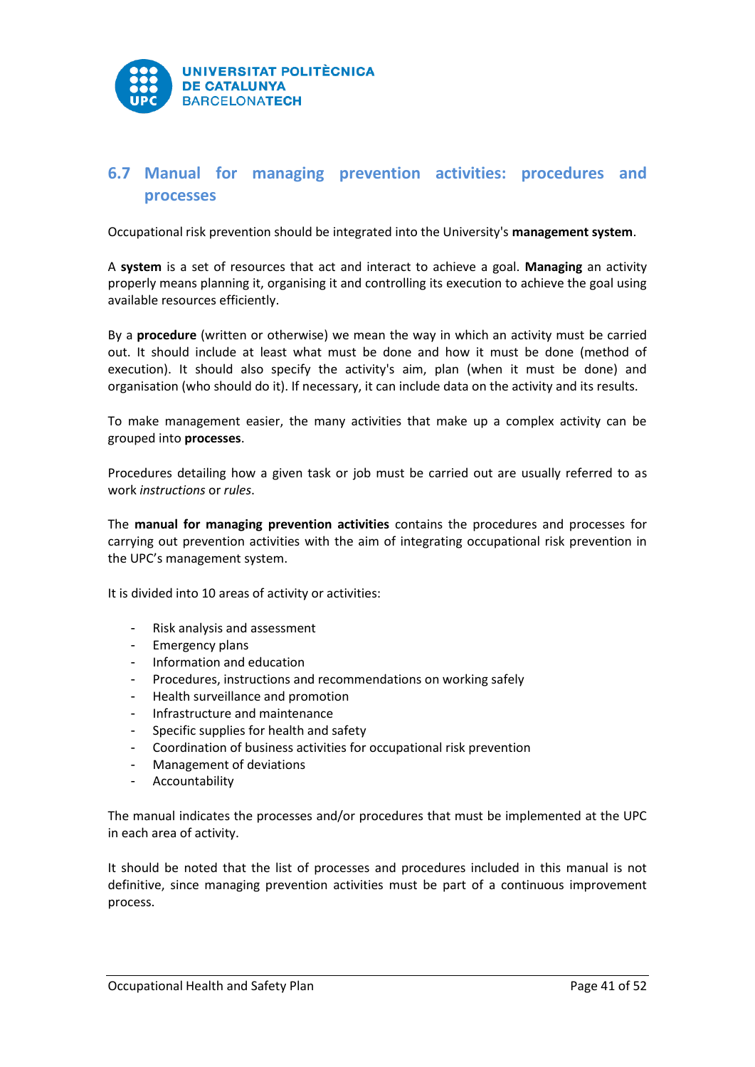## 6.7 Manual for managing prevention activities: procedures and processes

Occupational risk prevention should be integrated into the University's **management system**.

A **system** is a set of resources that act and interact to achieve a goal. **Managing** an activity properly means planning it, organising it and controlling its execution to achieve the goal using available resources efficiently.

By a **procedure** (written or otherwise) we mean the way in which an activity must be carried out. It should include at least what must be done and how it must be done (method of execution). It should also specify the activity's aim, plan (when it must be done) and organisation (who should do it). If necessary, it can include data on the activity and its results.

To make management easier, the many activities that make up a complex activity can be grouped into **processes**.

Procedures detailing how a given task or job must be carried out are usually referred to as work *instructions* or *rules*.

The **manual for managing prevention activities** contains the procedures and processes for carrying out prevention activities with the aim of integrating occupational risk prevention in the UPC's management system.

It is divided into 10 areas of activity or activities:

- Risk analysis and assessment
- Emergency plans
- Information and education
- Procedures, instructions and recommendations on working safely
- Health surveillance and promotion
- Infrastructure and maintenance
- Specific supplies for health and safety
- Coordination of business activities for occupational risk prevention
- Management of deviations
- Accountability

The manual indicates the processes and/or procedures that must be implemented at the UPC in each area of activity.

It should be noted that the list of processes and procedures included in this manual is not definitive, since managing prevention activities must be part of a continuous improvement process.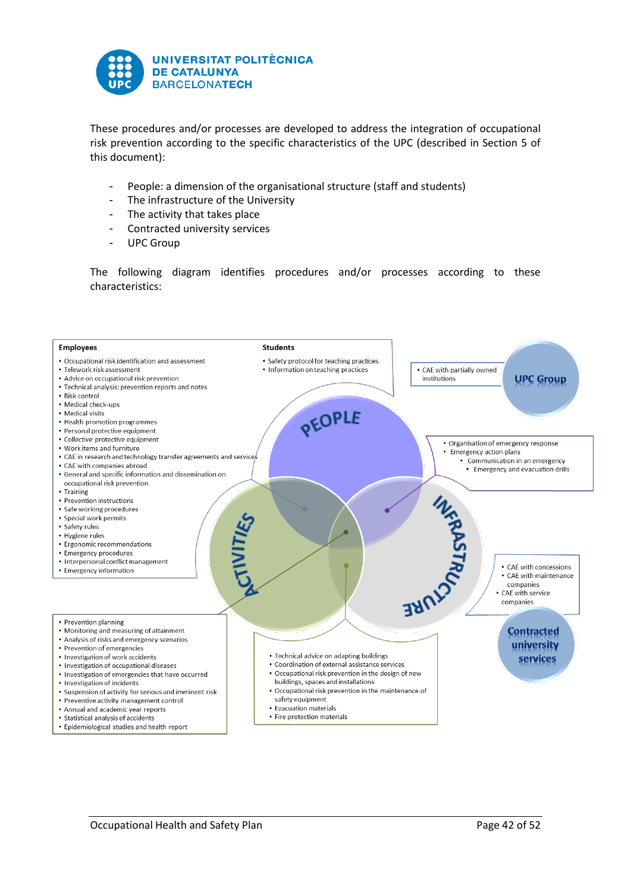These procedures and/or processes are developed to address the integration of occupational risk prevention according to the specific characteristics of the UPC (described in Section 5 of this document):

- People: a dimension of the organisational structure (staff and students)
- The infrastructure of the University
- The activity that takes place
- Contracted university services
- UPC Group

The following diagram identifies procedures and/or processes according to these characteristics:

**Employees**

- Occupational risk identification and assessment
- Telework risk assessment
- Advice on occupational risk prevention
- Technical analysis: prevention reports and notes
- Risk control
- Medical check-ups
- Medical visits
- Health promotion programmes
- Personal protective equipment
- Collective protective equipment
- Work items and furniture
- CAE in research and technology transfer agreements and services
- CAE with companies abroad
- General and specific information and dissemination on occupational risk prevention
- Training
- Prevention instructions
- Safe working procedures
- Special work permits
- Safety rules
- Hygiene rules
- Ergonomic recommendations
- Emergency procedures
- Interpersonal conflict management
- Emergency information

**Students**

- Safety protocol for teaching practices
- Information on teaching practices

**UPC Group**

- CAE with partially owned institutions

**PEOPLE**

**INFRASTRUCTURE**

**ACTIVITIES**

- Organisation of emergency response
- Emergency action plans
  - Communication in an emergency
  - Emergency and evacuation drills

**Contracted university services**

- CAE with concessions
- CAE with maintenance companies
- CAE with service companies

- Prevention planning
- Monitoring and measuring of attainment
- Analysis of risks and emergency scenarios
- Prevention of emergencies
- Investigation of work accidents
- Investigation of occupational diseases
- Investigation of emergencies that have occurred
- Investigation of incidents
- Suspension of activity for serious and imminent risk
- Preventive activity management control
- Annual and academic year reports
- Statistical analysis of accidents
- Epidemiological studies and health report

- Technical advice on adapting buildings
- Coordination of external assistance services
- Occupational risk prevention in the design of new buildings, spaces and installations
- Occupational risk prevention in the maintenance of safety equipment
- Evacuation materials
- Fire protection materials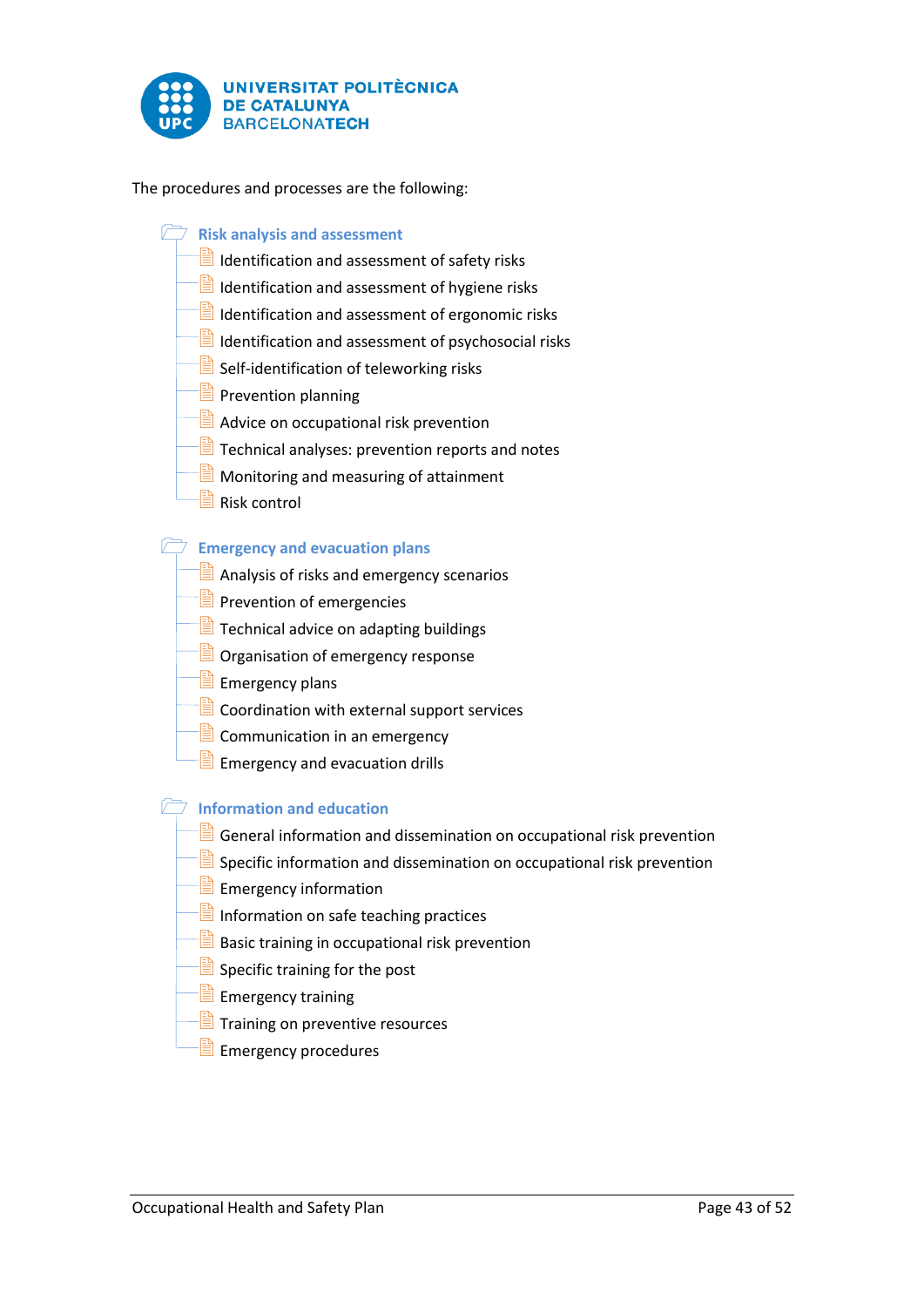The procedures and processes are the following:

**Risk analysis and assessment**

- Identification and assessment of safety risks
- Identification and assessment of hygiene risks
- Identification and assessment of ergonomic risks
- Identification and assessment of psychosocial risks
- Self-identification of teleworking risks
- Prevention planning
- Advice on occupational risk prevention
- Technical analyses: prevention reports and notes
- Monitoring and measuring of attainment
- Risk control

**Emergency and evacuation plans**

- Analysis of risks and emergency scenarios
- Prevention of emergencies
- Technical advice on adapting buildings
- Organisation of emergency response
- Emergency plans
- Coordination with external support services
- Communication in an emergency
- Emergency and evacuation drills

**Information and education**

- General information and dissemination on occupational risk prevention
- Specific information and dissemination on occupational risk prevention
- Emergency information
- Information on safe teaching practices
- Basic training in occupational risk prevention
- Specific training for the post
- Emergency training
- Training on preventive resources
- Emergency procedures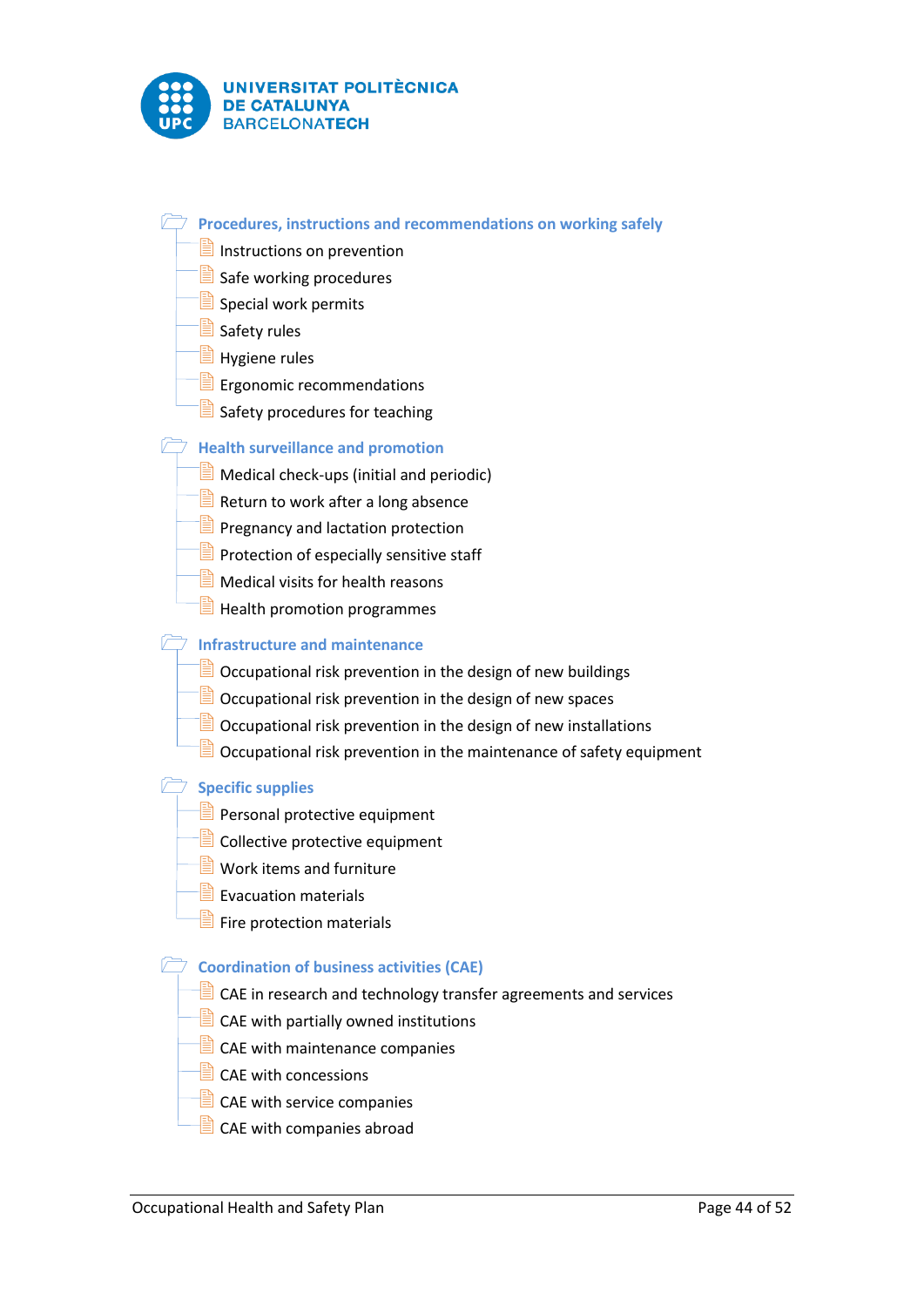- **Procedures, instructions and recommendations on working safely**
  - Instructions on prevention
  - Safe working procedures
  - Special work permits
  - Safety rules
  - Hygiene rules
  - Ergonomic recommendations
  - Safety procedures for teaching
- **Health surveillance and promotion**
  - Medical check-ups (initial and periodic)
  - Return to work after a long absence
  - Pregnancy and lactation protection
  - Protection of especially sensitive staff
  - Medical visits for health reasons
  - Health promotion programmes
- **Infrastructure and maintenance**
  - Occupational risk prevention in the design of new buildings
  - Occupational risk prevention in the design of new spaces
  - Occupational risk prevention in the design of new installations
  - Occupational risk prevention in the maintenance of safety equipment
- **Specific supplies**
  - Personal protective equipment
  - Collective protective equipment
  - Work items and furniture
  - Evacuation materials
  - Fire protection materials
- **Coordination of business activities (CAE)**
  - CAE in research and technology transfer agreements and services
  - CAE with partially owned institutions
  - CAE with maintenance companies
  - CAE with concessions
  - CAE with service companies
  - CAE with companies abroad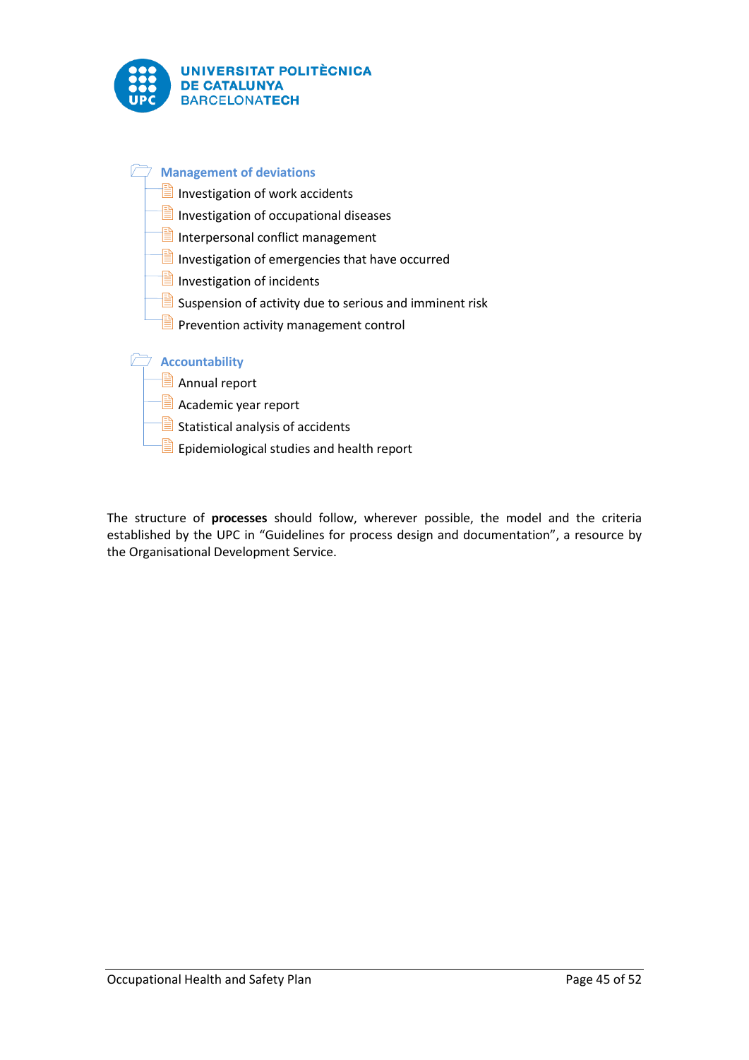**Management of deviations**

- Investigation of work accidents
- Investigation of occupational diseases
- Interpersonal conflict management
- Investigation of emergencies that have occurred
- Investigation of incidents
- Suspension of activity due to serious and imminent risk
- Prevention activity management control

**Accountability**

- Annual report
- Academic year report
- Statistical analysis of accidents
- Epidemiological studies and health report

The structure of **processes** should follow, wherever possible, the model and the criteria established by the UPC in "Guidelines for process design and documentation", a resource by the Organisational Development Service.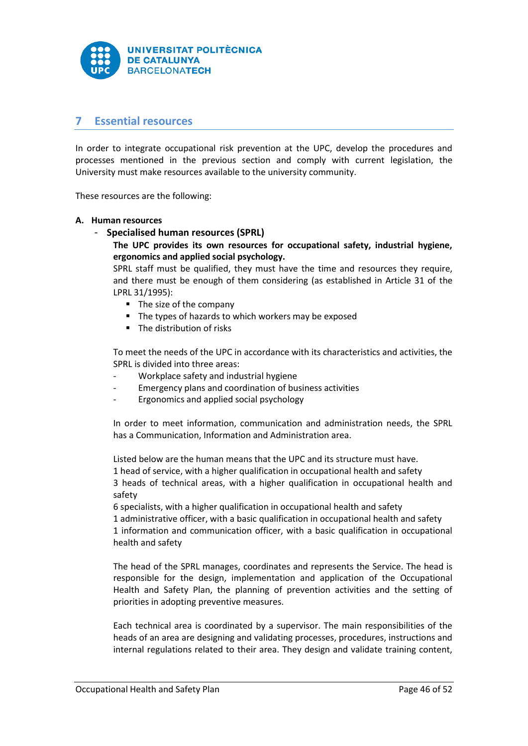## 7 Essential resources

In order to integrate occupational risk prevention at the UPC, develop the procedures and processes mentioned in the previous section and comply with current legislation, the University must make resources available to the university community.

These resources are the following:

**A. Human resources**

- **Specialised human resources (SPRL)**

  **The UPC provides its own resources for occupational safety, industrial hygiene, ergonomics and applied social psychology.**

  SPRL staff must be qualified, they must have the time and resources they require, and there must be enough of them considering (as established in Article 31 of the LPRL 31/1995):

  - The size of the company
  - The types of hazards to which workers may be exposed
  - The distribution of risks

  To meet the needs of the UPC in accordance with its characteristics and activities, the SPRL is divided into three areas:

  - Workplace safety and industrial hygiene
  - Emergency plans and coordination of business activities
  - Ergonomics and applied social psychology

  In order to meet information, communication and administration needs, the SPRL has a Communication, Information and Administration area.

  Listed below are the human means that the UPC and its structure must have.
  1 head of service, with a higher qualification in occupational health and safety
  3 heads of technical areas, with a higher qualification in occupational health and safety
  6 specialists, with a higher qualification in occupational health and safety
  1 administrative officer, with a basic qualification in occupational health and safety
  1 information and communication officer, with a basic qualification in occupational health and safety

  The head of the SPRL manages, coordinates and represents the Service. The head is responsible for the design, implementation and application of the Occupational Health and Safety Plan, the planning of prevention activities and the setting of priorities in adopting preventive measures.

  Each technical area is coordinated by a supervisor. The main responsibilities of the heads of an area are designing and validating processes, procedures, instructions and internal regulations related to their area. They design and validate training content,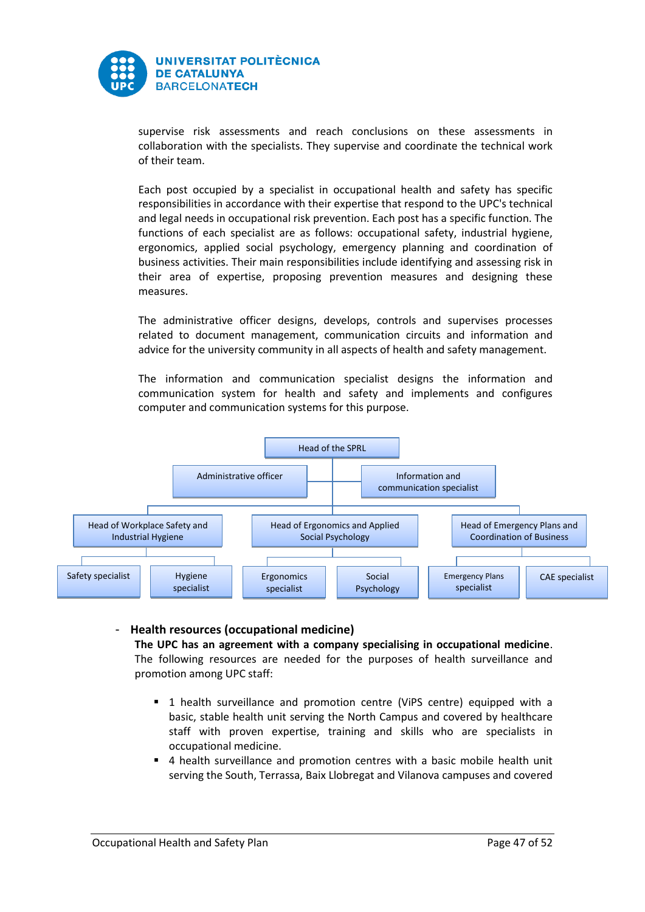supervise risk assessments and reach conclusions on these assessments in collaboration with the specialists. They supervise and coordinate the technical work of their team.

Each post occupied by a specialist in occupational health and safety has specific responsibilities in accordance with their expertise that respond to the UPC's technical and legal needs in occupational risk prevention. Each post has a specific function. The functions of each specialist are as follows: occupational safety, industrial hygiene, ergonomics, applied social psychology, emergency planning and coordination of business activities. Their main responsibilities include identifying and assessing risk in their area of expertise, proposing prevention measures and designing these measures.

The administrative officer designs, develops, controls and supervises processes related to document management, communication circuits and information and advice for the university community in all aspects of health and safety management.

The information and communication specialist designs the information and communication system for health and safety and implements and configures computer and communication systems for this purpose.

- Head of the SPRL
  - Administrative officer
  - Information and communication specialist
  - Head of Workplace Safety and Industrial Hygiene
    - Safety specialist
    - Hygiene specialist
  - Head of Ergonomics and Applied Social Psychology
    - Ergonomics specialist
    - Social Psychology
  - Head of Emergency Plans and Coordination of Business
    - Emergency Plans specialist
    - CAE specialist

- **Health resources (occupational medicine)**
  **The UPC has an agreement with a company specialising in occupational medicine**. The following resources are needed for the purposes of health surveillance and promotion among UPC staff:

  - 1 health surveillance and promotion centre (ViPS centre) equipped with a basic, stable health unit serving the North Campus and covered by healthcare staff with proven expertise, training and skills who are specialists in occupational medicine.
  - 4 health surveillance and promotion centres with a basic mobile health unit serving the South, Terrassa, Baix Llobregat and Vilanova campuses and covered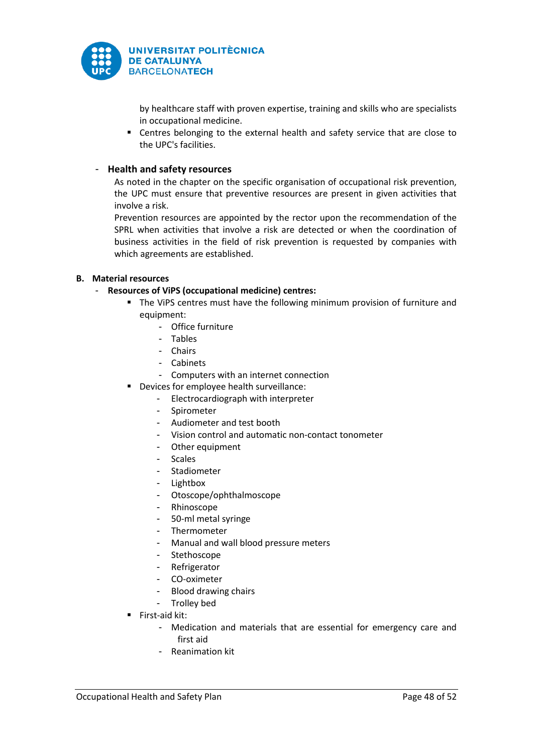by healthcare staff with proven expertise, training and skills who are specialists in occupational medicine.

- Centres belonging to the external health and safety service that are close to the UPC's facilities.

- **Health and safety resources**

  As noted in the chapter on the specific organisation of occupational risk prevention, the UPC must ensure that preventive resources are present in given activities that involve a risk.

  Prevention resources are appointed by the rector upon the recommendation of the SPRL when activities that involve a risk are detected or when the coordination of business activities in the field of risk prevention is requested by companies with which agreements are established.

**B. Material resources**

- **Resources of ViPS (occupational medicine) centres:**
  - The ViPS centres must have the following minimum provision of furniture and equipment:
    - Office furniture
    - Tables
    - Chairs
    - Cabinets
    - Computers with an internet connection
  - Devices for employee health surveillance:
    - Electrocardiograph with interpreter
    - Spirometer
    - Audiometer and test booth
    - Vision control and automatic non-contact tonometer
    - Other equipment
    - Scales
    - Stadiometer
    - Lightbox
    - Otoscope/ophthalmoscope
    - Rhinoscope
    - 50-ml metal syringe
    - Thermometer
    - Manual and wall blood pressure meters
    - Stethoscope
    - Refrigerator
    - CO-oximeter
    - Blood drawing chairs
    - Trolley bed
  - First-aid kit:
    - Medication and materials that are essential for emergency care and first aid
    - Reanimation kit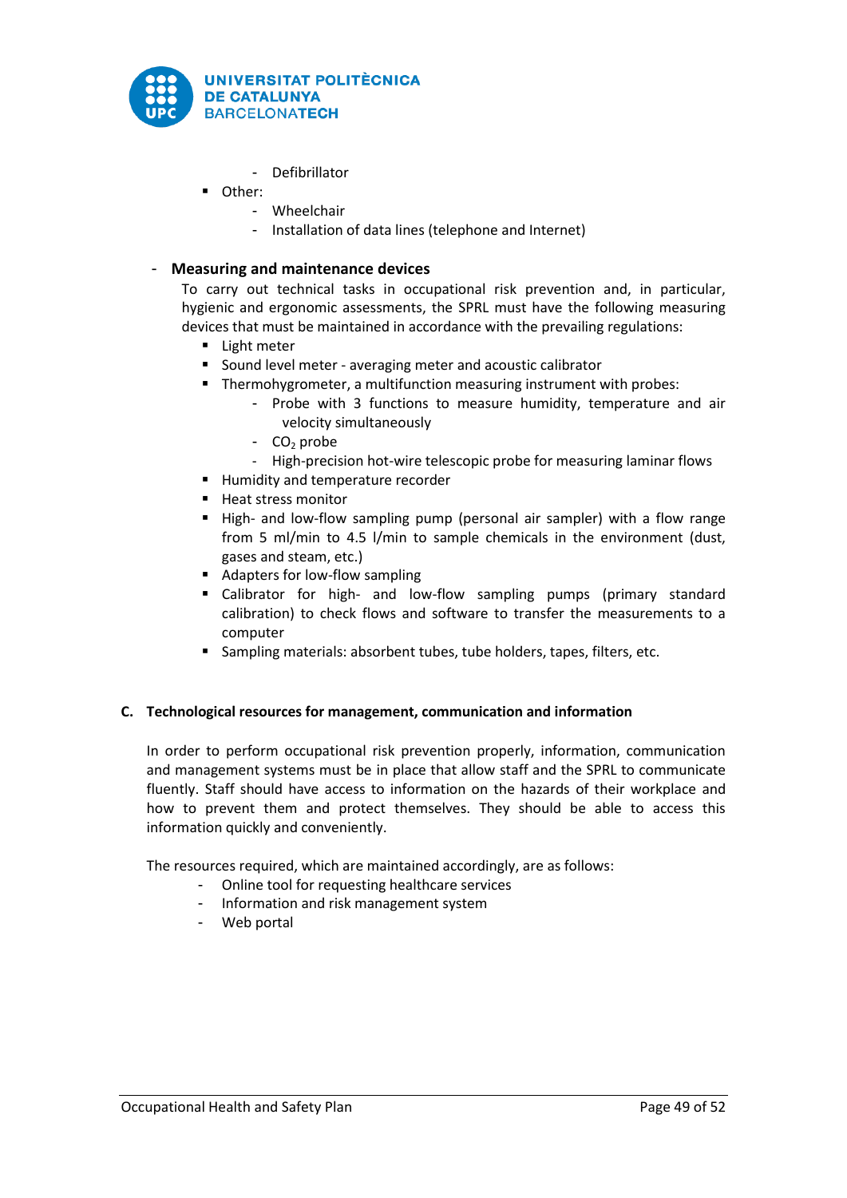- Defibrillator
- Other:
  - Wheelchair
  - Installation of data lines (telephone and Internet)

- **Measuring and maintenance devices**

  To carry out technical tasks in occupational risk prevention and, in particular, hygienic and ergonomic assessments, the SPRL must have the following measuring devices that must be maintained in accordance with the prevailing regulations:

  - Light meter
  - Sound level meter - averaging meter and acoustic calibrator
  - Thermohygrometer, a multifunction measuring instrument with probes:
    - Probe with 3 functions to measure humidity, temperature and air velocity simultaneously
    - $CO_2$ probe
    - High-precision hot-wire telescopic probe for measuring laminar flows
  - Humidity and temperature recorder
  - Heat stress monitor
  - High- and low-flow sampling pump (personal air sampler) with a flow range from 5 ml/min to 4.5 l/min to sample chemicals in the environment (dust, gases and steam, etc.)
  - Adapters for low-flow sampling
  - Calibrator for high- and low-flow sampling pumps (primary standard calibration) to check flows and software to transfer the measurements to a computer
  - Sampling materials: absorbent tubes, tube holders, tapes, filters, etc.

## C. Technological resources for management, communication and information

In order to perform occupational risk prevention properly, information, communication and management systems must be in place that allow staff and the SPRL to communicate fluently. Staff should have access to information on the hazards of their workplace and how to prevent them and protect themselves. They should be able to access this information quickly and conveniently.

The resources required, which are maintained accordingly, are as follows:

- Online tool for requesting healthcare services
- Information and risk management system
- Web portal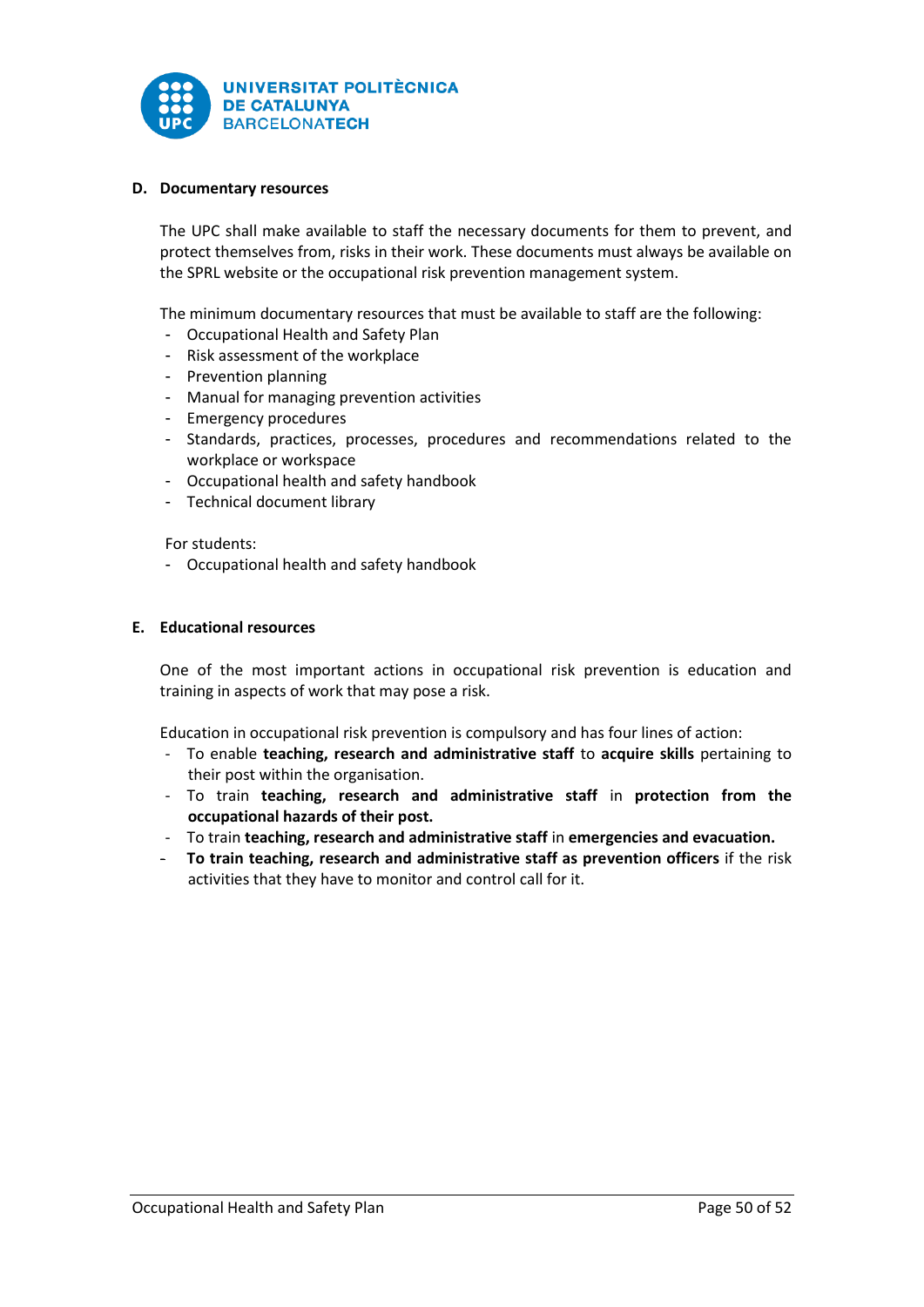### D. Documentary resources

The UPC shall make available to staff the necessary documents for them to prevent, and protect themselves from, risks in their work. These documents must always be available on the SPRL website or the occupational risk prevention management system.

The minimum documentary resources that must be available to staff are the following:

- Occupational Health and Safety Plan
- Risk assessment of the workplace
- Prevention planning
- Manual for managing prevention activities
- Emergency procedures
- Standards, practices, processes, procedures and recommendations related to the workplace or workspace
- Occupational health and safety handbook
- Technical document library

For students:

- Occupational health and safety handbook

### E. Educational resources

One of the most important actions in occupational risk prevention is education and training in aspects of work that may pose a risk.

Education in occupational risk prevention is compulsory and has four lines of action:

- To enable **teaching, research and administrative staff** to **acquire skills** pertaining to their post within the organisation.
- To train **teaching, research and administrative staff** in **protection from the occupational hazards of their post.**
- To train **teaching, research and administrative staff** in **emergencies and evacuation.**
- **To train teaching, research and administrative staff as prevention officers** if the risk activities that they have to monitor and control call for it.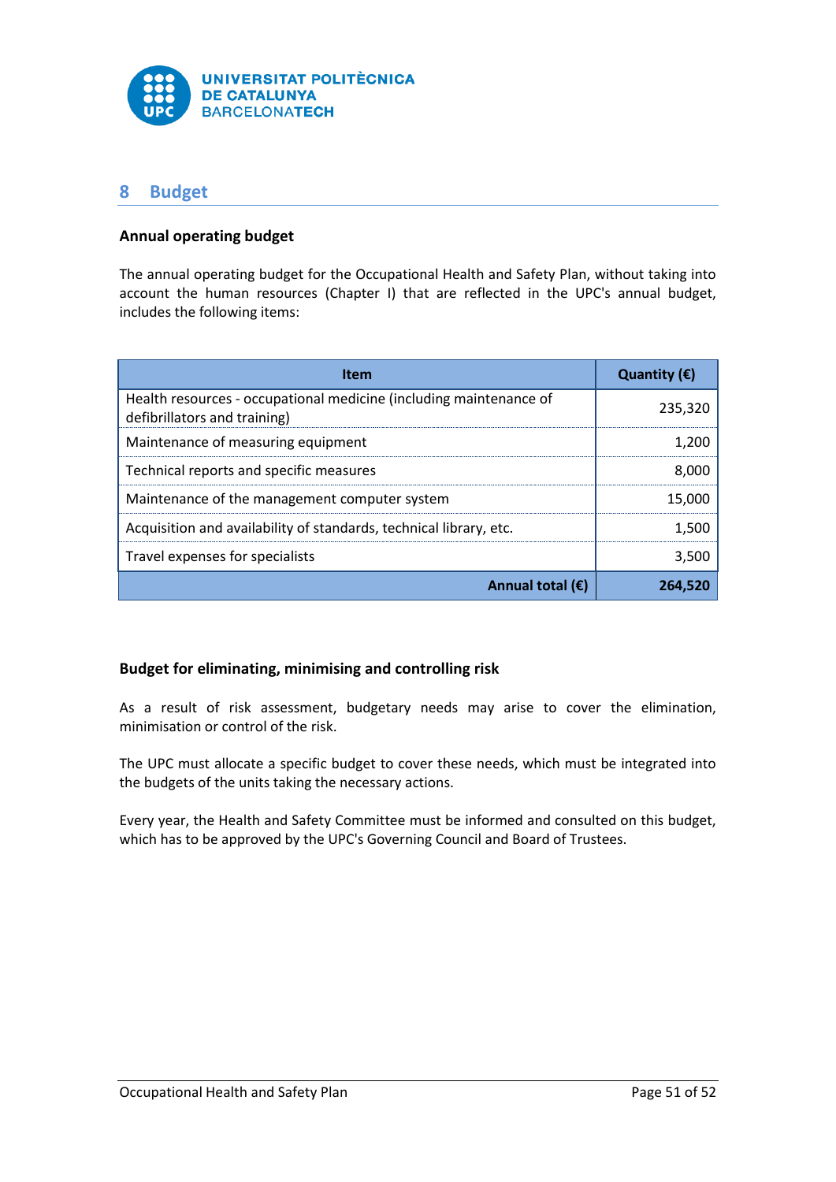## 8 Budget

### Annual operating budget

The annual operating budget for the Occupational Health and Safety Plan, without taking into account the human resources (Chapter I) that are reflected in the UPC's annual budget, includes the following items:

| Item | Quantity (€) |
|---|---|
| Health resources - occupational medicine (including maintenance of defibrillators and training) | 235,320 |
| Maintenance of measuring equipment | 1,200 |
| Technical reports and specific measures | 8,000 |
| Maintenance of the management computer system | 15,000 |
| Acquisition and availability of standards, technical library, etc. | 1,500 |
| Travel expenses for specialists | 3,500 |
| **Annual total (€)** | **264,520** |

### Budget for eliminating, minimising and controlling risk

As a result of risk assessment, budgetary needs may arise to cover the elimination, minimisation or control of the risk.

The UPC must allocate a specific budget to cover these needs, which must be integrated into the budgets of the units taking the necessary actions.

Every year, the Health and Safety Committee must be informed and consulted on this budget, which has to be approved by the UPC's Governing Council and Board of Trustees.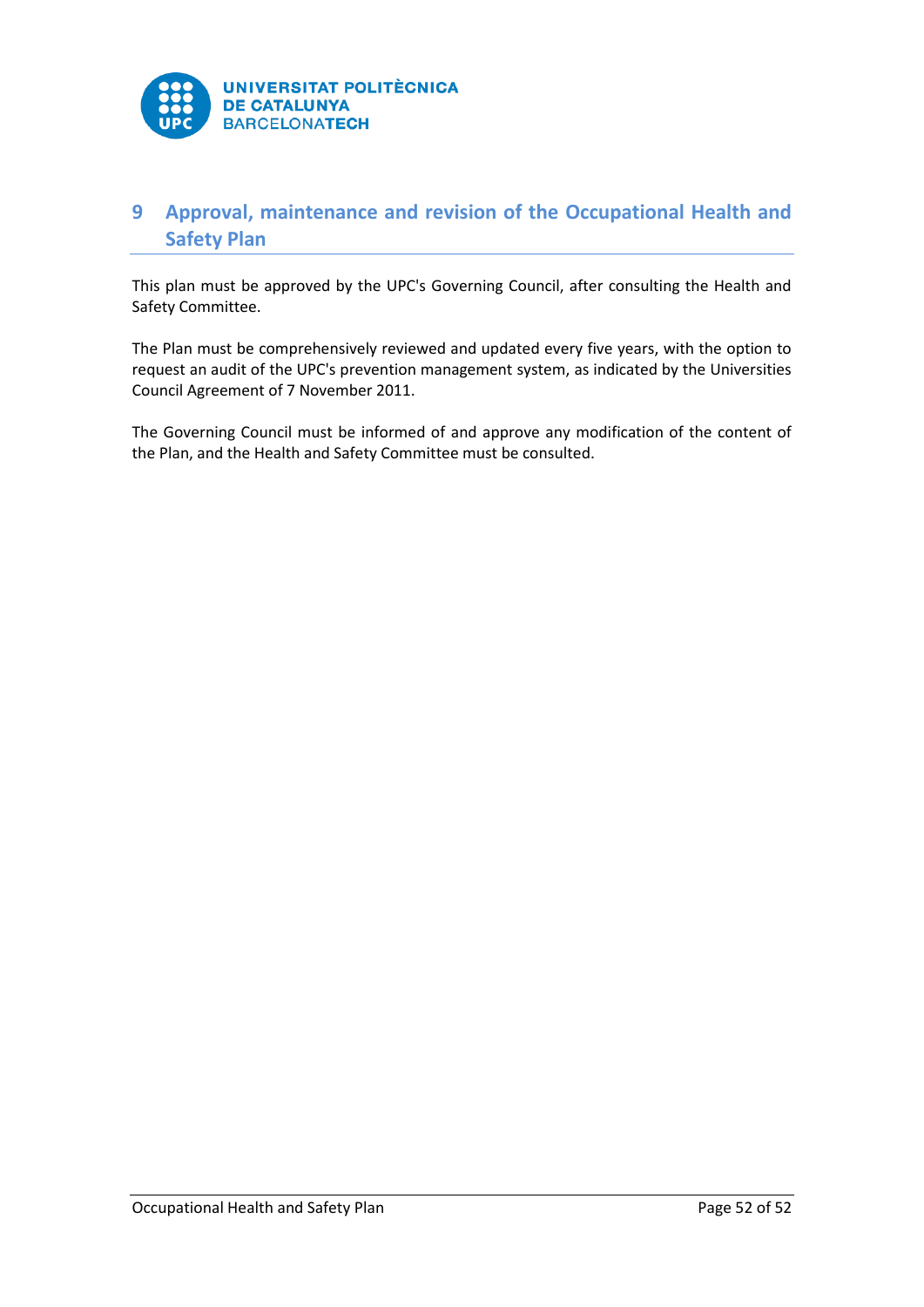# 9 Approval, maintenance and revision of the Occupational Health and Safety Plan

This plan must be approved by the UPC's Governing Council, after consulting the Health and Safety Committee.

The Plan must be comprehensively reviewed and updated every five years, with the option to request an audit of the UPC's prevention management system, as indicated by the Universities Council Agreement of 7 November 2011.

The Governing Council must be informed of and approve any modification of the content of the Plan, and the Health and Safety Committee must be consulted.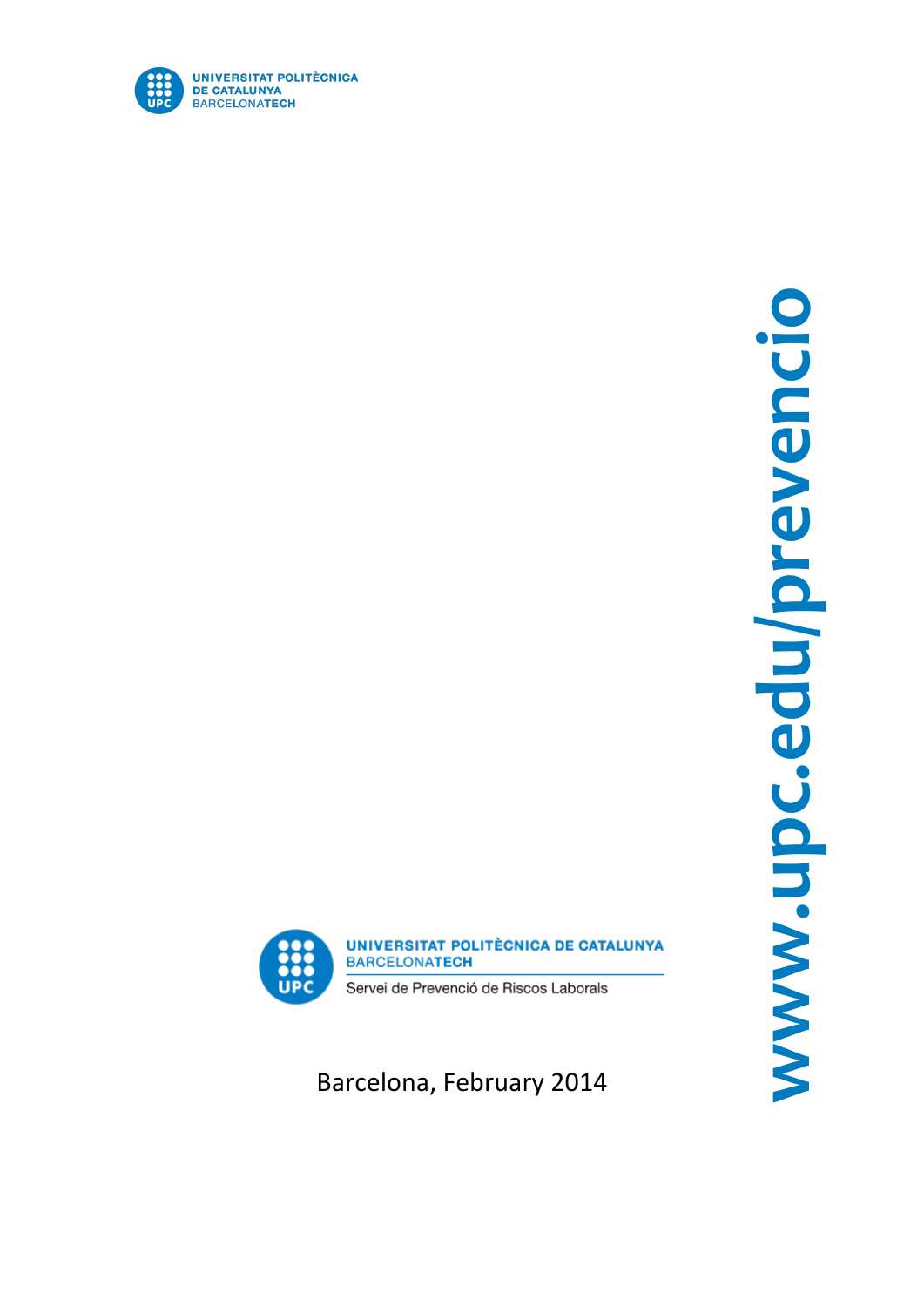UNIVERSITAT POLITÈCNICA DE CATALUNYA
BARCELONATECH

www.upc.edu/prevencio

UNIVERSITAT POLITÈCNICA DE CATALUNYA
BARCELONATECH
Servei de Prevenció de Riscos Laborals

Barcelona, February 2014